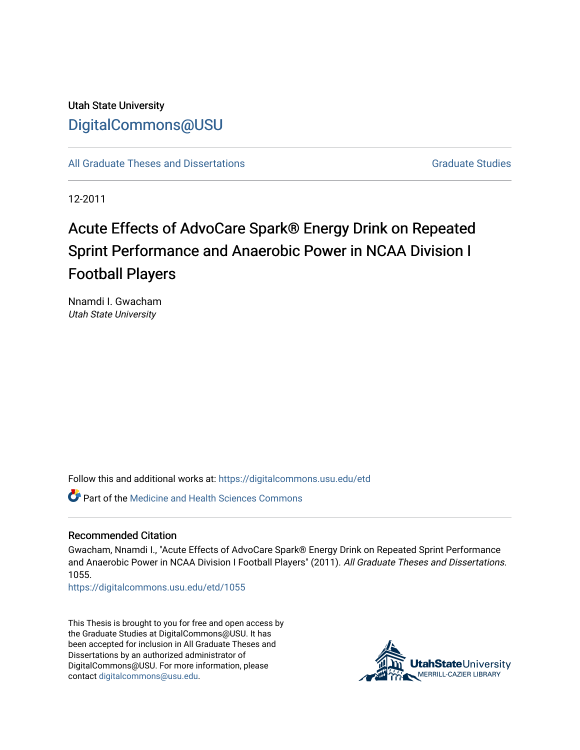Utah State University

# DigitalCommons@USU

All Graduate Theses and Dissertations

Graduate Studies

12-2011

# Acute Effects of AdvoCare Spark® Energy Drink on Repeated Sprint Performance and Anaerobic Power in NCAA Division I Football Players

Nnamdi I. Gwacham
*Utah State University*

Follow this and additional works at: https://digitalcommons.usu.edu/etd

Part of the Medicine and Health Sciences Commons

## Recommended Citation

Gwacham, Nnamdi I., "Acute Effects of AdvoCare Spark® Energy Drink on Repeated Sprint Performance and Anaerobic Power in NCAA Division I Football Players" (2011). *All Graduate Theses and Dissertations*. 1055.
https://digitalcommons.usu.edu/etd/1055

This Thesis is brought to you for free and open access by the Graduate Studies at DigitalCommons@USU. It has been accepted for inclusion in All Graduate Theses and Dissertations by an authorized administrator of DigitalCommons@USU. For more information, please contact digitalcommons@usu.edu.

UtahStateUniversity
MERRILL-CAZIER LIBRARY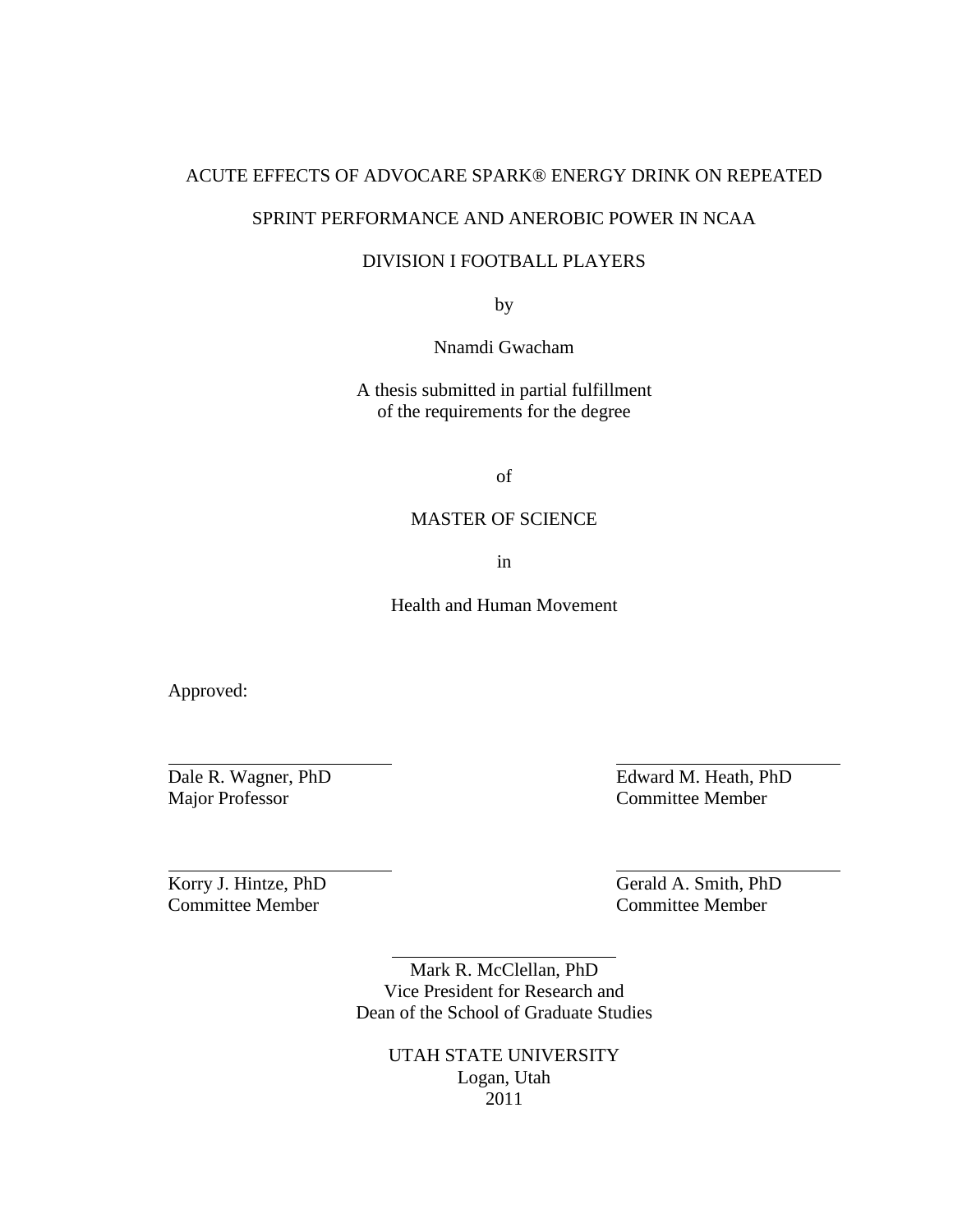ACUTE EFFECTS OF ADVOCARE SPARK® ENERGY DRINK ON REPEATED

SPRINT PERFORMANCE AND ANEROBIC POWER IN NCAA

DIVISION I FOOTBALL PLAYERS

by

Nnamdi Gwacham

A thesis submitted in partial fulfillment
of the requirements for the degree

of

MASTER OF SCIENCE

in

Health and Human Movement

Approved:

Dale R. Wagner, PhD
Major Professor

Edward M. Heath, PhD
Committee Member

Korry J. Hintze, PhD
Committee Member

Gerald A. Smith, PhD
Committee Member

Mark R. McClellan, PhD
Vice President for Research and
Dean of the School of Graduate Studies

UTAH STATE UNIVERSITY
Logan, Utah
2011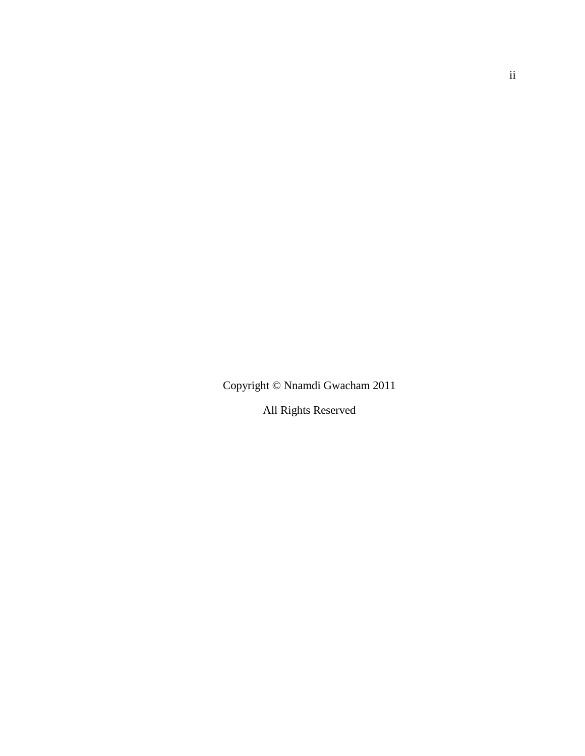Copyright © Nnamdi Gwacham 2011

All Rights Reserved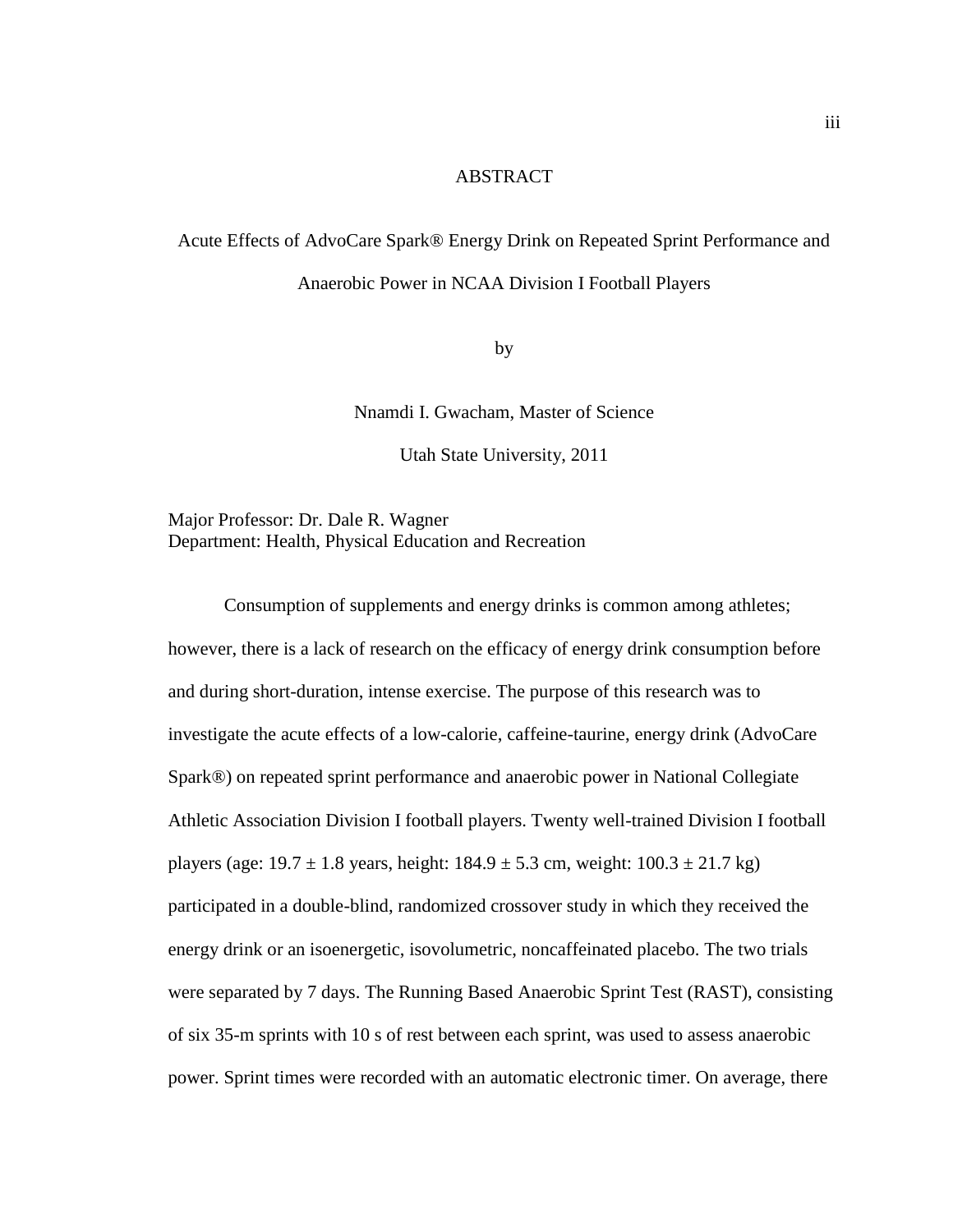# ABSTRACT

Acute Effects of AdvoCare Spark® Energy Drink on Repeated Sprint Performance and Anaerobic Power in NCAA Division I Football Players

by

Nnamdi I. Gwacham, Master of Science

Utah State University, 2011

Major Professor: Dr. Dale R. Wagner
Department: Health, Physical Education and Recreation

Consumption of supplements and energy drinks is common among athletes; however, there is a lack of research on the efficacy of energy drink consumption before and during short-duration, intense exercise. The purpose of this research was to investigate the acute effects of a low-calorie, caffeine-taurine, energy drink (AdvoCare Spark®) on repeated sprint performance and anaerobic power in National Collegiate Athletic Association Division I football players. Twenty well-trained Division I football players (age: $19.7 \pm 1.8$ years, height: $184.9 \pm 5.3$ cm, weight: $100.3 \pm 21.7$ kg) participated in a double-blind, randomized crossover study in which they received the energy drink or an isoenergetic, isovolumetric, noncaffeinated placebo. The two trials were separated by 7 days. The Running Based Anaerobic Sprint Test (RAST), consisting of six 35-m sprints with 10 s of rest between each sprint, was used to assess anaerobic power. Sprint times were recorded with an automatic electronic timer. On average, there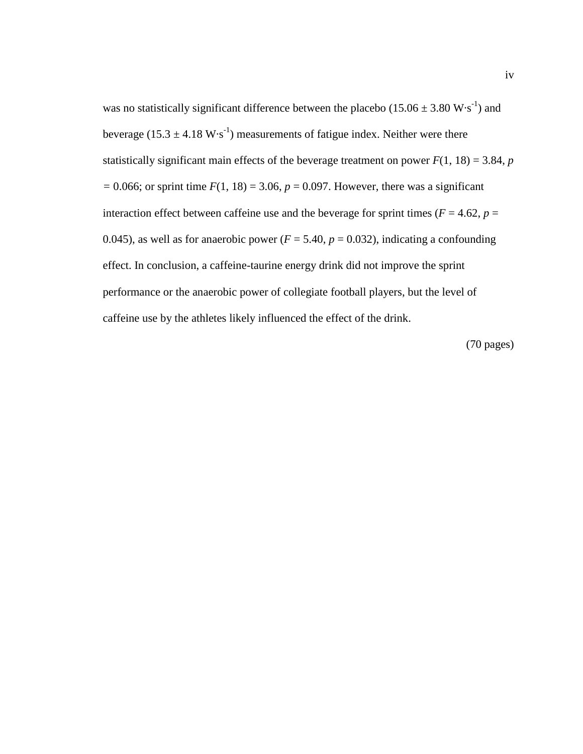was no statistically significant difference between the placebo ($15.06 \pm 3.80$ W·s$^{-1}$) and beverage ($15.3 \pm 4.18$ W·s$^{-1}$) measurements of fatigue index. Neither were there statistically significant main effects of the beverage treatment on power $F(1, 18) = 3.84$, $p = 0.066$; or sprint time $F(1, 18) = 3.06$, $p = 0.097$. However, there was a significant interaction effect between caffeine use and the beverage for sprint times ($F = 4.62$, $p = 0.045$), as well as for anaerobic power ($F = 5.40$, $p = 0.032$), indicating a confounding effect. In conclusion, a caffeine-taurine energy drink did not improve the sprint performance or the anaerobic power of collegiate football players, but the level of caffeine use by the athletes likely influenced the effect of the drink.

(70 pages)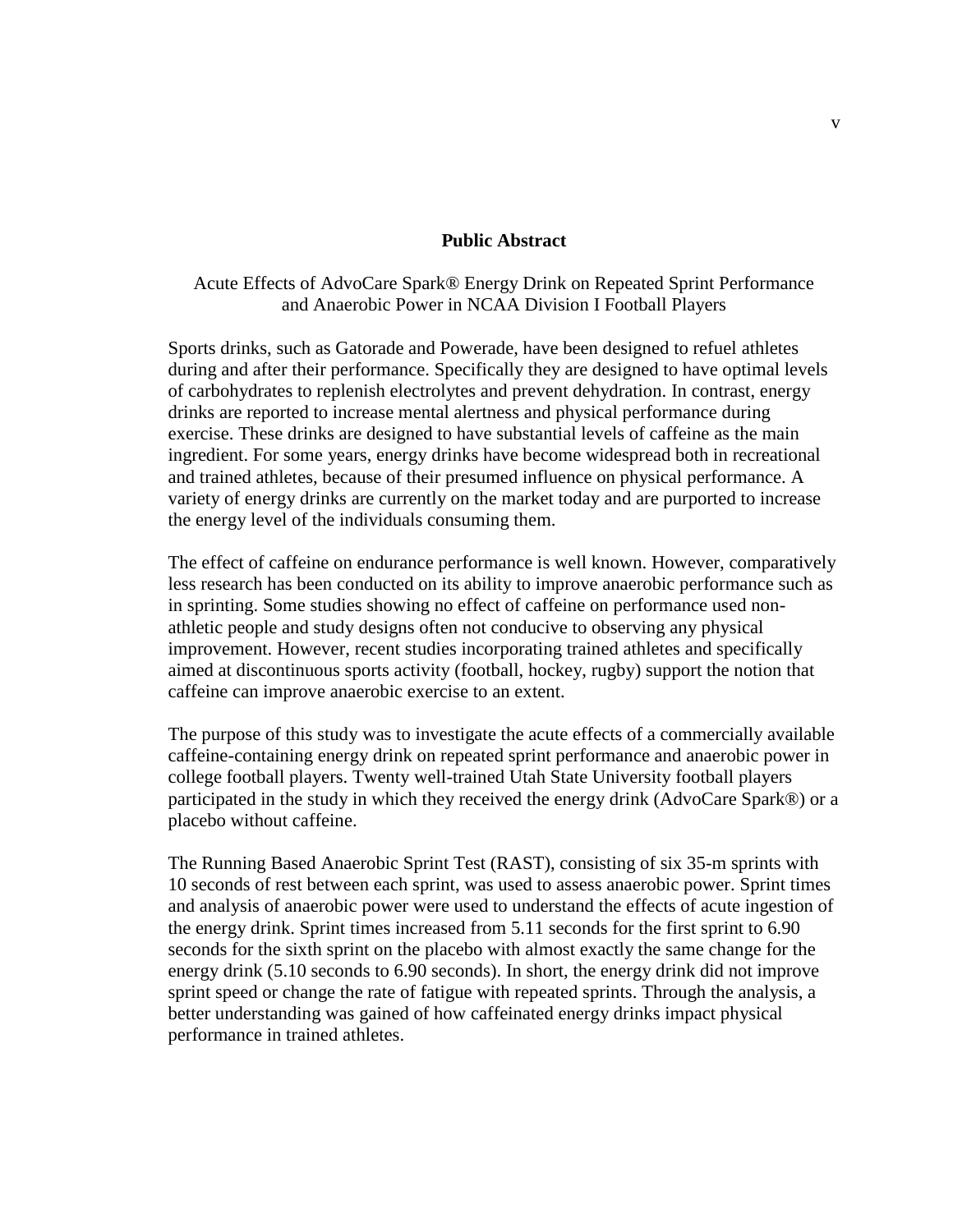## Public Abstract

Acute Effects of AdvoCare Spark® Energy Drink on Repeated Sprint Performance and Anaerobic Power in NCAA Division I Football Players

Sports drinks, such as Gatorade and Powerade, have been designed to refuel athletes during and after their performance. Specifically they are designed to have optimal levels of carbohydrates to replenish electrolytes and prevent dehydration. In contrast, energy drinks are reported to increase mental alertness and physical performance during exercise. These drinks are designed to have substantial levels of caffeine as the main ingredient. For some years, energy drinks have become widespread both in recreational and trained athletes, because of their presumed influence on physical performance. A variety of energy drinks are currently on the market today and are purported to increase the energy level of the individuals consuming them.

The effect of caffeine on endurance performance is well known. However, comparatively less research has been conducted on its ability to improve anaerobic performance such as in sprinting. Some studies showing no effect of caffeine on performance used non-athletic people and study designs often not conducive to observing any physical improvement. However, recent studies incorporating trained athletes and specifically aimed at discontinuous sports activity (football, hockey, rugby) support the notion that caffeine can improve anaerobic exercise to an extent.

The purpose of this study was to investigate the acute effects of a commercially available caffeine-containing energy drink on repeated sprint performance and anaerobic power in college football players. Twenty well-trained Utah State University football players participated in the study in which they received the energy drink (AdvoCare Spark®) or a placebo without caffeine.

The Running Based Anaerobic Sprint Test (RAST), consisting of six 35-m sprints with 10 seconds of rest between each sprint, was used to assess anaerobic power. Sprint times and analysis of anaerobic power were used to understand the effects of acute ingestion of the energy drink. Sprint times increased from 5.11 seconds for the first sprint to 6.90 seconds for the sixth sprint on the placebo with almost exactly the same change for the energy drink (5.10 seconds to 6.90 seconds). In short, the energy drink did not improve sprint speed or change the rate of fatigue with repeated sprints. Through the analysis, a better understanding was gained of how caffeinated energy drinks impact physical performance in trained athletes.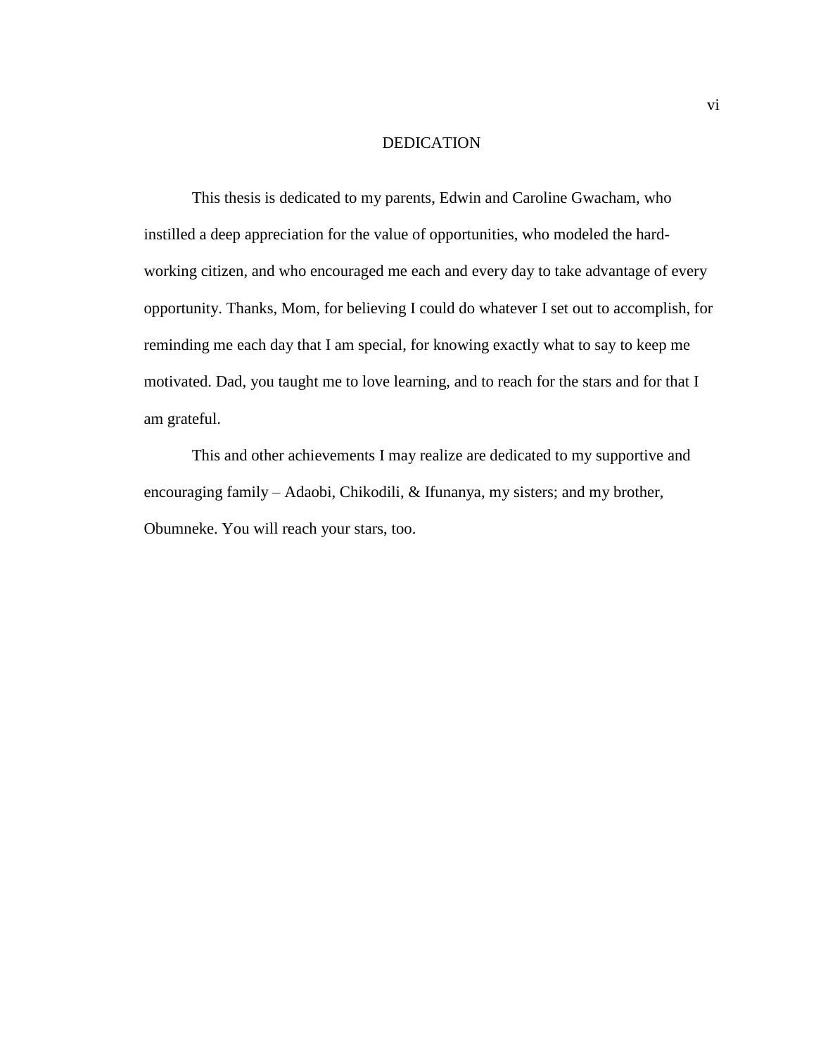# DEDICATION

This thesis is dedicated to my parents, Edwin and Caroline Gwacham, who instilled a deep appreciation for the value of opportunities, who modeled the hard-working citizen, and who encouraged me each and every day to take advantage of every opportunity. Thanks, Mom, for believing I could do whatever I set out to accomplish, for reminding me each day that I am special, for knowing exactly what to say to keep me motivated. Dad, you taught me to love learning, and to reach for the stars and for that I am grateful.

This and other achievements I may realize are dedicated to my supportive and encouraging family – Adaobi, Chikodili, & Ifunanya, my sisters; and my brother, Obumneke. You will reach your stars, too.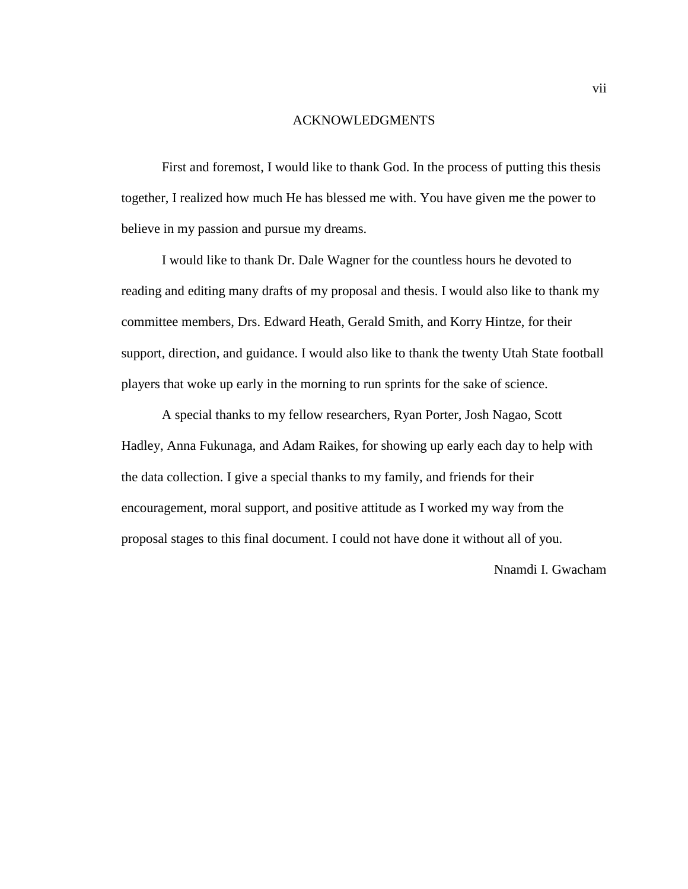# ACKNOWLEDGMENTS

First and foremost, I would like to thank God. In the process of putting this thesis together, I realized how much He has blessed me with. You have given me the power to believe in my passion and pursue my dreams.

I would like to thank Dr. Dale Wagner for the countless hours he devoted to reading and editing many drafts of my proposal and thesis. I would also like to thank my committee members, Drs. Edward Heath, Gerald Smith, and Korry Hintze, for their support, direction, and guidance. I would also like to thank the twenty Utah State football players that woke up early in the morning to run sprints for the sake of science.

A special thanks to my fellow researchers, Ryan Porter, Josh Nagao, Scott Hadley, Anna Fukunaga, and Adam Raikes, for showing up early each day to help with the data collection. I give a special thanks to my family, and friends for their encouragement, moral support, and positive attitude as I worked my way from the proposal stages to this final document. I could not have done it without all of you.

Nnamdi I. Gwacham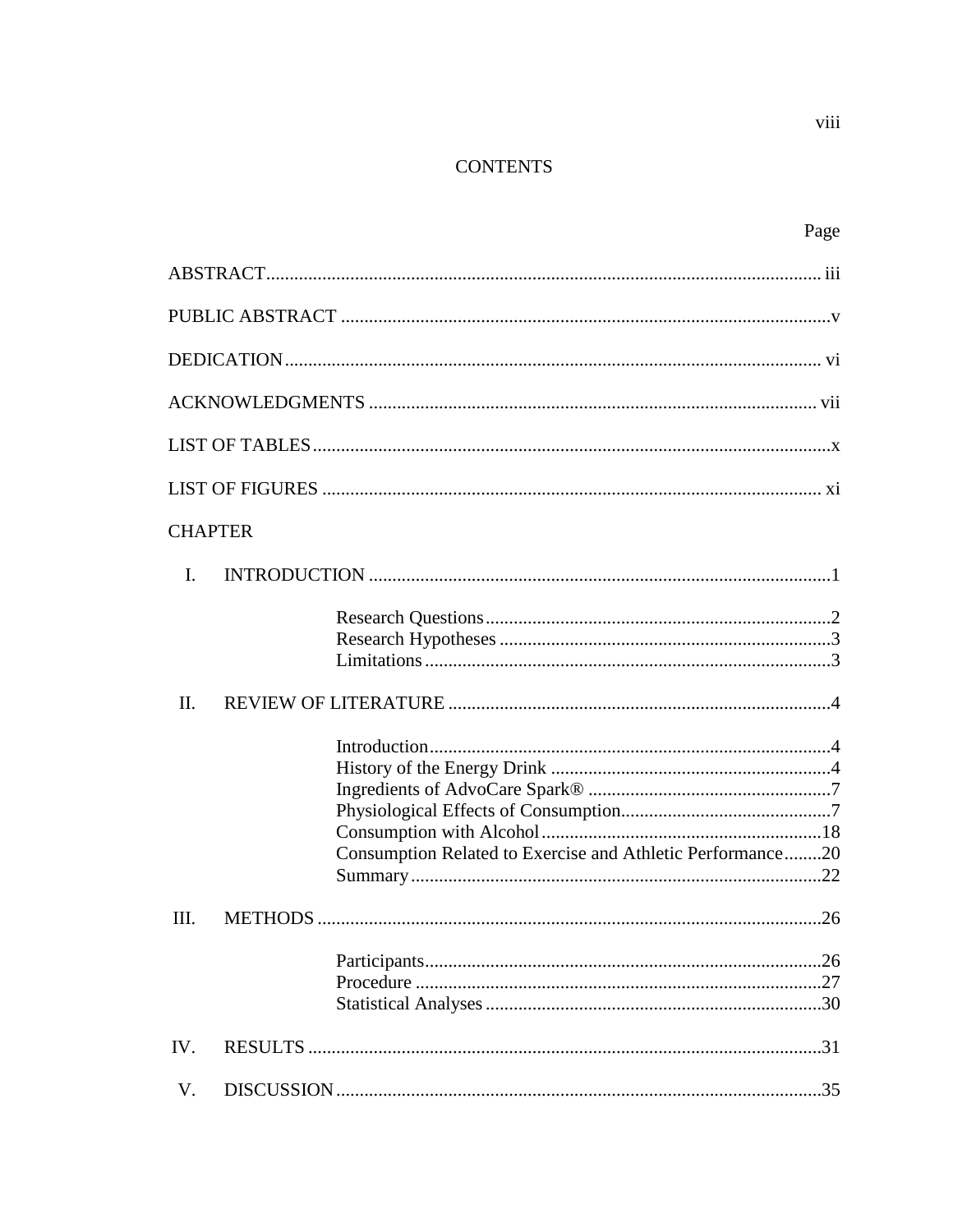# CONTENTS

| | Page |
|---|---|
| ABSTRACT | iii |
| PUBLIC ABSTRACT | v |
| DEDICATION | vi |
| ACKNOWLEDGMENTS | vii |
| LIST OF TABLES | x |
| LIST OF FIGURES | xi |
| CHAPTER | |
| I. INTRODUCTION | 1 |
| Research Questions | 2 |
| Research Hypotheses | 3 |
| Limitations | 3 |
| II. REVIEW OF LITERATURE | 4 |
| Introduction | 4 |
| History of the Energy Drink | 4 |
| Ingredients of AdvoCare Spark® | 7 |
| Physiological Effects of Consumption | 7 |
| Consumption with Alcohol | 18 |
| Consumption Related to Exercise and Athletic Performance | 20 |
| Summary | 22 |
| III. METHODS | 26 |
| Participants | 26 |
| Procedure | 27 |
| Statistical Analyses | 30 |
| IV. RESULTS | 31 |
| V. DISCUSSION | 35 |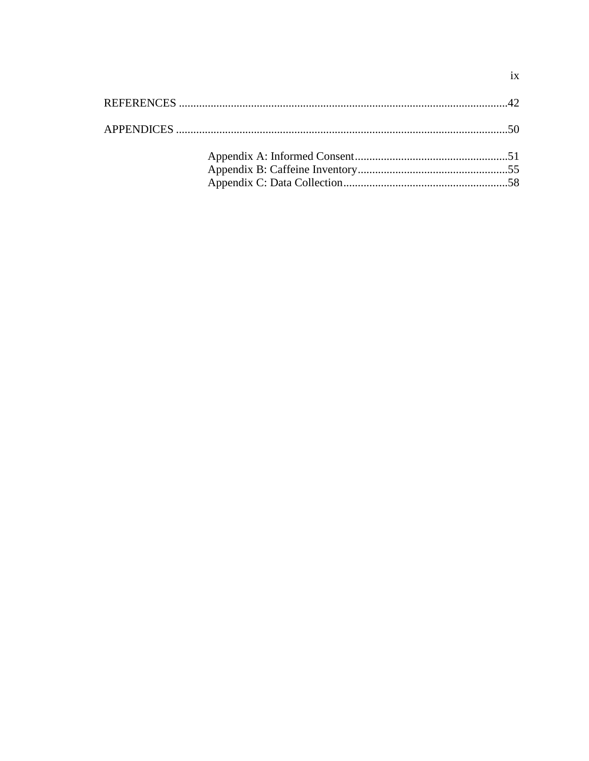REFERENCES ....................................................................................................................42

APPENDICES ....................................................................................................................50

Appendix A: Informed Consent.....................................................51
Appendix B: Caffeine Inventory....................................................55
Appendix C: Data Collection.........................................................58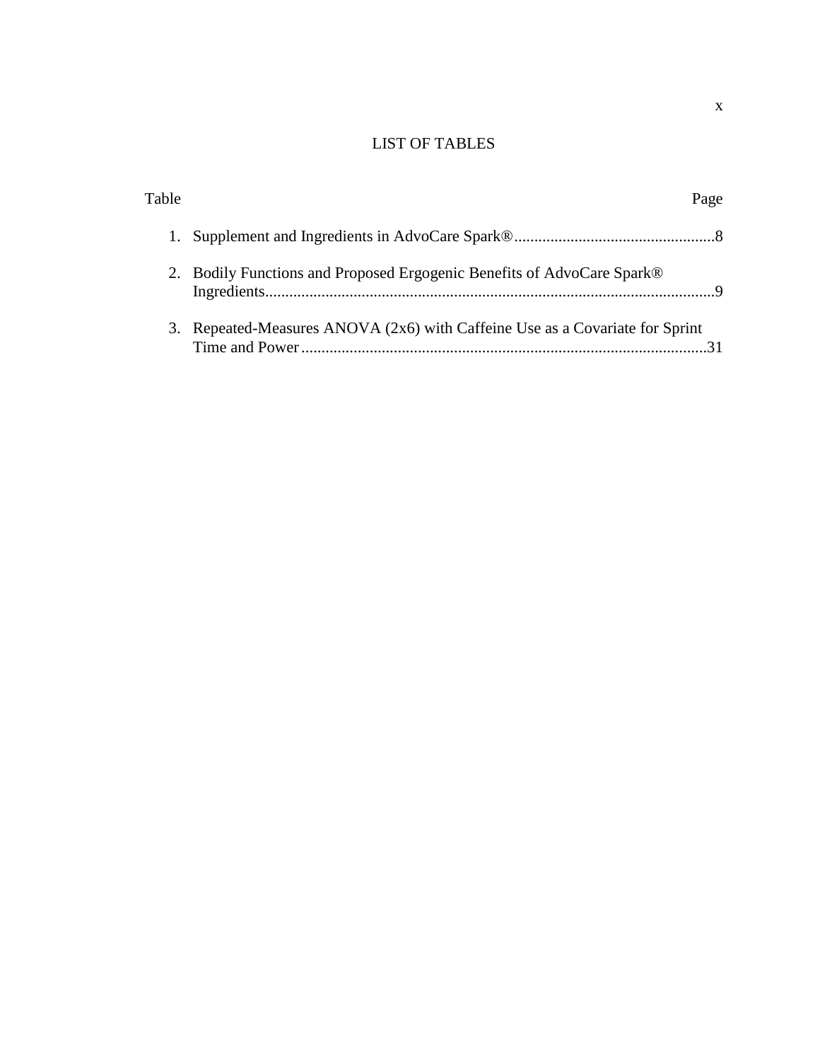# LIST OF TABLES

| Table | Page |
| --- | --- |
| 1. Supplement and Ingredients in AdvoCare Spark® | 8 |
| 2. Bodily Functions and Proposed Ergogenic Benefits of AdvoCare Spark® Ingredients | 9 |
| 3. Repeated-Measures ANOVA (2x6) with Caffeine Use as a Covariate for Sprint Time and Power | 31 |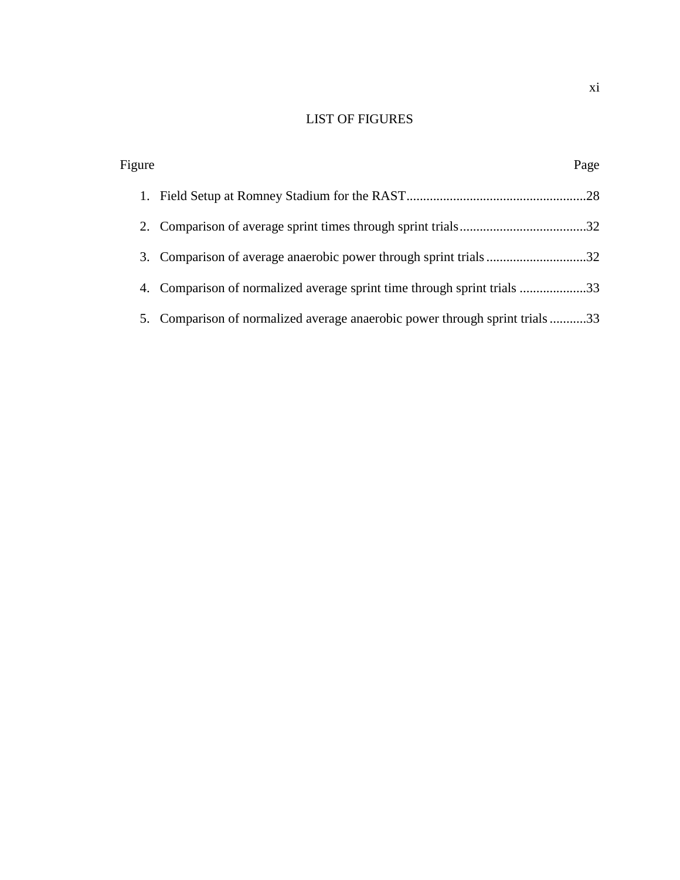# LIST OF FIGURES

Figure Page

1. Field Setup at Romney Stadium for the RAST......................................................28
2. Comparison of average sprint times through sprint trials......................................32
3. Comparison of average anaerobic power through sprint trials..............................32
4. Comparison of normalized average sprint time through sprint trials ....................33
5. Comparison of normalized average anaerobic power through sprint trials ...........33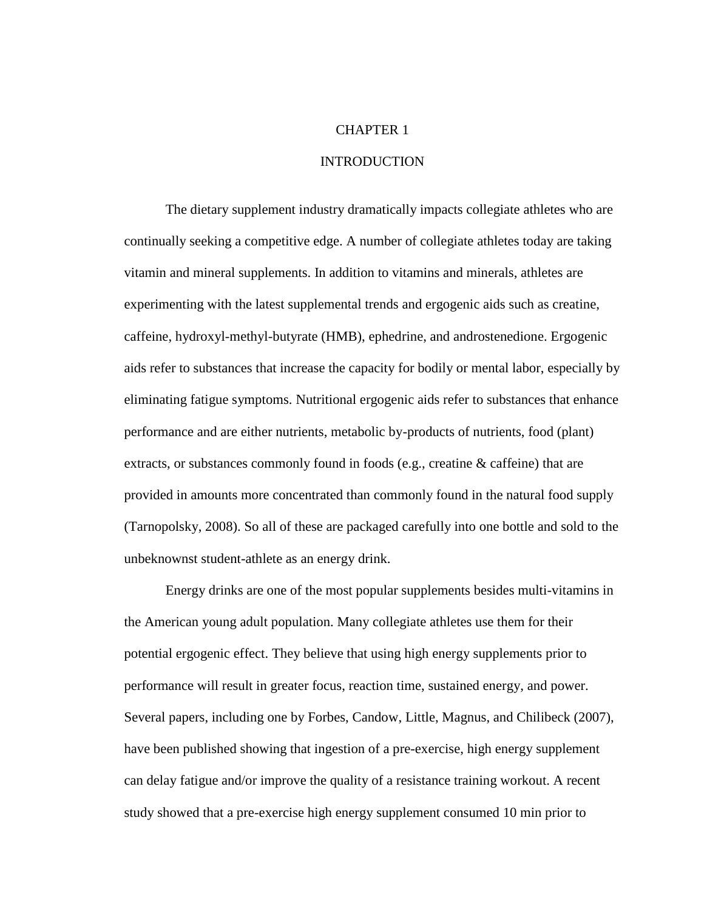# CHAPTER 1

# INTRODUCTION

The dietary supplement industry dramatically impacts collegiate athletes who are continually seeking a competitive edge. A number of collegiate athletes today are taking vitamin and mineral supplements. In addition to vitamins and minerals, athletes are experimenting with the latest supplemental trends and ergogenic aids such as creatine, caffeine, hydroxyl-methyl-butyrate (HMB), ephedrine, and androstenedione. Ergogenic aids refer to substances that increase the capacity for bodily or mental labor, especially by eliminating fatigue symptoms. Nutritional ergogenic aids refer to substances that enhance performance and are either nutrients, metabolic by-products of nutrients, food (plant) extracts, or substances commonly found in foods (e.g., creatine & caffeine) that are provided in amounts more concentrated than commonly found in the natural food supply (Tarnopolsky, 2008). So all of these are packaged carefully into one bottle and sold to the unbeknownst student-athlete as an energy drink.

Energy drinks are one of the most popular supplements besides multi-vitamins in the American young adult population. Many collegiate athletes use them for their potential ergogenic effect. They believe that using high energy supplements prior to performance will result in greater focus, reaction time, sustained energy, and power. Several papers, including one by Forbes, Candow, Little, Magnus, and Chilibeck (2007), have been published showing that ingestion of a pre-exercise, high energy supplement can delay fatigue and/or improve the quality of a resistance training workout. A recent study showed that a pre-exercise high energy supplement consumed 10 min prior to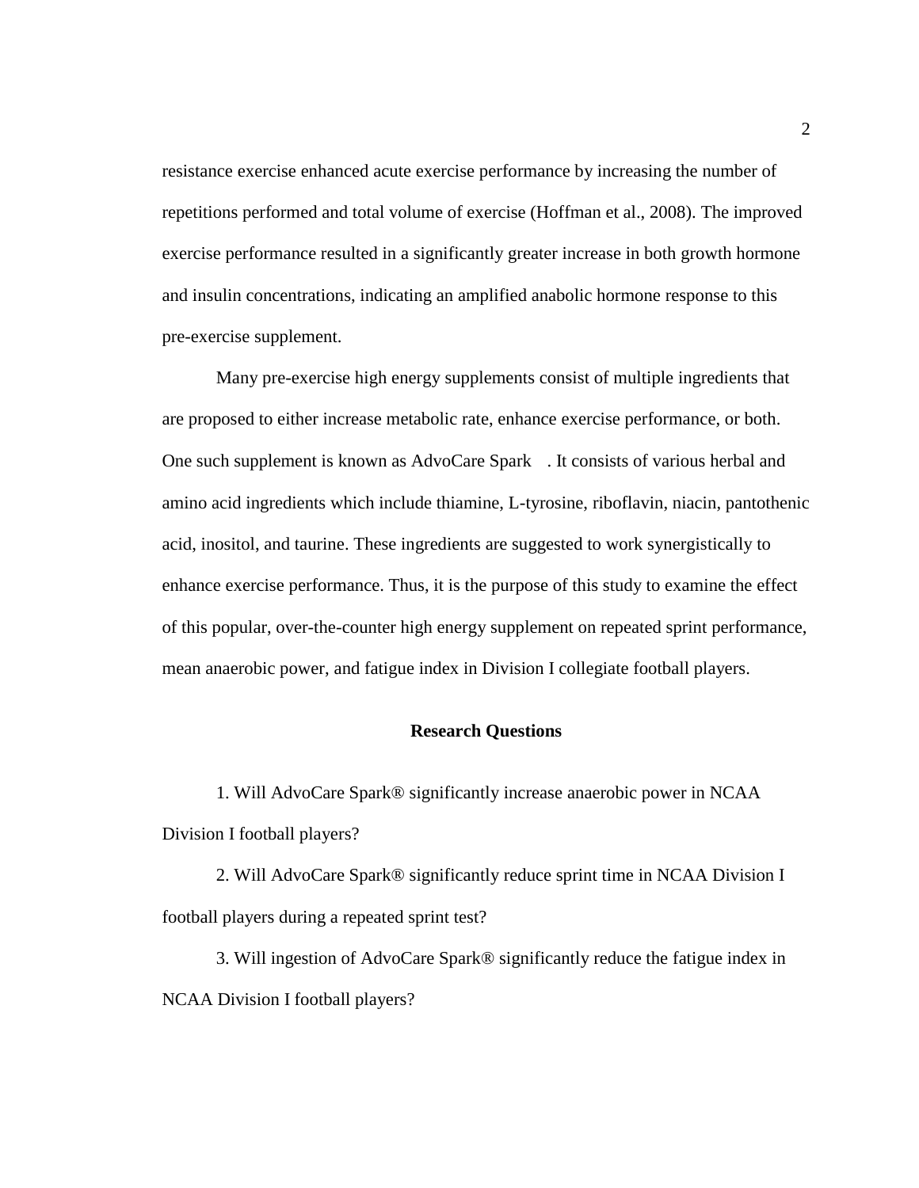resistance exercise enhanced acute exercise performance by increasing the number of repetitions performed and total volume of exercise (Hoffman et al., 2008). The improved exercise performance resulted in a significantly greater increase in both growth hormone and insulin concentrations, indicating an amplified anabolic hormone response to this pre-exercise supplement.

Many pre-exercise high energy supplements consist of multiple ingredients that are proposed to either increase metabolic rate, enhance exercise performance, or both. One such supplement is known as AdvoCare Spark . It consists of various herbal and amino acid ingredients which include thiamine, L-tyrosine, riboflavin, niacin, pantothenic acid, inositol, and taurine. These ingredients are suggested to work synergistically to enhance exercise performance. Thus, it is the purpose of this study to examine the effect of this popular, over-the-counter high energy supplement on repeated sprint performance, mean anaerobic power, and fatigue index in Division I collegiate football players.

## Research Questions

1. Will AdvoCare Spark® significantly increase anaerobic power in NCAA Division I football players?

2. Will AdvoCare Spark® significantly reduce sprint time in NCAA Division I football players during a repeated sprint test?

3. Will ingestion of AdvoCare Spark® significantly reduce the fatigue index in NCAA Division I football players?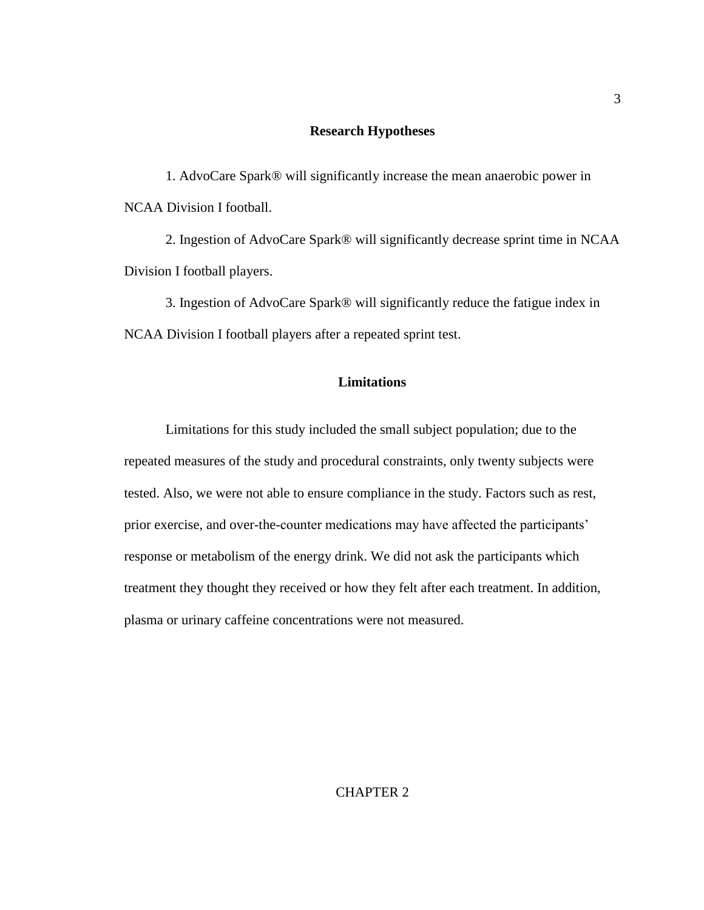## Research Hypotheses

1. AdvoCare Spark® will significantly increase the mean anaerobic power in NCAA Division I football.

2. Ingestion of AdvoCare Spark® will significantly decrease sprint time in NCAA Division I football players.

3. Ingestion of AdvoCare Spark® will significantly reduce the fatigue index in NCAA Division I football players after a repeated sprint test.

## Limitations

Limitations for this study included the small subject population; due to the repeated measures of the study and procedural constraints, only twenty subjects were tested. Also, we were not able to ensure compliance in the study. Factors such as rest, prior exercise, and over-the-counter medications may have affected the participants' response or metabolism of the energy drink. We did not ask the participants which treatment they thought they received or how they felt after each treatment. In addition, plasma or urinary caffeine concentrations were not measured.

# CHAPTER 2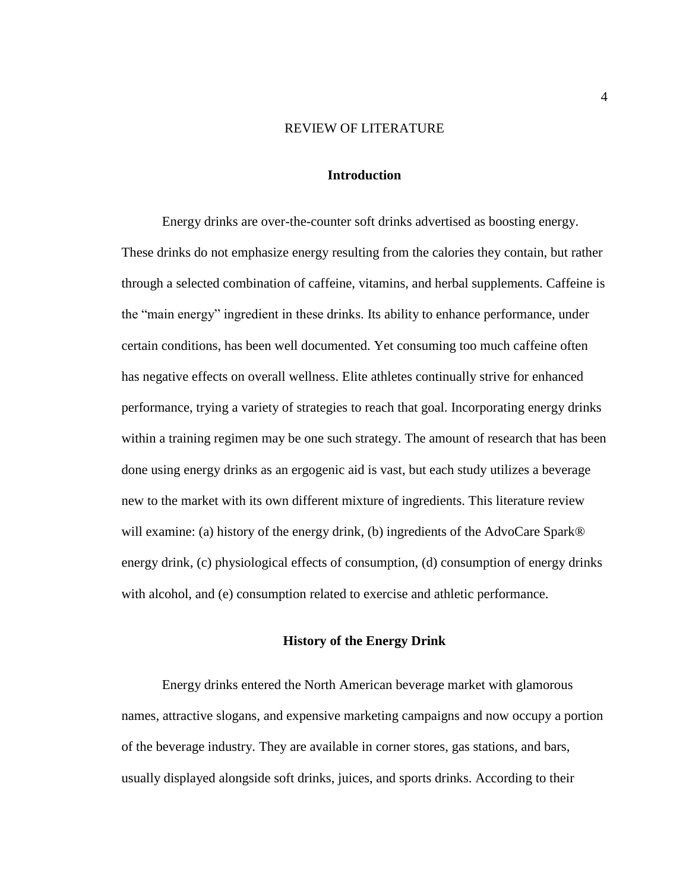# REVIEW OF LITERATURE

## Introduction

Energy drinks are over-the-counter soft drinks advertised as boosting energy. These drinks do not emphasize energy resulting from the calories they contain, but rather through a selected combination of caffeine, vitamins, and herbal supplements. Caffeine is the "main energy" ingredient in these drinks. Its ability to enhance performance, under certain conditions, has been well documented. Yet consuming too much caffeine often has negative effects on overall wellness. Elite athletes continually strive for enhanced performance, trying a variety of strategies to reach that goal. Incorporating energy drinks within a training regimen may be one such strategy. The amount of research that has been done using energy drinks as an ergogenic aid is vast, but each study utilizes a beverage new to the market with its own different mixture of ingredients. This literature review will examine: (a) history of the energy drink, (b) ingredients of the AdvoCare Spark® energy drink, (c) physiological effects of consumption, (d) consumption of energy drinks with alcohol, and (e) consumption related to exercise and athletic performance.

## History of the Energy Drink

Energy drinks entered the North American beverage market with glamorous names, attractive slogans, and expensive marketing campaigns and now occupy a portion of the beverage industry. They are available in corner stores, gas stations, and bars, usually displayed alongside soft drinks, juices, and sports drinks. According to their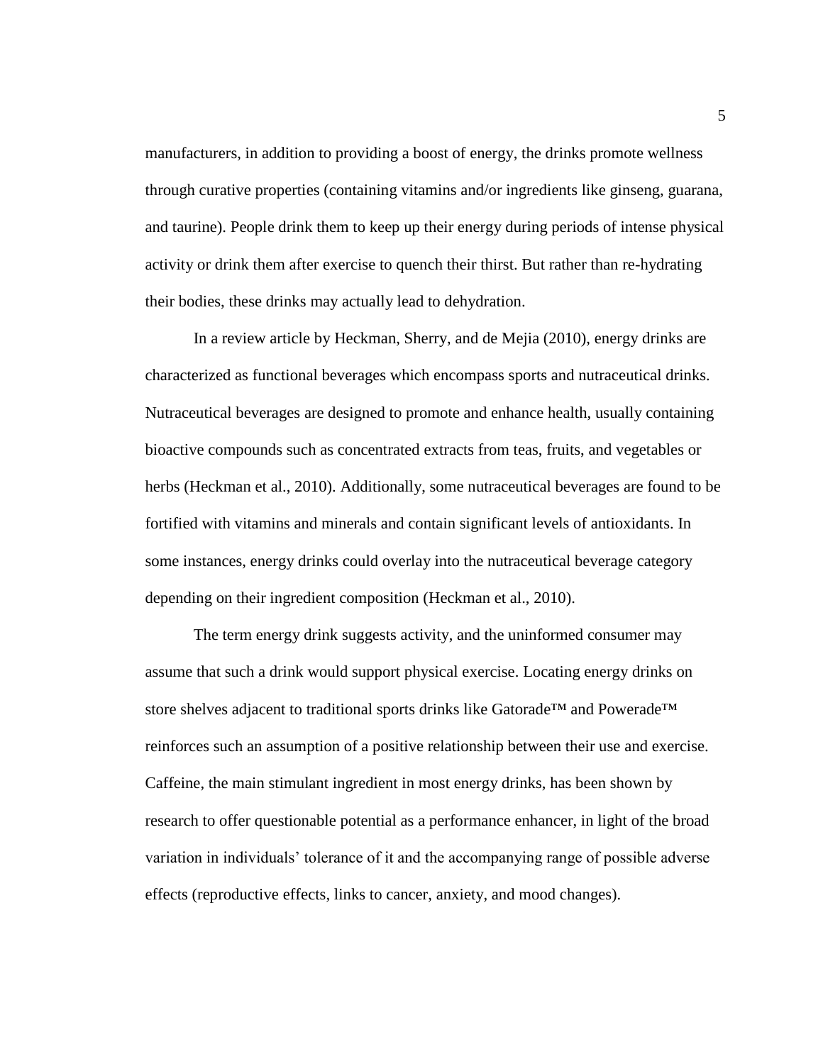manufacturers, in addition to providing a boost of energy, the drinks promote wellness through curative properties (containing vitamins and/or ingredients like ginseng, guarana, and taurine). People drink them to keep up their energy during periods of intense physical activity or drink them after exercise to quench their thirst. But rather than re-hydrating their bodies, these drinks may actually lead to dehydration.

In a review article by Heckman, Sherry, and de Mejia (2010), energy drinks are characterized as functional beverages which encompass sports and nutraceutical drinks. Nutraceutical beverages are designed to promote and enhance health, usually containing bioactive compounds such as concentrated extracts from teas, fruits, and vegetables or herbs (Heckman et al., 2010). Additionally, some nutraceutical beverages are found to be fortified with vitamins and minerals and contain significant levels of antioxidants. In some instances, energy drinks could overlay into the nutraceutical beverage category depending on their ingredient composition (Heckman et al., 2010).

The term energy drink suggests activity, and the uninformed consumer may assume that such a drink would support physical exercise. Locating energy drinks on store shelves adjacent to traditional sports drinks like Gatorade™ and Powerade™ reinforces such an assumption of a positive relationship between their use and exercise. Caffeine, the main stimulant ingredient in most energy drinks, has been shown by research to offer questionable potential as a performance enhancer, in light of the broad variation in individuals' tolerance of it and the accompanying range of possible adverse effects (reproductive effects, links to cancer, anxiety, and mood changes).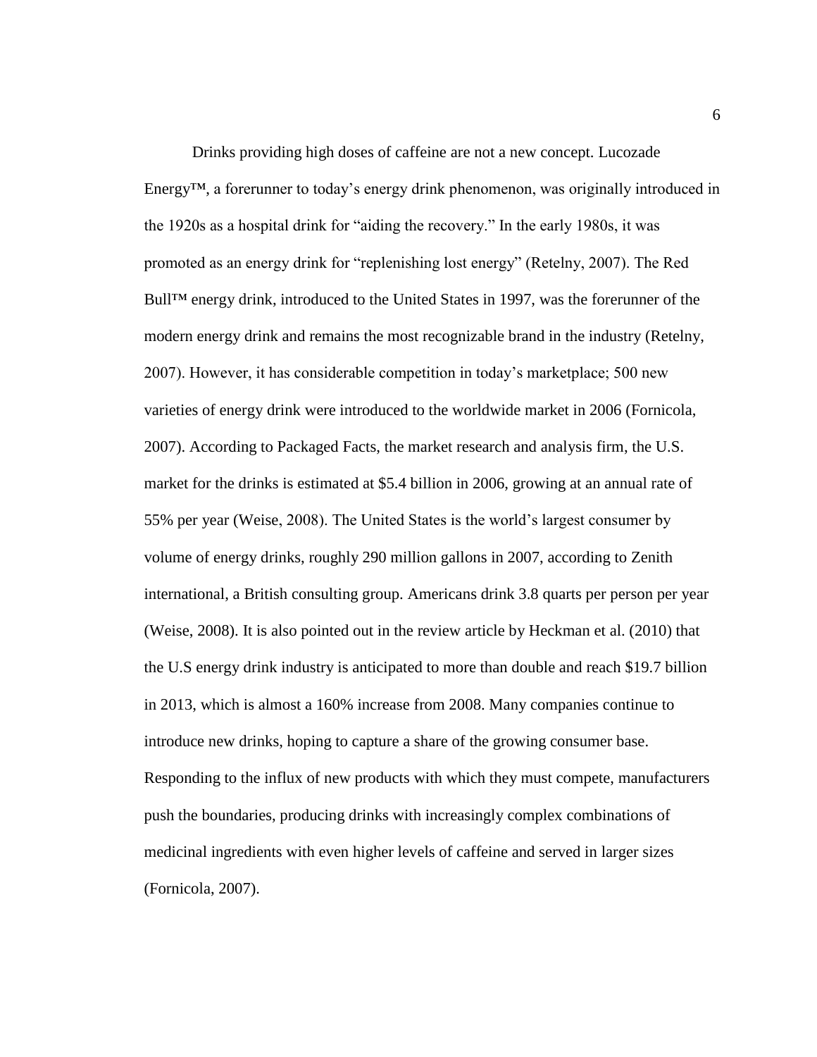Drinks providing high doses of caffeine are not a new concept. Lucozade Energy™, a forerunner to today's energy drink phenomenon, was originally introduced in the 1920s as a hospital drink for "aiding the recovery." In the early 1980s, it was promoted as an energy drink for "replenishing lost energy" (Retelny, 2007). The Red Bull™ energy drink, introduced to the United States in 1997, was the forerunner of the modern energy drink and remains the most recognizable brand in the industry (Retelny, 2007). However, it has considerable competition in today's marketplace; 500 new varieties of energy drink were introduced to the worldwide market in 2006 (Fornicola, 2007). According to Packaged Facts, the market research and analysis firm, the U.S. market for the drinks is estimated at $5.4 billion in 2006, growing at an annual rate of 55% per year (Weise, 2008). The United States is the world's largest consumer by volume of energy drinks, roughly 290 million gallons in 2007, according to Zenith international, a British consulting group. Americans drink 3.8 quarts per person per year (Weise, 2008). It is also pointed out in the review article by Heckman et al. (2010) that the U.S energy drink industry is anticipated to more than double and reach $19.7 billion in 2013, which is almost a 160% increase from 2008. Many companies continue to introduce new drinks, hoping to capture a share of the growing consumer base. Responding to the influx of new products with which they must compete, manufacturers push the boundaries, producing drinks with increasingly complex combinations of medicinal ingredients with even higher levels of caffeine and served in larger sizes (Fornicola, 2007).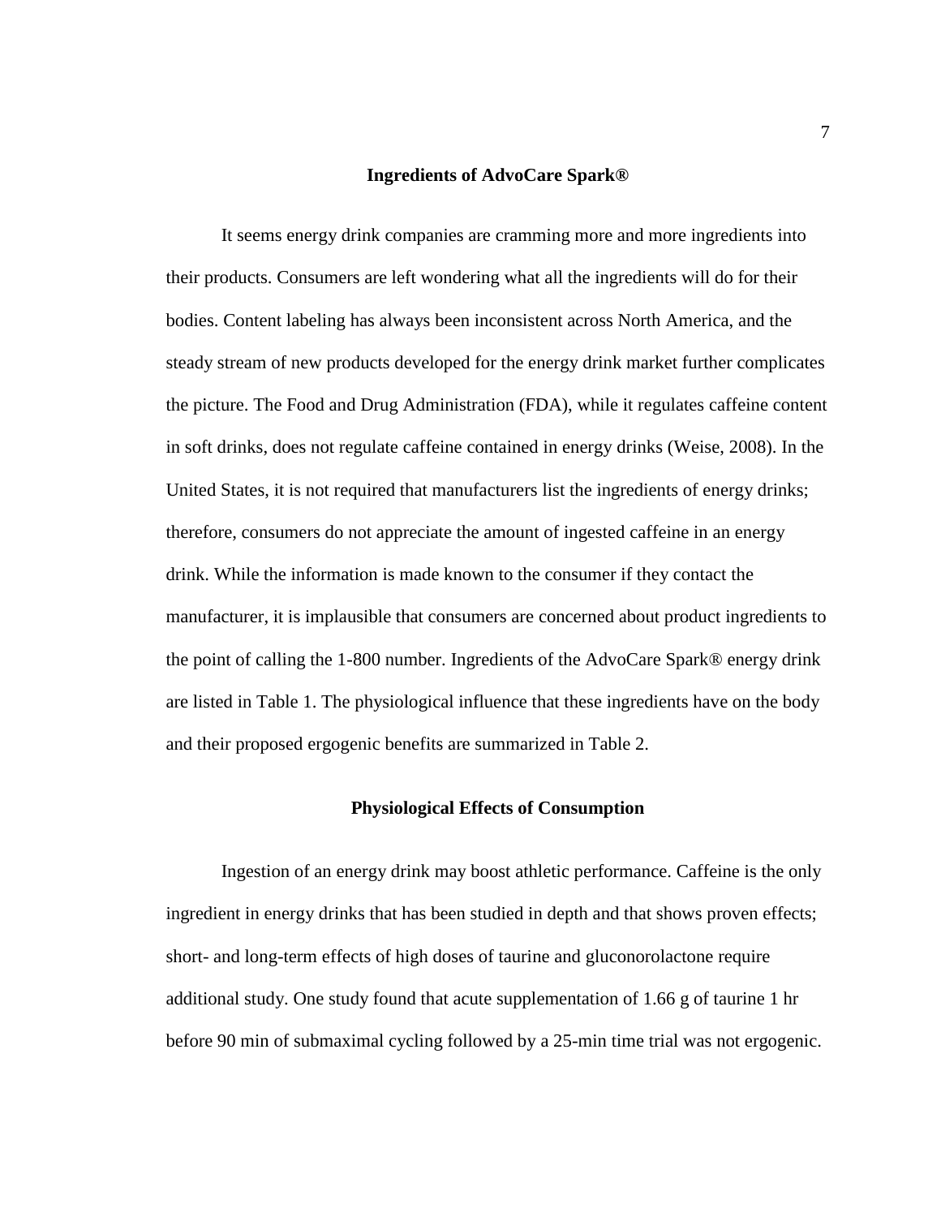## Ingredients of AdvoCare Spark®

It seems energy drink companies are cramming more and more ingredients into their products. Consumers are left wondering what all the ingredients will do for their bodies. Content labeling has always been inconsistent across North America, and the steady stream of new products developed for the energy drink market further complicates the picture. The Food and Drug Administration (FDA), while it regulates caffeine content in soft drinks, does not regulate caffeine contained in energy drinks (Weise, 2008). In the United States, it is not required that manufacturers list the ingredients of energy drinks; therefore, consumers do not appreciate the amount of ingested caffeine in an energy drink. While the information is made known to the consumer if they contact the manufacturer, it is implausible that consumers are concerned about product ingredients to the point of calling the 1-800 number. Ingredients of the AdvoCare Spark® energy drink are listed in Table 1. The physiological influence that these ingredients have on the body and their proposed ergogenic benefits are summarized in Table 2.

## Physiological Effects of Consumption

Ingestion of an energy drink may boost athletic performance. Caffeine is the only ingredient in energy drinks that has been studied in depth and that shows proven effects; short- and long-term effects of high doses of taurine and gluconorolactone require additional study. One study found that acute supplementation of 1.66 g of taurine 1 hr before 90 min of submaximal cycling followed by a 25-min time trial was not ergogenic.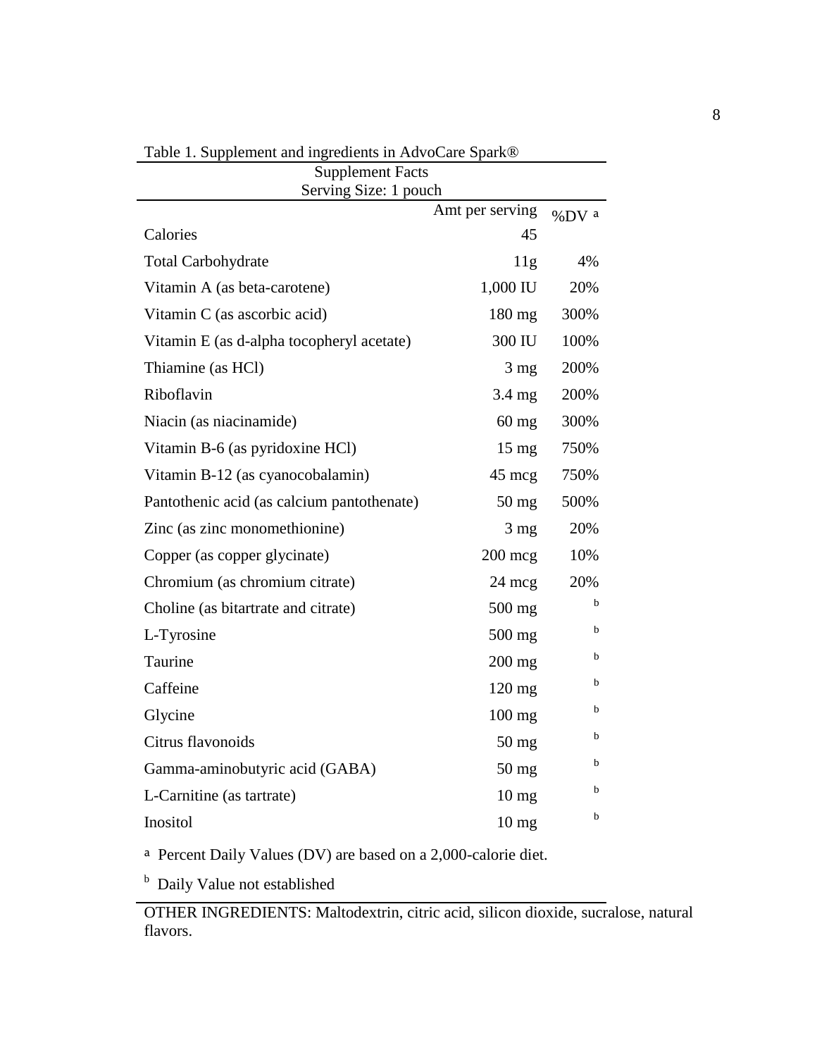Table 1. Supplement and ingredients in AdvoCare Spark®

| Supplement Facts<br>Serving Size: 1 pouch | | |
|---|---|---|
| | Amt per serving | %DV [a] |
| Calories | 45 | |
| Total Carbohydrate | 11g | 4% |
| Vitamin A (as beta-carotene) | 1,000 IU | 20% |
| Vitamin C (as ascorbic acid) | 180 mg | 300% |
| Vitamin E (as d-alpha tocopheryl acetate) | 300 IU | 100% |
| Thiamine (as HCl) | 3 mg | 200% |
| Riboflavin | 3.4 mg | 200% |
| Niacin (as niacinamide) | 60 mg | 300% |
| Vitamin B-6 (as pyridoxine HCl) | 15 mg | 750% |
| Vitamin B-12 (as cyanocobalamin) | 45 mcg | 750% |
| Pantothenic acid (as calcium pantothenate) | 50 mg | 500% |
| Zinc (as zinc monomethionine) | 3 mg | 20% |
| Copper (as copper glycinate) | 200 mcg | 10% |
| Chromium (as chromium citrate) | 24 mcg | 20% |
| Choline (as bitartrate and citrate) | 500 mg | [b] |
| L-Tyrosine | 500 mg | [b] |
| Taurine | 200 mg | [b] |
| Caffeine | 120 mg | [b] |
| Glycine | 100 mg | [b] |
| Citrus flavonoids | 50 mg | [b] |
| Gamma-aminobutyric acid (GABA) | 50 mg | [b] |
| L-Carnitine (as tartrate) | 10 mg | [b] |
| Inositol | 10 mg | [b] |

[a] Percent Daily Values (DV) are based on a 2,000-calorie diet.

[b] Daily Value not established

OTHER INGREDIENTS: Maltodextrin, citric acid, silicon dioxide, sucralose, natural flavors.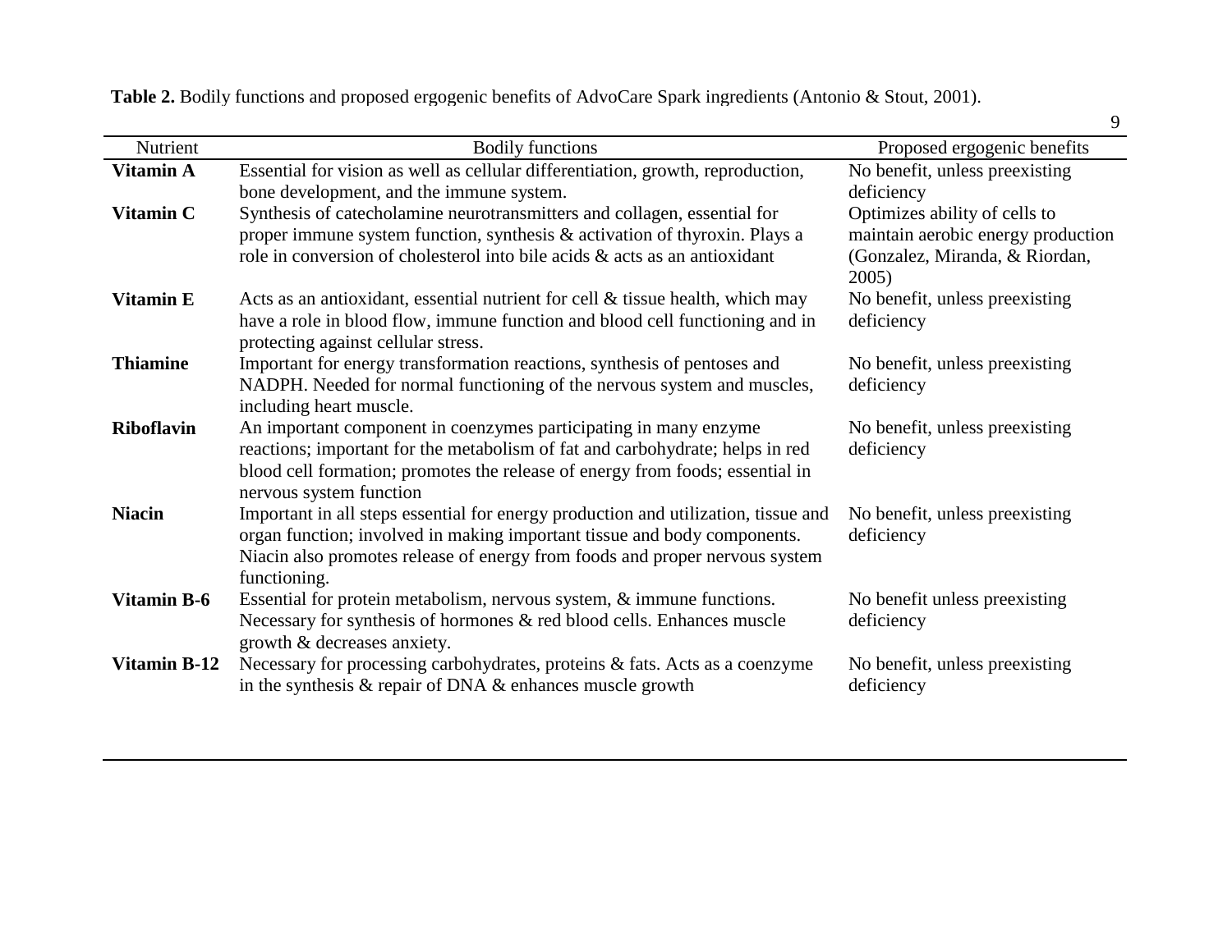**Table 2.** Bodily functions and proposed ergogenic benefits of AdvoCare Spark ingredients (Antonio & Stout, 2001).

| Nutrient | Bodily functions | Proposed ergogenic benefits |
|---|---|---|
| **Vitamin A** | Essential for vision as well as cellular differentiation, growth, reproduction, bone development, and the immune system. | No benefit, unless preexisting deficiency |
| **Vitamin C** | Synthesis of catecholamine neurotransmitters and collagen, essential for proper immune system function, synthesis & activation of thyroxin. Plays a role in conversion of cholesterol into bile acids & acts as an antioxidant | Optimizes ability of cells to maintain aerobic energy production (Gonzalez, Miranda, & Riordan, 2005) |
| **Vitamin E** | Acts as an antioxidant, essential nutrient for cell & tissue health, which may have a role in blood flow, immune function and blood cell functioning and in protecting against cellular stress. | No benefit, unless preexisting deficiency |
| **Thiamine** | Important for energy transformation reactions, synthesis of pentoses and NADPH. Needed for normal functioning of the nervous system and muscles, including heart muscle. | No benefit, unless preexisting deficiency |
| **Riboflavin** | An important component in coenzymes participating in many enzyme reactions; important for the metabolism of fat and carbohydrate; helps in red blood cell formation; promotes the release of energy from foods; essential in nervous system function | No benefit, unless preexisting deficiency |
| **Niacin** | Important in all steps essential for energy production and utilization, tissue and organ function; involved in making important tissue and body components. Niacin also promotes release of energy from foods and proper nervous system functioning. | No benefit, unless preexisting deficiency |
| **Vitamin B-6** | Essential for protein metabolism, nervous system, & immune functions. Necessary for synthesis of hormones & red blood cells. Enhances muscle growth & decreases anxiety. | No benefit unless preexisting deficiency |
| **Vitamin B-12** | Necessary for processing carbohydrates, proteins & fats. Acts as a coenzyme in the synthesis & repair of DNA & enhances muscle growth | No benefit, unless preexisting deficiency |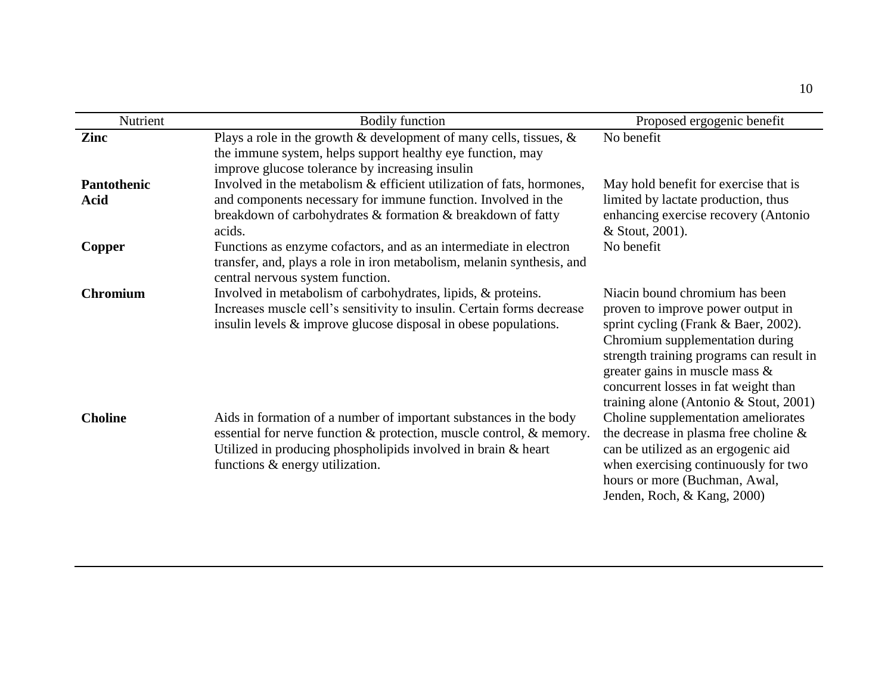| Nutrient | Bodily function | Proposed ergogenic benefit |
|---|---|---|
| **Zinc** | Plays a role in the growth & development of many cells, tissues, & the immune system, helps support healthy eye function, may improve glucose tolerance by increasing insulin | No benefit |
| **Pantothenic Acid** | Involved in the metabolism & efficient utilization of fats, hormones, and components necessary for immune function. Involved in the breakdown of carbohydrates & formation & breakdown of fatty acids. | May hold benefit for exercise that is limited by lactate production, thus enhancing exercise recovery (Antonio & Stout, 2001). |
| **Copper** | Functions as enzyme cofactors, and as an intermediate in electron transfer, and, plays a role in iron metabolism, melanin synthesis, and central nervous system function. | No benefit |
| **Chromium** | Involved in metabolism of carbohydrates, lipids, & proteins. Increases muscle cell's sensitivity to insulin. Certain forms decrease insulin levels & improve glucose disposal in obese populations. | Niacin bound chromium has been proven to improve power output in sprint cycling (Frank & Baer, 2002). Chromium supplementation during strength training programs can result in greater gains in muscle mass & concurrent losses in fat weight than training alone (Antonio & Stout, 2001) |
| **Choline** | Aids in formation of a number of important substances in the body essential for nerve function & protection, muscle control, & memory. Utilized in producing phospholipids involved in brain & heart functions & energy utilization. | Choline supplementation ameliorates the decrease in plasma free choline & can be utilized as an ergogenic aid when exercising continuously for two hours or more (Buchman, Awal, Jenden, Roch, & Kang, 2000) |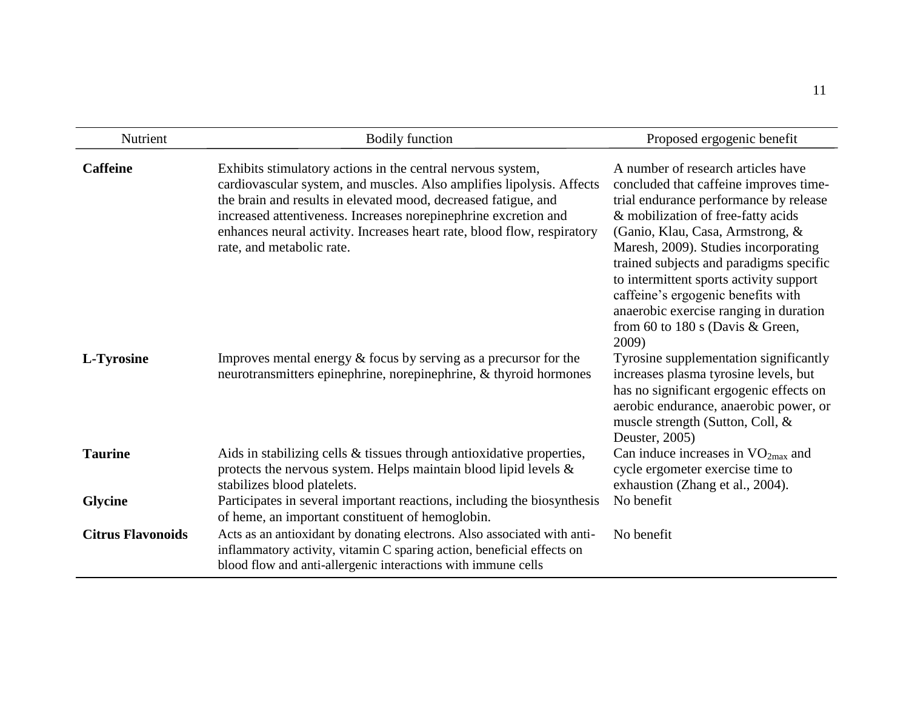| Nutrient | Bodily function | Proposed ergogenic benefit |
|---|---|---|
| **Caffeine** | Exhibits stimulatory actions in the central nervous system, cardiovascular system, and muscles. Also amplifies lipolysis. Affects the brain and results in elevated mood, decreased fatigue, and increased attentiveness. Increases norepinephrine excretion and enhances neural activity. Increases heart rate, blood flow, respiratory rate, and metabolic rate. | A number of research articles have concluded that caffeine improves time-trial endurance performance by release & mobilization of free-fatty acids (Ganio, Klau, Casa, Armstrong, & Maresh, 2009). Studies incorporating trained subjects and paradigms specific to intermittent sports activity support caffeine's ergogenic benefits with anaerobic exercise ranging in duration from 60 to 180 s (Davis & Green, 2009) |
| **L-Tyrosine** | Improves mental energy & focus by serving as a precursor for the neurotransmitters epinephrine, norepinephrine, & thyroid hormones | Tyrosine supplementation significantly increases plasma tyrosine levels, but has no significant ergogenic effects on aerobic endurance, anaerobic power, or muscle strength (Sutton, Coll, & Deuster, 2005) |
| **Taurine** | Aids in stabilizing cells & tissues through antioxidative properties, protects the nervous system. Helps maintain blood lipid levels & stabilizes blood platelets. | Can induce increases in $VO_{2max}$ and cycle ergometer exercise time to exhaustion (Zhang et al., 2004). |
| **Glycine** | Participates in several important reactions, including the biosynthesis of heme, an important constituent of hemoglobin. | No benefit |
| **Citrus Flavonoids** | Acts as an antioxidant by donating electrons. Also associated with anti-inflammatory activity, vitamin C sparing action, beneficial effects on blood flow and anti-allergenic interactions with immune cells | No benefit |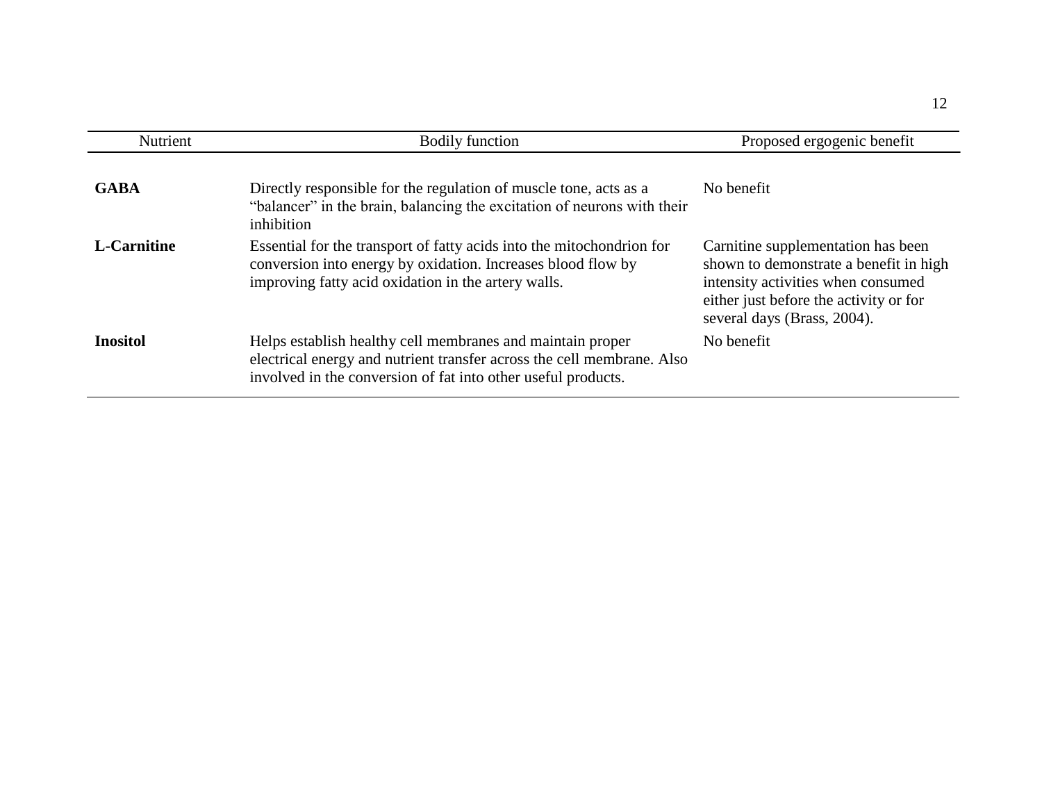| Nutrient | Bodily function | Proposed ergogenic benefit |
|---|---|---|
| **GABA** | Directly responsible for the regulation of muscle tone, acts as a “balancer” in the brain, balancing the excitation of neurons with their inhibition | No benefit |
| **L-Carnitine** | Essential for the transport of fatty acids into the mitochondrion for conversion into energy by oxidation. Increases blood flow by improving fatty acid oxidation in the artery walls. | Carnitine supplementation has been shown to demonstrate a benefit in high intensity activities when consumed either just before the activity or for several days (Brass, 2004). |
| **Inositol** | Helps establish healthy cell membranes and maintain proper electrical energy and nutrient transfer across the cell membrane. Also involved in the conversion of fat into other useful products. | No benefit |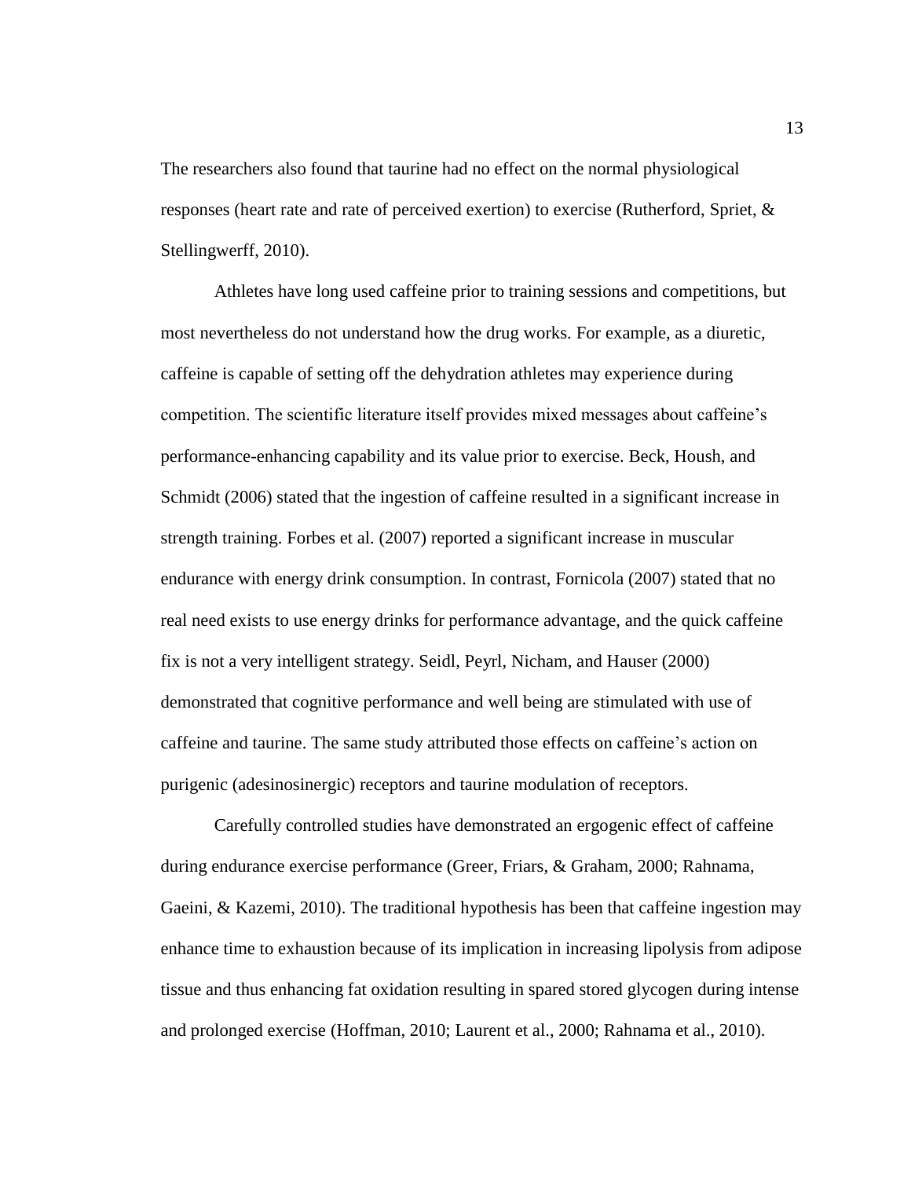The researchers also found that taurine had no effect on the normal physiological responses (heart rate and rate of perceived exertion) to exercise (Rutherford, Spriet, & Stellingwerff, 2010).

Athletes have long used caffeine prior to training sessions and competitions, but most nevertheless do not understand how the drug works. For example, as a diuretic, caffeine is capable of setting off the dehydration athletes may experience during competition. The scientific literature itself provides mixed messages about caffeine's performance-enhancing capability and its value prior to exercise. Beck, Housh, and Schmidt (2006) stated that the ingestion of caffeine resulted in a significant increase in strength training. Forbes et al. (2007) reported a significant increase in muscular endurance with energy drink consumption. In contrast, Fornicola (2007) stated that no real need exists to use energy drinks for performance advantage, and the quick caffeine fix is not a very intelligent strategy. Seidl, Peyrl, Nicham, and Hauser (2000) demonstrated that cognitive performance and well being are stimulated with use of caffeine and taurine. The same study attributed those effects on caffeine's action on purigenic (adesinosinergic) receptors and taurine modulation of receptors.

Carefully controlled studies have demonstrated an ergogenic effect of caffeine during endurance exercise performance (Greer, Friars, & Graham, 2000; Rahnama, Gaeini, & Kazemi, 2010). The traditional hypothesis has been that caffeine ingestion may enhance time to exhaustion because of its implication in increasing lipolysis from adipose tissue and thus enhancing fat oxidation resulting in spared stored glycogen during intense and prolonged exercise (Hoffman, 2010; Laurent et al., 2000; Rahnama et al., 2010).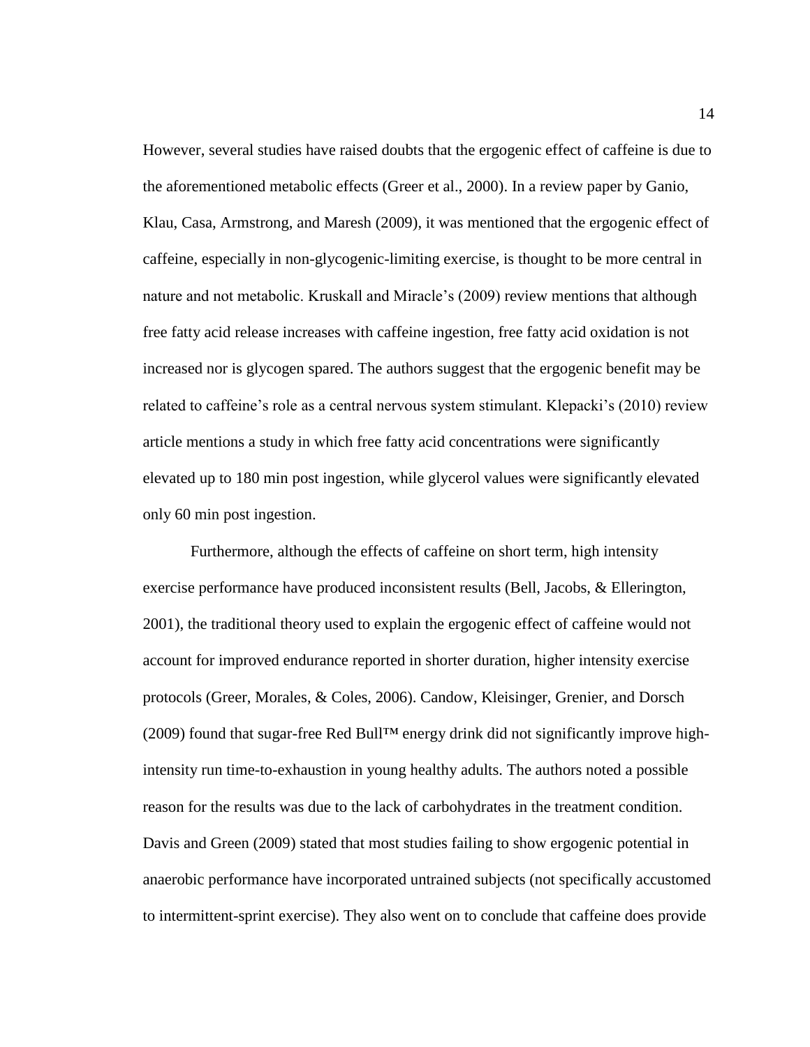However, several studies have raised doubts that the ergogenic effect of caffeine is due to the aforementioned metabolic effects (Greer et al., 2000). In a review paper by Ganio, Klau, Casa, Armstrong, and Maresh (2009), it was mentioned that the ergogenic effect of caffeine, especially in non-glycogenic-limiting exercise, is thought to be more central in nature and not metabolic. Kruskall and Miracle's (2009) review mentions that although free fatty acid release increases with caffeine ingestion, free fatty acid oxidation is not increased nor is glycogen spared. The authors suggest that the ergogenic benefit may be related to caffeine's role as a central nervous system stimulant. Klepacki's (2010) review article mentions a study in which free fatty acid concentrations were significantly elevated up to 180 min post ingestion, while glycerol values were significantly elevated only 60 min post ingestion.

Furthermore, although the effects of caffeine on short term, high intensity exercise performance have produced inconsistent results (Bell, Jacobs, & Ellerington, 2001), the traditional theory used to explain the ergogenic effect of caffeine would not account for improved endurance reported in shorter duration, higher intensity exercise protocols (Greer, Morales, & Coles, 2006). Candow, Kleisinger, Grenier, and Dorsch (2009) found that sugar-free Red Bull™ energy drink did not significantly improve high-intensity run time-to-exhaustion in young healthy adults. The authors noted a possible reason for the results was due to the lack of carbohydrates in the treatment condition. Davis and Green (2009) stated that most studies failing to show ergogenic potential in anaerobic performance have incorporated untrained subjects (not specifically accustomed to intermittent-sprint exercise). They also went on to conclude that caffeine does provide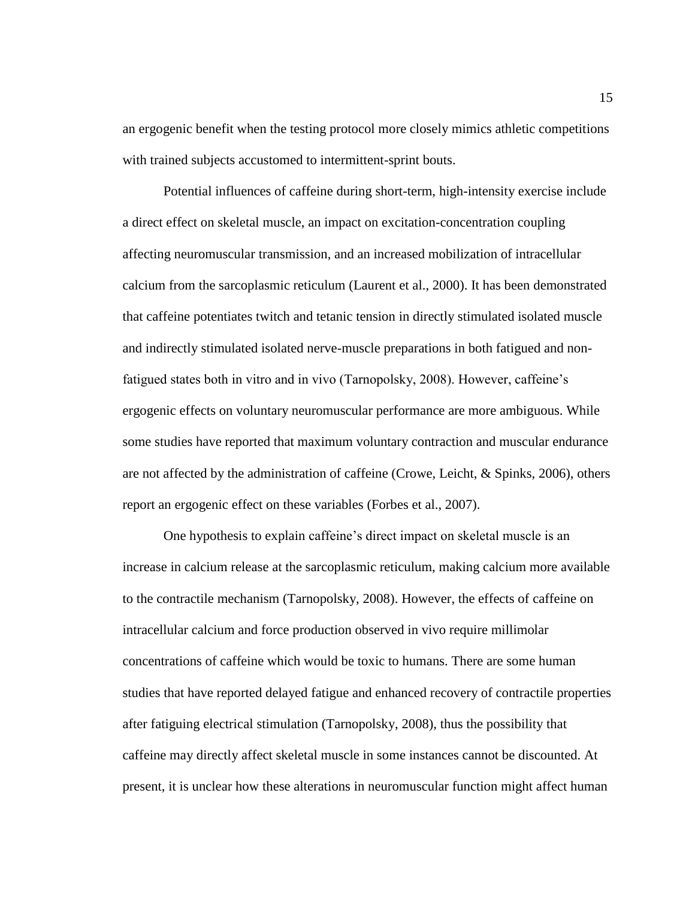an ergogenic benefit when the testing protocol more closely mimics athletic competitions with trained subjects accustomed to intermittent-sprint bouts.

Potential influences of caffeine during short-term, high-intensity exercise include a direct effect on skeletal muscle, an impact on excitation-concentration coupling affecting neuromuscular transmission, and an increased mobilization of intracellular calcium from the sarcoplasmic reticulum (Laurent et al., 2000). It has been demonstrated that caffeine potentiates twitch and tetanic tension in directly stimulated isolated muscle and indirectly stimulated isolated nerve-muscle preparations in both fatigued and non-fatigued states both in vitro and in vivo (Tarnopolsky, 2008). However, caffeine's ergogenic effects on voluntary neuromuscular performance are more ambiguous. While some studies have reported that maximum voluntary contraction and muscular endurance are not affected by the administration of caffeine (Crowe, Leicht, & Spinks, 2006), others report an ergogenic effect on these variables (Forbes et al., 2007).

One hypothesis to explain caffeine's direct impact on skeletal muscle is an increase in calcium release at the sarcoplasmic reticulum, making calcium more available to the contractile mechanism (Tarnopolsky, 2008). However, the effects of caffeine on intracellular calcium and force production observed in vivo require millimolar concentrations of caffeine which would be toxic to humans. There are some human studies that have reported delayed fatigue and enhanced recovery of contractile properties after fatiguing electrical stimulation (Tarnopolsky, 2008), thus the possibility that caffeine may directly affect skeletal muscle in some instances cannot be discounted. At present, it is unclear how these alterations in neuromuscular function might affect human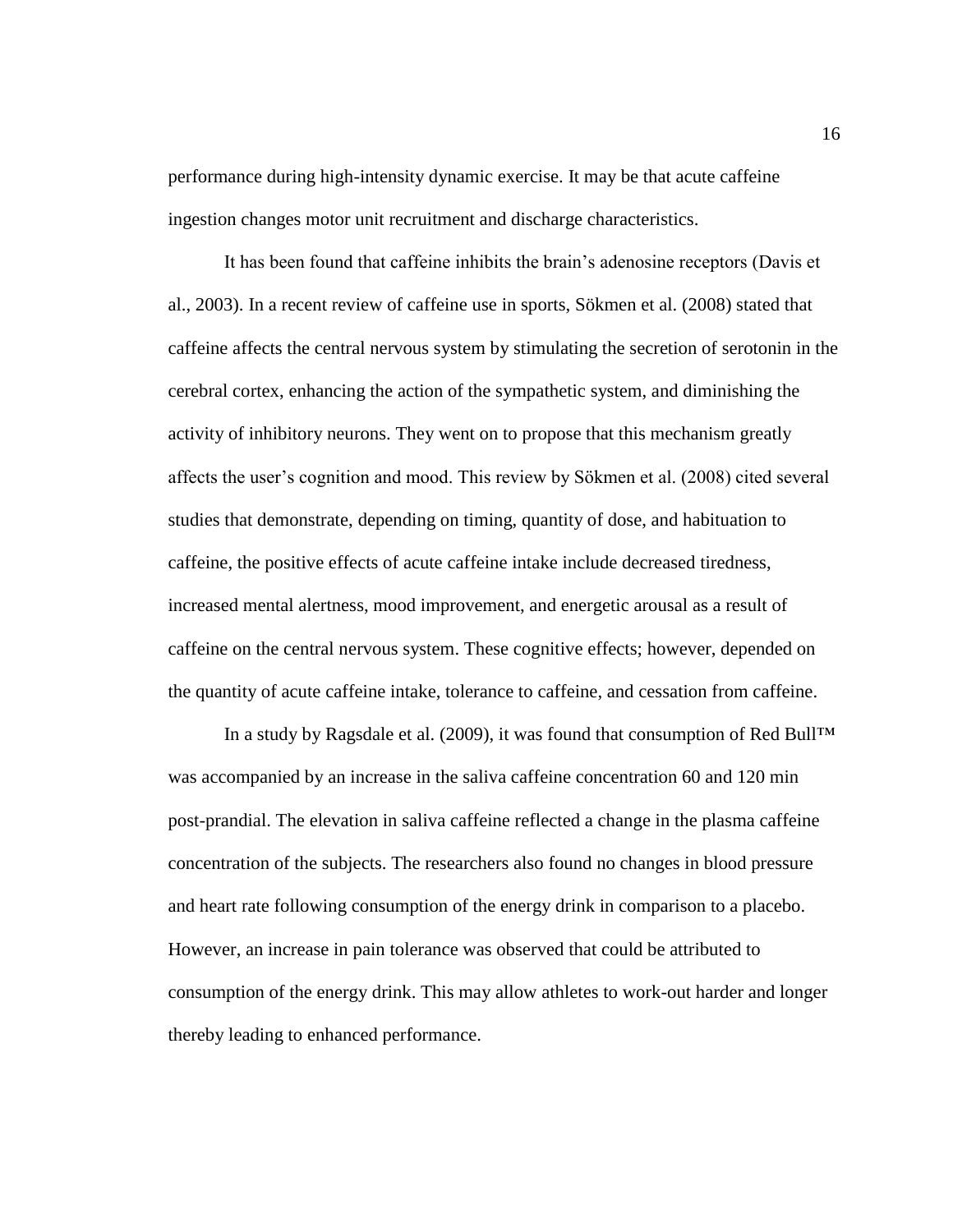performance during high-intensity dynamic exercise. It may be that acute caffeine ingestion changes motor unit recruitment and discharge characteristics.

It has been found that caffeine inhibits the brain's adenosine receptors (Davis et al., 2003). In a recent review of caffeine use in sports, Sökmen et al. (2008) stated that caffeine affects the central nervous system by stimulating the secretion of serotonin in the cerebral cortex, enhancing the action of the sympathetic system, and diminishing the activity of inhibitory neurons. They went on to propose that this mechanism greatly affects the user's cognition and mood. This review by Sökmen et al. (2008) cited several studies that demonstrate, depending on timing, quantity of dose, and habituation to caffeine, the positive effects of acute caffeine intake include decreased tiredness, increased mental alertness, mood improvement, and energetic arousal as a result of caffeine on the central nervous system. These cognitive effects; however, depended on the quantity of acute caffeine intake, tolerance to caffeine, and cessation from caffeine.

In a study by Ragsdale et al. (2009), it was found that consumption of Red Bull™ was accompanied by an increase in the saliva caffeine concentration 60 and 120 min post-prandial. The elevation in saliva caffeine reflected a change in the plasma caffeine concentration of the subjects. The researchers also found no changes in blood pressure and heart rate following consumption of the energy drink in comparison to a placebo. However, an increase in pain tolerance was observed that could be attributed to consumption of the energy drink. This may allow athletes to work-out harder and longer thereby leading to enhanced performance.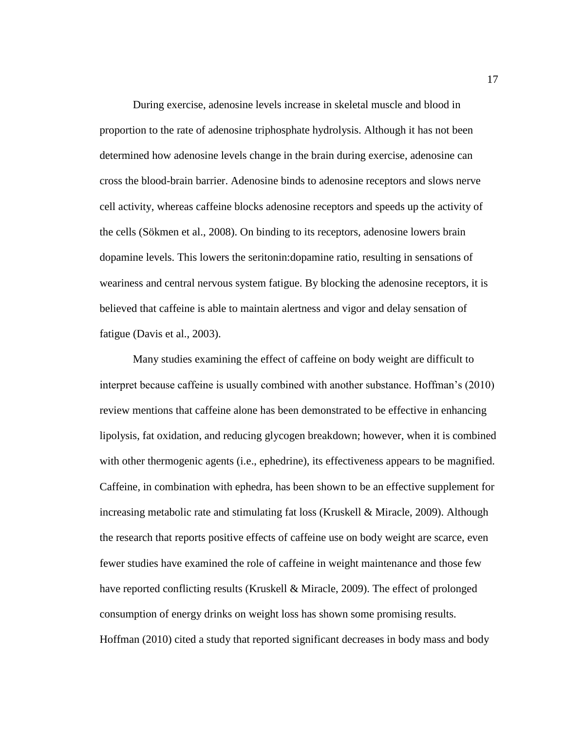During exercise, adenosine levels increase in skeletal muscle and blood in proportion to the rate of adenosine triphosphate hydrolysis. Although it has not been determined how adenosine levels change in the brain during exercise, adenosine can cross the blood-brain barrier. Adenosine binds to adenosine receptors and slows nerve cell activity, whereas caffeine blocks adenosine receptors and speeds up the activity of the cells (Sökmen et al., 2008). On binding to its receptors, adenosine lowers brain dopamine levels. This lowers the seritonin:dopamine ratio, resulting in sensations of weariness and central nervous system fatigue. By blocking the adenosine receptors, it is believed that caffeine is able to maintain alertness and vigor and delay sensation of fatigue (Davis et al., 2003).

Many studies examining the effect of caffeine on body weight are difficult to interpret because caffeine is usually combined with another substance. Hoffman's (2010) review mentions that caffeine alone has been demonstrated to be effective in enhancing lipolysis, fat oxidation, and reducing glycogen breakdown; however, when it is combined with other thermogenic agents (i.e., ephedrine), its effectiveness appears to be magnified. Caffeine, in combination with ephedra, has been shown to be an effective supplement for increasing metabolic rate and stimulating fat loss (Kruskell & Miracle, 2009). Although the research that reports positive effects of caffeine use on body weight are scarce, even fewer studies have examined the role of caffeine in weight maintenance and those few have reported conflicting results (Kruskell & Miracle, 2009). The effect of prolonged consumption of energy drinks on weight loss has shown some promising results. Hoffman (2010) cited a study that reported significant decreases in body mass and body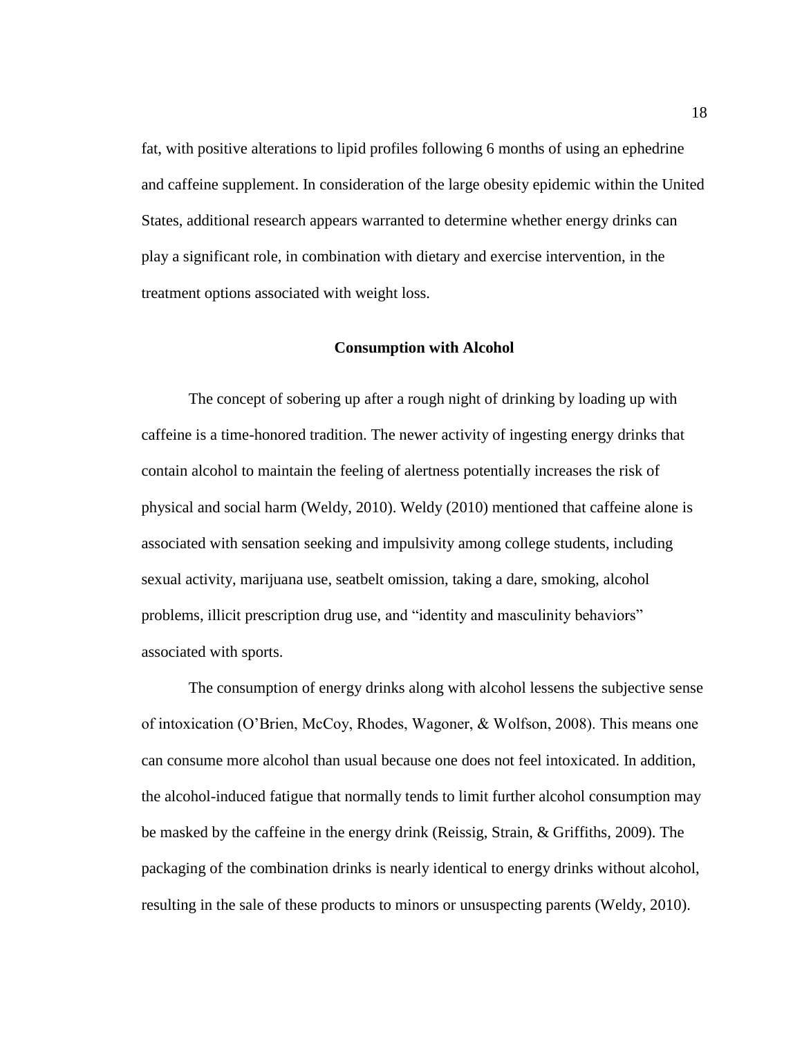fat, with positive alterations to lipid profiles following 6 months of using an ephedrine and caffeine supplement. In consideration of the large obesity epidemic within the United States, additional research appears warranted to determine whether energy drinks can play a significant role, in combination with dietary and exercise intervention, in the treatment options associated with weight loss.

## Consumption with Alcohol

The concept of sobering up after a rough night of drinking by loading up with caffeine is a time-honored tradition. The newer activity of ingesting energy drinks that contain alcohol to maintain the feeling of alertness potentially increases the risk of physical and social harm (Weldy, 2010). Weldy (2010) mentioned that caffeine alone is associated with sensation seeking and impulsivity among college students, including sexual activity, marijuana use, seatbelt omission, taking a dare, smoking, alcohol problems, illicit prescription drug use, and "identity and masculinity behaviors" associated with sports.

The consumption of energy drinks along with alcohol lessens the subjective sense of intoxication (O'Brien, McCoy, Rhodes, Wagoner, & Wolfson, 2008). This means one can consume more alcohol than usual because one does not feel intoxicated. In addition, the alcohol-induced fatigue that normally tends to limit further alcohol consumption may be masked by the caffeine in the energy drink (Reissig, Strain, & Griffiths, 2009). The packaging of the combination drinks is nearly identical to energy drinks without alcohol, resulting in the sale of these products to minors or unsuspecting parents (Weldy, 2010).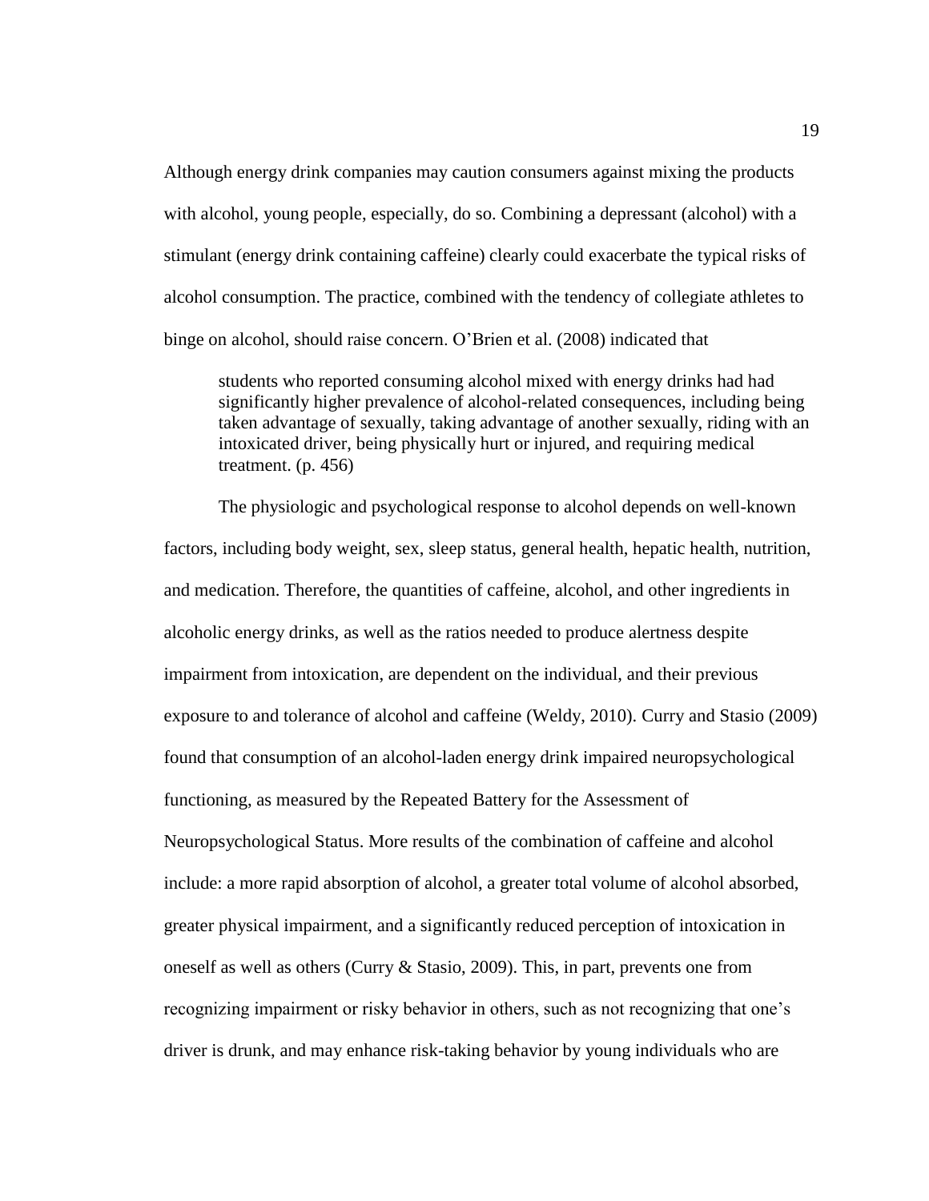Although energy drink companies may caution consumers against mixing the products with alcohol, young people, especially, do so. Combining a depressant (alcohol) with a stimulant (energy drink containing caffeine) clearly could exacerbate the typical risks of alcohol consumption. The practice, combined with the tendency of collegiate athletes to binge on alcohol, should raise concern. O'Brien et al. (2008) indicated that

> students who reported consuming alcohol mixed with energy drinks had had significantly higher prevalence of alcohol-related consequences, including being taken advantage of sexually, taking advantage of another sexually, riding with an intoxicated driver, being physically hurt or injured, and requiring medical treatment. (p. 456)

The physiologic and psychological response to alcohol depends on well-known factors, including body weight, sex, sleep status, general health, hepatic health, nutrition, and medication. Therefore, the quantities of caffeine, alcohol, and other ingredients in alcoholic energy drinks, as well as the ratios needed to produce alertness despite impairment from intoxication, are dependent on the individual, and their previous exposure to and tolerance of alcohol and caffeine (Weldy, 2010). Curry and Stasio (2009) found that consumption of an alcohol-laden energy drink impaired neuropsychological functioning, as measured by the Repeated Battery for the Assessment of Neuropsychological Status. More results of the combination of caffeine and alcohol include: a more rapid absorption of alcohol, a greater total volume of alcohol absorbed, greater physical impairment, and a significantly reduced perception of intoxication in oneself as well as others (Curry & Stasio, 2009). This, in part, prevents one from recognizing impairment or risky behavior in others, such as not recognizing that one's driver is drunk, and may enhance risk-taking behavior by young individuals who are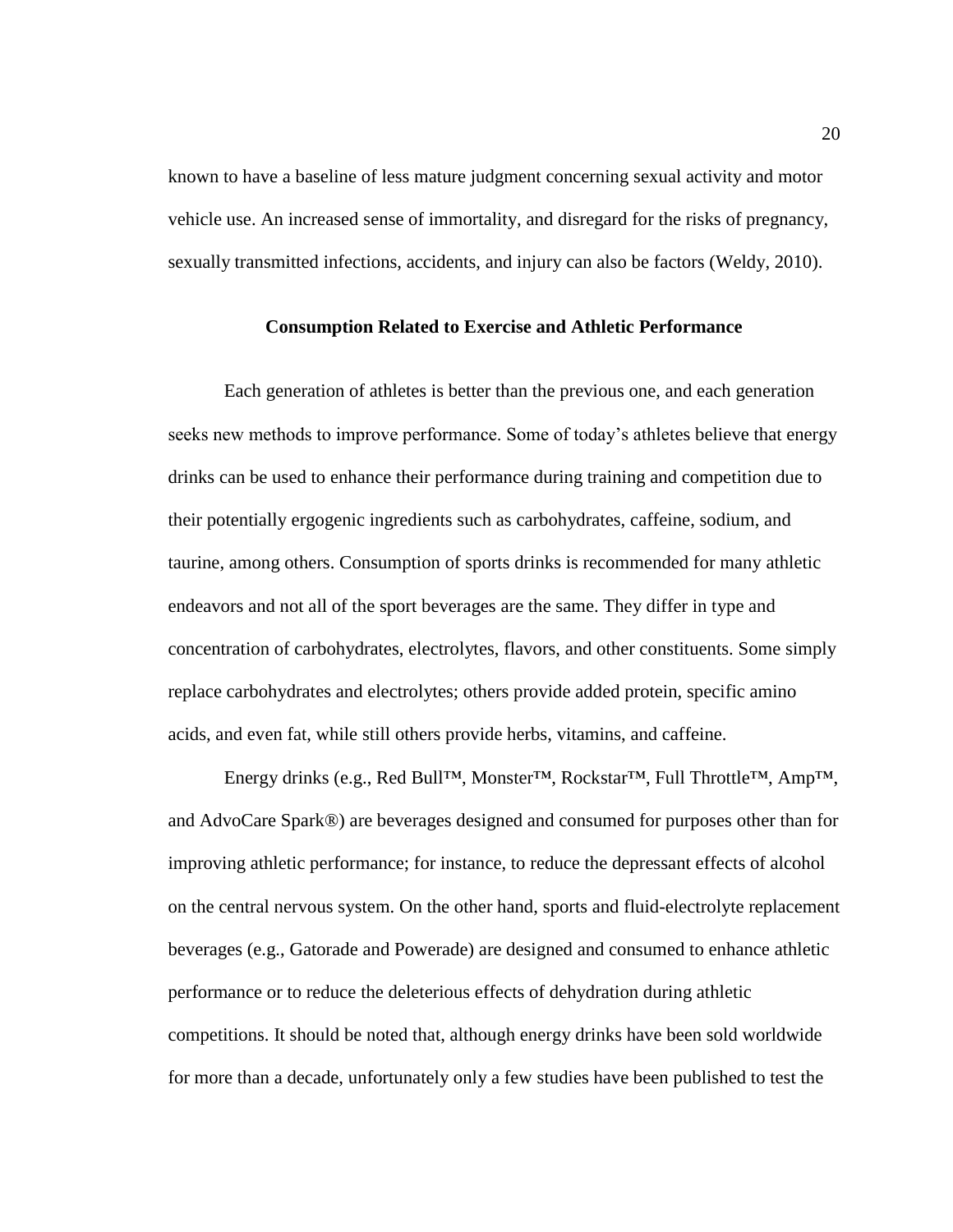known to have a baseline of less mature judgment concerning sexual activity and motor vehicle use. An increased sense of immortality, and disregard for the risks of pregnancy, sexually transmitted infections, accidents, and injury can also be factors (Weldy, 2010).

## Consumption Related to Exercise and Athletic Performance

Each generation of athletes is better than the previous one, and each generation seeks new methods to improve performance. Some of today's athletes believe that energy drinks can be used to enhance their performance during training and competition due to their potentially ergogenic ingredients such as carbohydrates, caffeine, sodium, and taurine, among others. Consumption of sports drinks is recommended for many athletic endeavors and not all of the sport beverages are the same. They differ in type and concentration of carbohydrates, electrolytes, flavors, and other constituents. Some simply replace carbohydrates and electrolytes; others provide added protein, specific amino acids, and even fat, while still others provide herbs, vitamins, and caffeine.

Energy drinks (e.g., Red Bull™, Monster™, Rockstar™, Full Throttle™, Amp™, and AdvoCare Spark®) are beverages designed and consumed for purposes other than for improving athletic performance; for instance, to reduce the depressant effects of alcohol on the central nervous system. On the other hand, sports and fluid-electrolyte replacement beverages (e.g., Gatorade and Powerade) are designed and consumed to enhance athletic performance or to reduce the deleterious effects of dehydration during athletic competitions. It should be noted that, although energy drinks have been sold worldwide for more than a decade, unfortunately only a few studies have been published to test the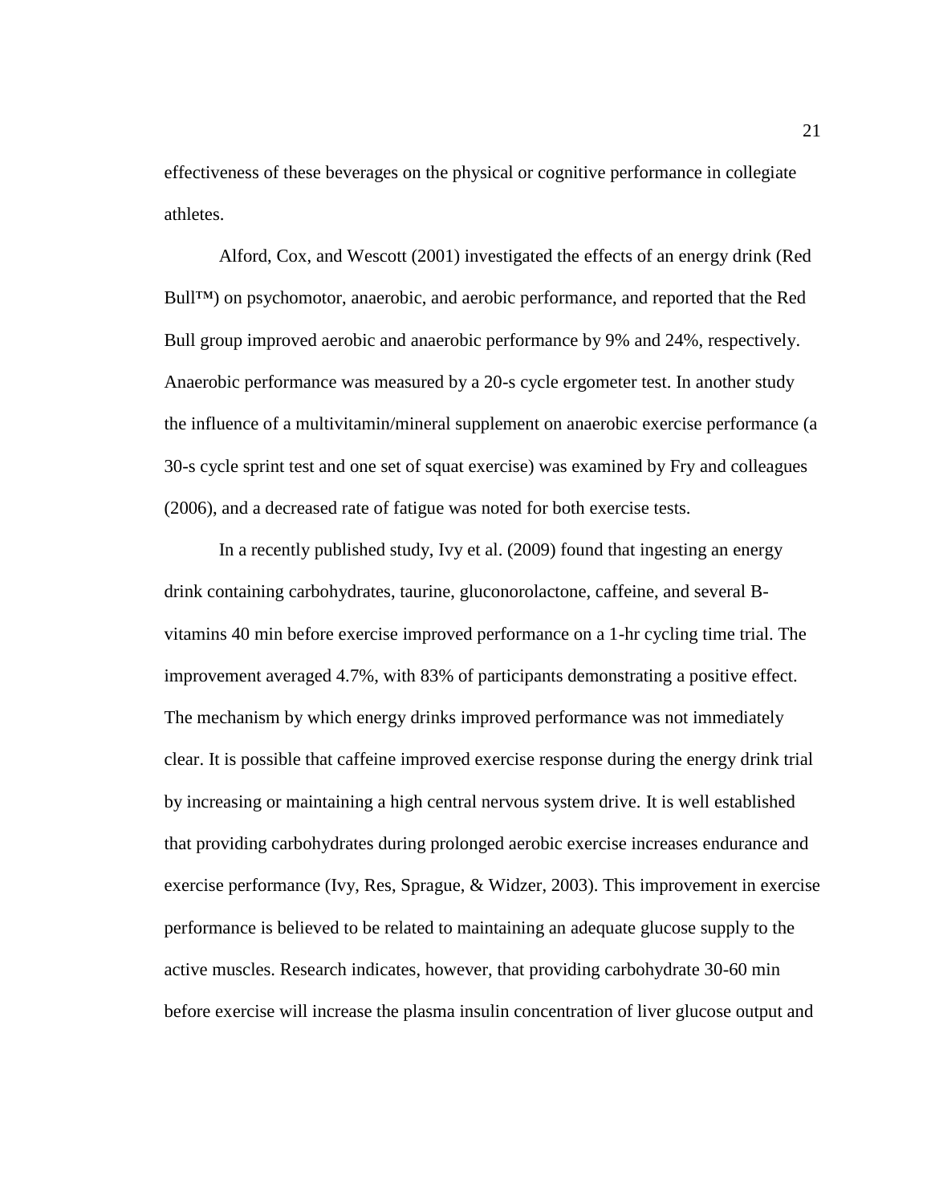effectiveness of these beverages on the physical or cognitive performance in collegiate athletes.

Alford, Cox, and Wescott (2001) investigated the effects of an energy drink (Red Bull™) on psychomotor, anaerobic, and aerobic performance, and reported that the Red Bull group improved aerobic and anaerobic performance by 9% and 24%, respectively. Anaerobic performance was measured by a 20-s cycle ergometer test. In another study the influence of a multivitamin/mineral supplement on anaerobic exercise performance (a 30-s cycle sprint test and one set of squat exercise) was examined by Fry and colleagues (2006), and a decreased rate of fatigue was noted for both exercise tests.

In a recently published study, Ivy et al. (2009) found that ingesting an energy drink containing carbohydrates, taurine, gluconorolactone, caffeine, and several B-vitamins 40 min before exercise improved performance on a 1-hr cycling time trial. The improvement averaged 4.7%, with 83% of participants demonstrating a positive effect. The mechanism by which energy drinks improved performance was not immediately clear. It is possible that caffeine improved exercise response during the energy drink trial by increasing or maintaining a high central nervous system drive. It is well established that providing carbohydrates during prolonged aerobic exercise increases endurance and exercise performance (Ivy, Res, Sprague, & Widzer, 2003). This improvement in exercise performance is believed to be related to maintaining an adequate glucose supply to the active muscles. Research indicates, however, that providing carbohydrate 30-60 min before exercise will increase the plasma insulin concentration of liver glucose output and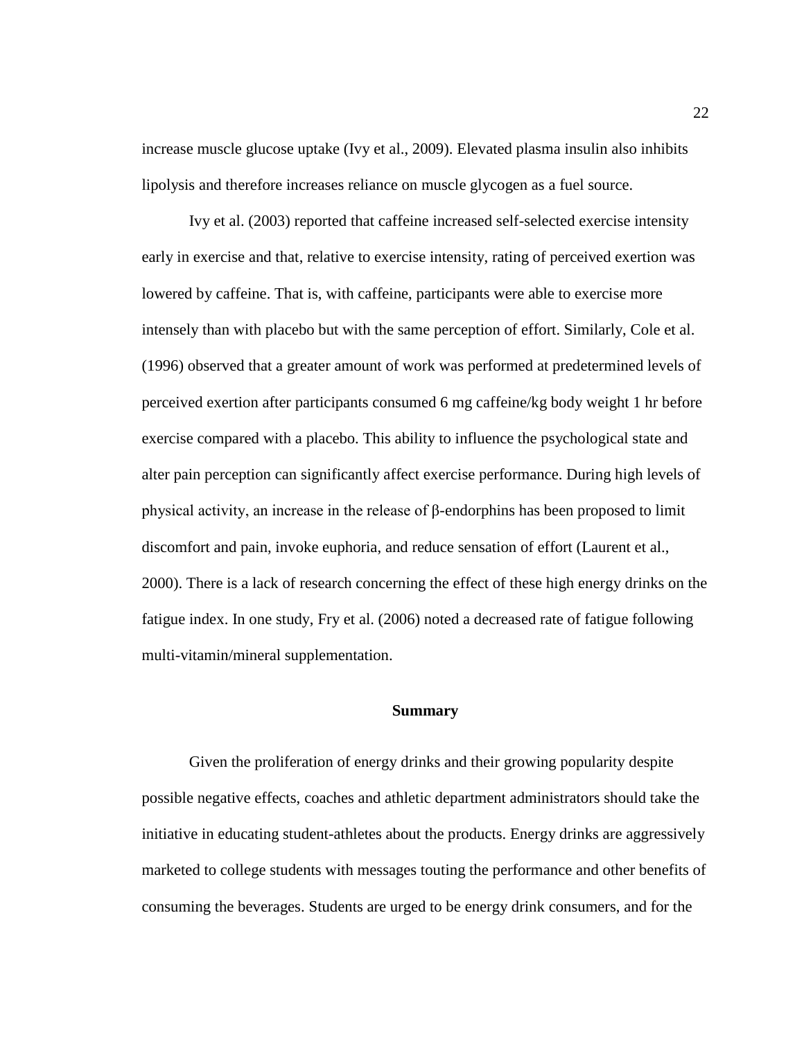increase muscle glucose uptake (Ivy et al., 2009). Elevated plasma insulin also inhibits lipolysis and therefore increases reliance on muscle glycogen as a fuel source.

Ivy et al. (2003) reported that caffeine increased self-selected exercise intensity early in exercise and that, relative to exercise intensity, rating of perceived exertion was lowered by caffeine. That is, with caffeine, participants were able to exercise more intensely than with placebo but with the same perception of effort. Similarly, Cole et al. (1996) observed that a greater amount of work was performed at predetermined levels of perceived exertion after participants consumed 6 mg caffeine/kg body weight 1 hr before exercise compared with a placebo. This ability to influence the psychological state and alter pain perception can significantly affect exercise performance. During high levels of physical activity, an increase in the release of β-endorphins has been proposed to limit discomfort and pain, invoke euphoria, and reduce sensation of effort (Laurent et al., 2000). There is a lack of research concerning the effect of these high energy drinks on the fatigue index. In one study, Fry et al. (2006) noted a decreased rate of fatigue following multi-vitamin/mineral supplementation.

## Summary

Given the proliferation of energy drinks and their growing popularity despite possible negative effects, coaches and athletic department administrators should take the initiative in educating student-athletes about the products. Energy drinks are aggressively marketed to college students with messages touting the performance and other benefits of consuming the beverages. Students are urged to be energy drink consumers, and for the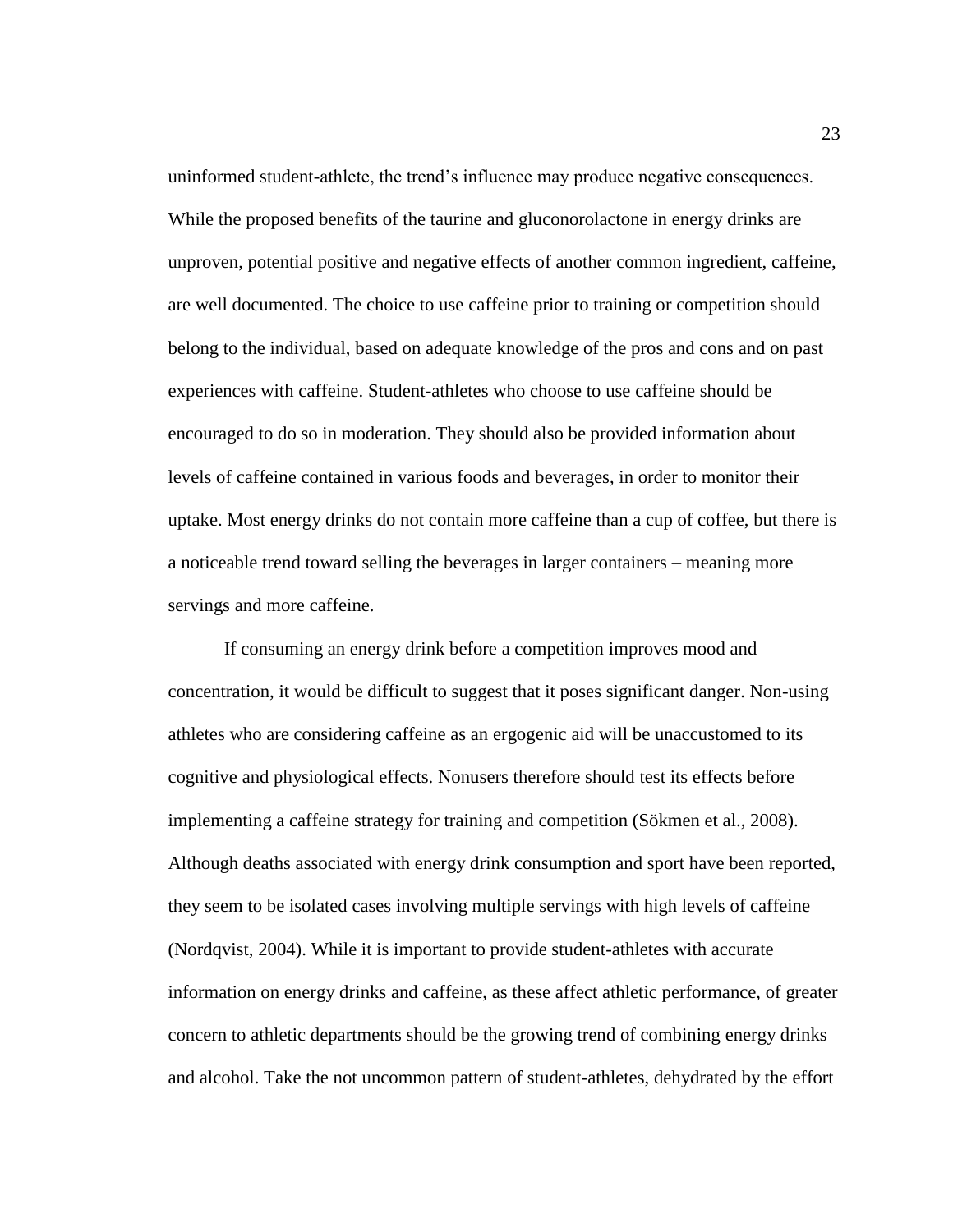uninformed student-athlete, the trend's influence may produce negative consequences. While the proposed benefits of the taurine and gluconorolactone in energy drinks are unproven, potential positive and negative effects of another common ingredient, caffeine, are well documented. The choice to use caffeine prior to training or competition should belong to the individual, based on adequate knowledge of the pros and cons and on past experiences with caffeine. Student-athletes who choose to use caffeine should be encouraged to do so in moderation. They should also be provided information about levels of caffeine contained in various foods and beverages, in order to monitor their uptake. Most energy drinks do not contain more caffeine than a cup of coffee, but there is a noticeable trend toward selling the beverages in larger containers – meaning more servings and more caffeine.

If consuming an energy drink before a competition improves mood and concentration, it would be difficult to suggest that it poses significant danger. Non-using athletes who are considering caffeine as an ergogenic aid will be unaccustomed to its cognitive and physiological effects. Nonusers therefore should test its effects before implementing a caffeine strategy for training and competition (Sökmen et al., 2008). Although deaths associated with energy drink consumption and sport have been reported, they seem to be isolated cases involving multiple servings with high levels of caffeine (Nordqvist, 2004). While it is important to provide student-athletes with accurate information on energy drinks and caffeine, as these affect athletic performance, of greater concern to athletic departments should be the growing trend of combining energy drinks and alcohol. Take the not uncommon pattern of student-athletes, dehydrated by the effort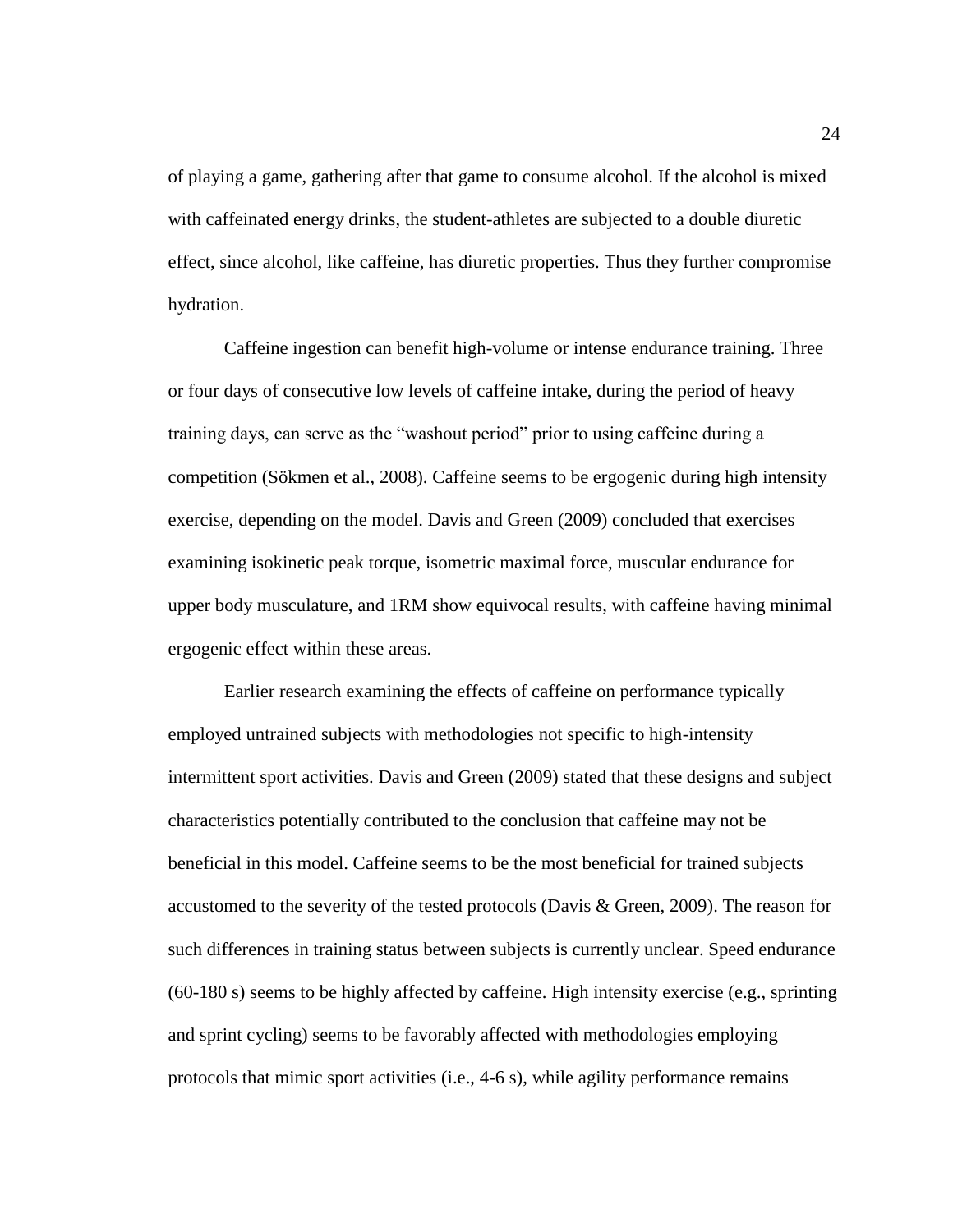of playing a game, gathering after that game to consume alcohol. If the alcohol is mixed with caffeinated energy drinks, the student-athletes are subjected to a double diuretic effect, since alcohol, like caffeine, has diuretic properties. Thus they further compromise hydration.

Caffeine ingestion can benefit high-volume or intense endurance training. Three or four days of consecutive low levels of caffeine intake, during the period of heavy training days, can serve as the "washout period" prior to using caffeine during a competition (Sökmen et al., 2008). Caffeine seems to be ergogenic during high intensity exercise, depending on the model. Davis and Green (2009) concluded that exercises examining isokinetic peak torque, isometric maximal force, muscular endurance for upper body musculature, and 1RM show equivocal results, with caffeine having minimal ergogenic effect within these areas.

Earlier research examining the effects of caffeine on performance typically employed untrained subjects with methodologies not specific to high-intensity intermittent sport activities. Davis and Green (2009) stated that these designs and subject characteristics potentially contributed to the conclusion that caffeine may not be beneficial in this model. Caffeine seems to be the most beneficial for trained subjects accustomed to the severity of the tested protocols (Davis & Green, 2009). The reason for such differences in training status between subjects is currently unclear. Speed endurance (60-180 s) seems to be highly affected by caffeine. High intensity exercise (e.g., sprinting and sprint cycling) seems to be favorably affected with methodologies employing protocols that mimic sport activities (i.e., 4-6 s), while agility performance remains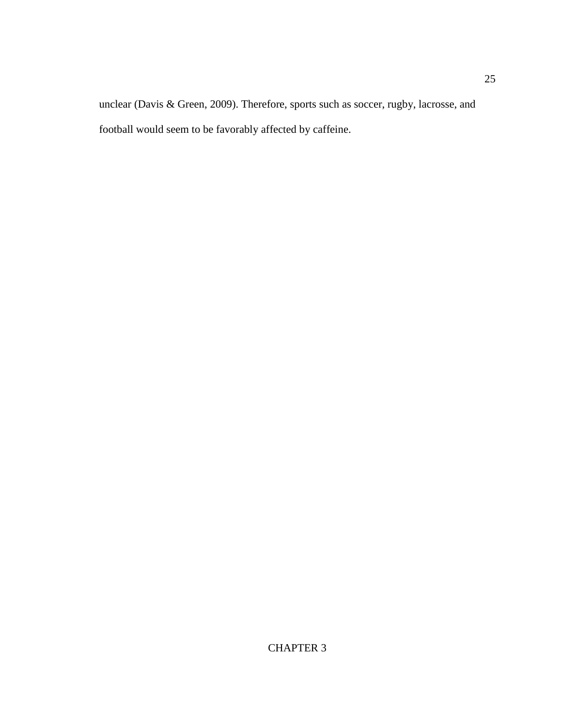unclear (Davis & Green, 2009). Therefore, sports such as soccer, rugby, lacrosse, and football would seem to be favorably affected by caffeine.

# CHAPTER 3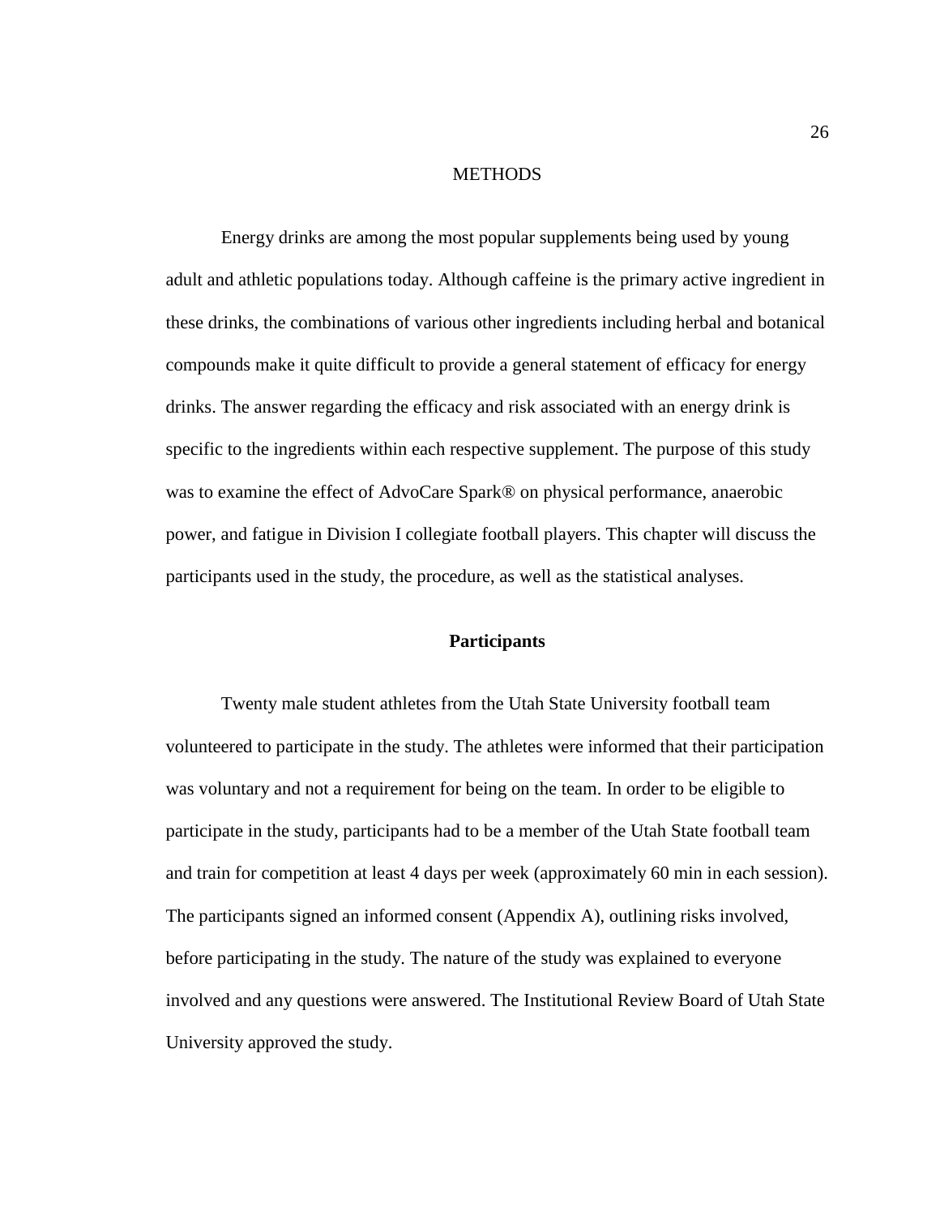# METHODS

Energy drinks are among the most popular supplements being used by young adult and athletic populations today. Although caffeine is the primary active ingredient in these drinks, the combinations of various other ingredients including herbal and botanical compounds make it quite difficult to provide a general statement of efficacy for energy drinks. The answer regarding the efficacy and risk associated with an energy drink is specific to the ingredients within each respective supplement. The purpose of this study was to examine the effect of AdvoCare Spark® on physical performance, anaerobic power, and fatigue in Division I collegiate football players. This chapter will discuss the participants used in the study, the procedure, as well as the statistical analyses.

## Participants

Twenty male student athletes from the Utah State University football team volunteered to participate in the study. The athletes were informed that their participation was voluntary and not a requirement for being on the team. In order to be eligible to participate in the study, participants had to be a member of the Utah State football team and train for competition at least 4 days per week (approximately 60 min in each session). The participants signed an informed consent (Appendix A), outlining risks involved, before participating in the study. The nature of the study was explained to everyone involved and any questions were answered. The Institutional Review Board of Utah State University approved the study.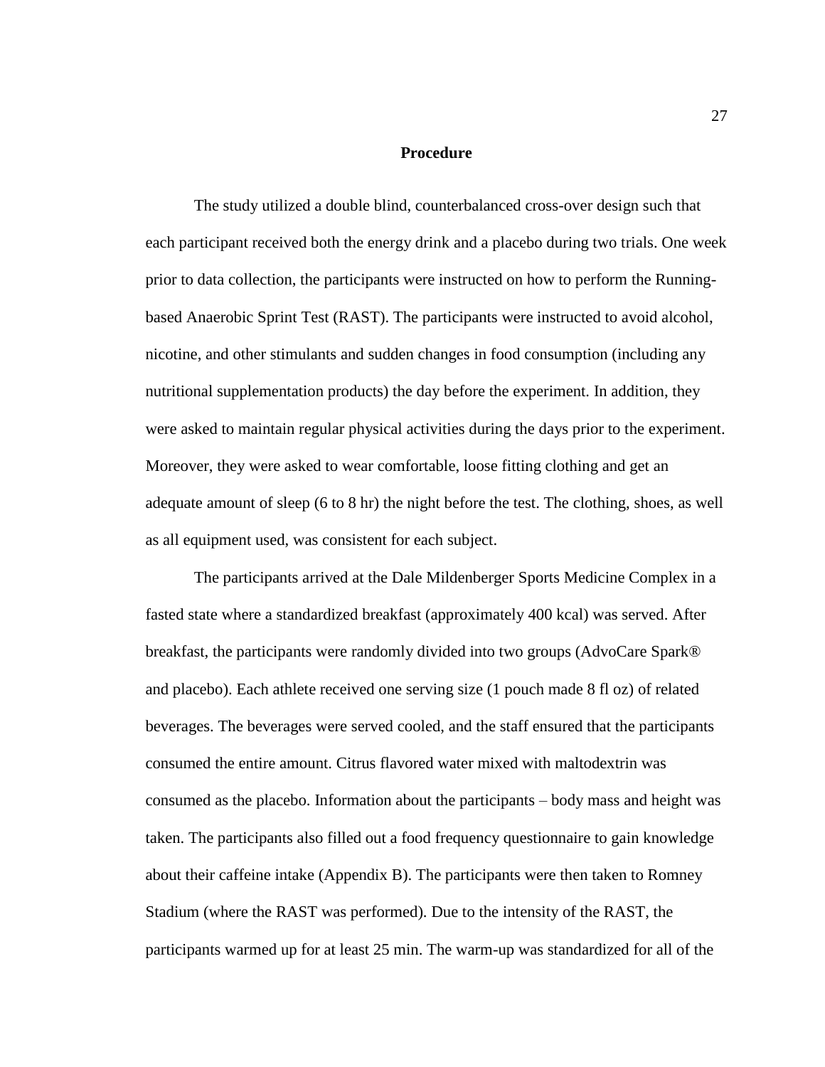## Procedure

The study utilized a double blind, counterbalanced cross-over design such that each participant received both the energy drink and a placebo during two trials. One week prior to data collection, the participants were instructed on how to perform the Running-based Anaerobic Sprint Test (RAST). The participants were instructed to avoid alcohol, nicotine, and other stimulants and sudden changes in food consumption (including any nutritional supplementation products) the day before the experiment. In addition, they were asked to maintain regular physical activities during the days prior to the experiment. Moreover, they were asked to wear comfortable, loose fitting clothing and get an adequate amount of sleep (6 to 8 hr) the night before the test. The clothing, shoes, as well as all equipment used, was consistent for each subject.

The participants arrived at the Dale Mildenberger Sports Medicine Complex in a fasted state where a standardized breakfast (approximately 400 kcal) was served. After breakfast, the participants were randomly divided into two groups (AdvoCare Spark® and placebo). Each athlete received one serving size (1 pouch made 8 fl oz) of related beverages. The beverages were served cooled, and the staff ensured that the participants consumed the entire amount. Citrus flavored water mixed with maltodextrin was consumed as the placebo. Information about the participants – body mass and height was taken. The participants also filled out a food frequency questionnaire to gain knowledge about their caffeine intake (Appendix B). The participants were then taken to Romney Stadium (where the RAST was performed). Due to the intensity of the RAST, the participants warmed up for at least 25 min. The warm-up was standardized for all of the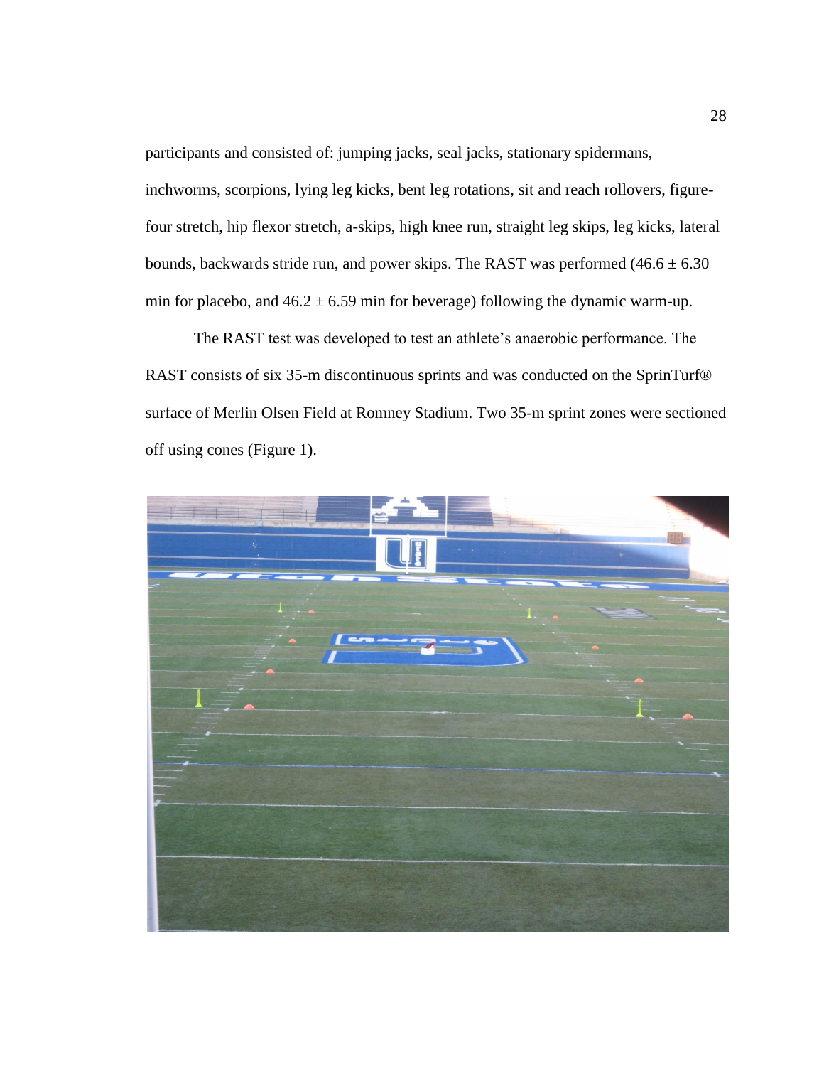participants and consisted of: jumping jacks, seal jacks, stationary spidermans, inchworms, scorpions, lying leg kicks, bent leg rotations, sit and reach rollovers, figure-four stretch, hip flexor stretch, a-skips, high knee run, straight leg skips, leg kicks, lateral bounds, backwards stride run, and power skips. The RAST was performed (46.6 ± 6.30 min for placebo, and 46.2 ± 6.59 min for beverage) following the dynamic warm-up.

The RAST test was developed to test an athlete's anaerobic performance. The RAST consists of six 35-m discontinuous sprints and was conducted on the SprinTurf® surface of Merlin Olsen Field at Romney Stadium. Two 35-m sprint zones were sectioned off using cones (Figure 1).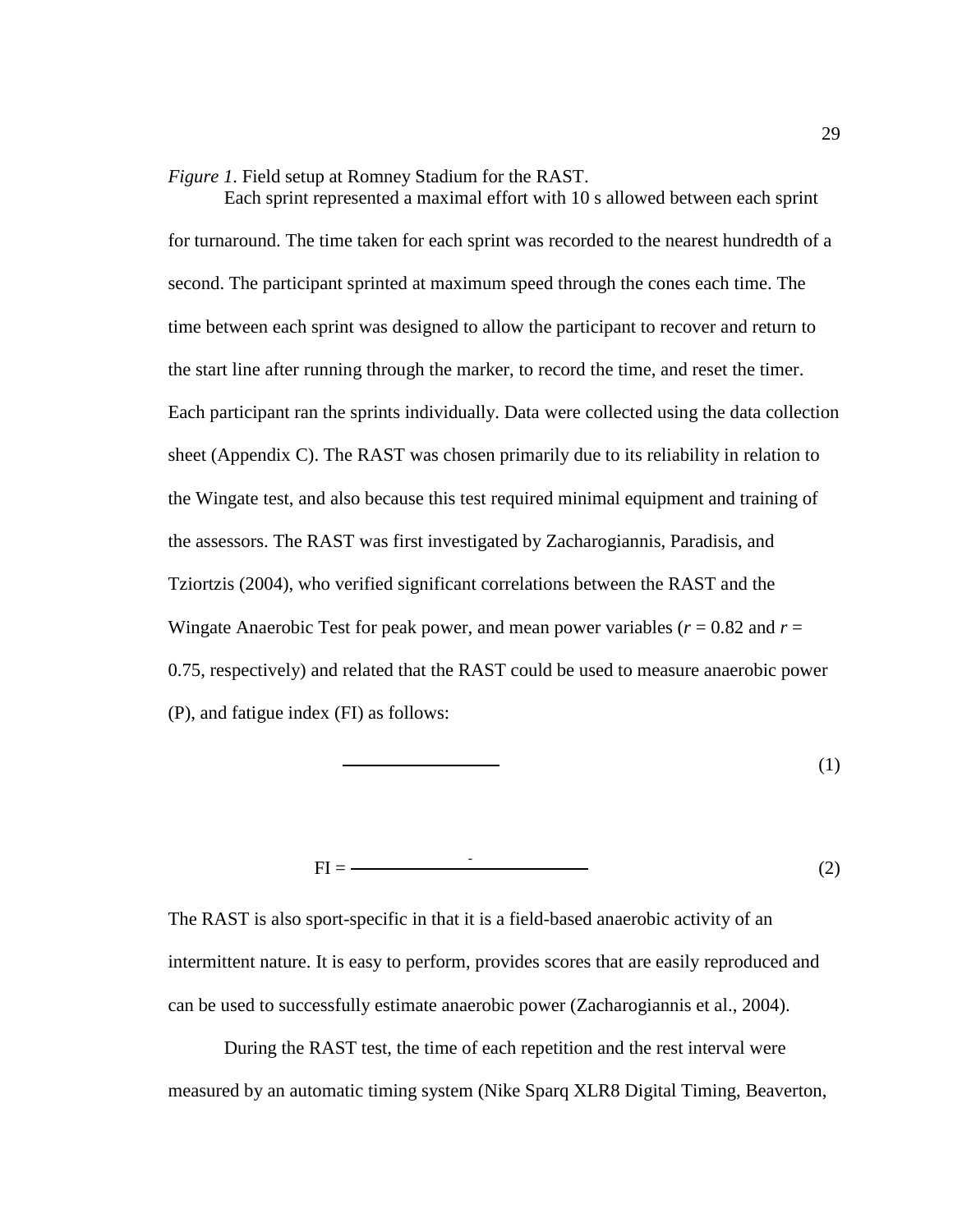*Figure 1*. Field setup at Romney Stadium for the RAST.

Each sprint represented a maximal effort with 10 s allowed between each sprint for turnaround. The time taken for each sprint was recorded to the nearest hundredth of a second. The participant sprinted at maximum speed through the cones each time. The time between each sprint was designed to allow the participant to recover and return to the start line after running through the marker, to record the time, and reset the timer. Each participant ran the sprints individually. Data were collected using the data collection sheet (Appendix C). The RAST was chosen primarily due to its reliability in relation to the Wingate test, and also because this test required minimal equipment and training of the assessors. The RAST was first investigated by Zacharogiannis, Paradisis, and Tziortzis (2004), who verified significant correlations between the RAST and the Wingate Anaerobic Test for peak power, and mean power variables ($r$ = 0.82 and $r$ = 0.75, respectively) and related that the RAST could be used to measure anaerobic power (P), and fatigue index (FI) as follows:

(1)

FI = (2)

The RAST is also sport-specific in that it is a field-based anaerobic activity of an intermittent nature. It is easy to perform, provides scores that are easily reproduced and can be used to successfully estimate anaerobic power (Zacharogiannis et al., 2004).

During the RAST test, the time of each repetition and the rest interval were measured by an automatic timing system (Nike Sparq XLR8 Digital Timing, Beaverton,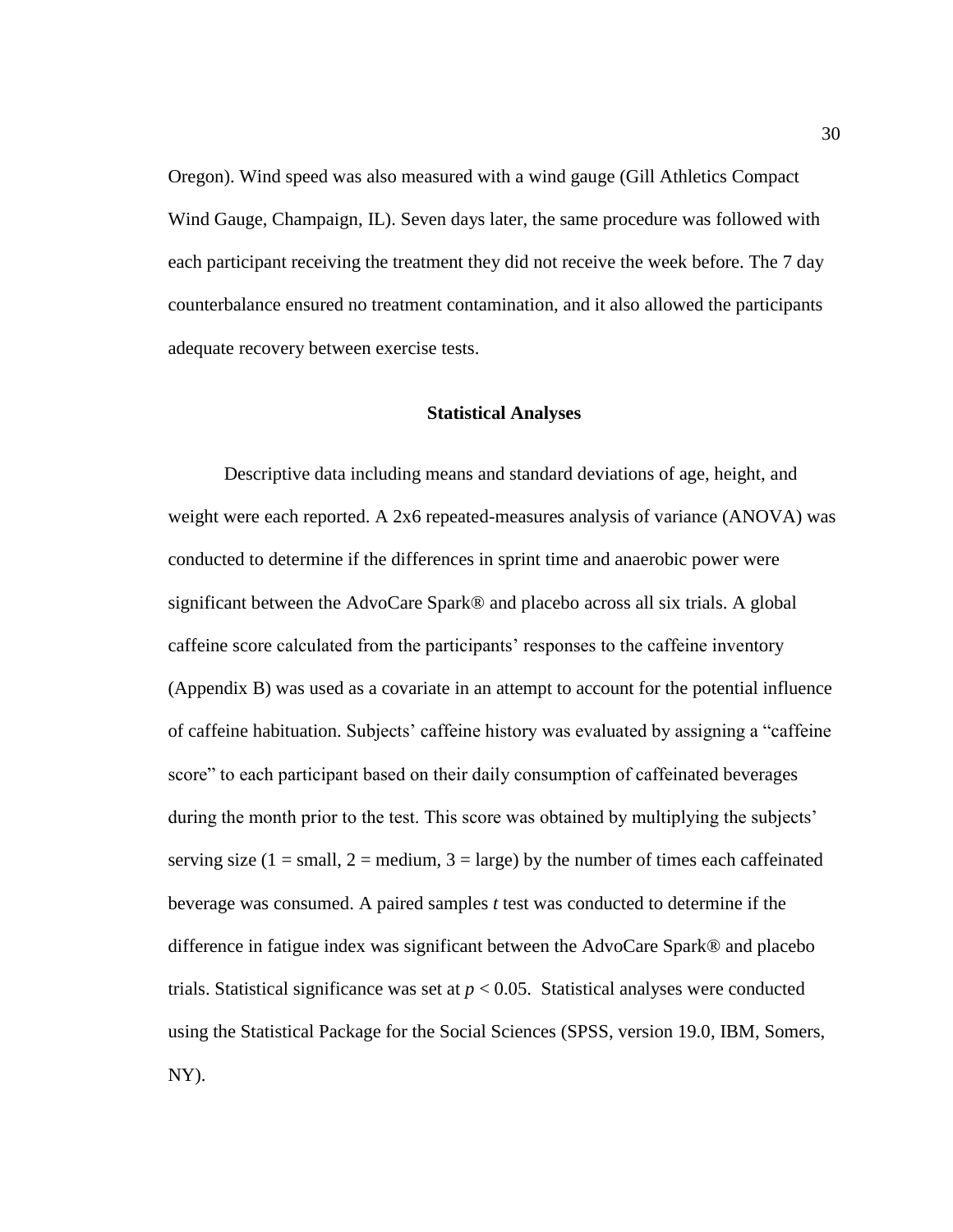Oregon). Wind speed was also measured with a wind gauge (Gill Athletics Compact Wind Gauge, Champaign, IL). Seven days later, the same procedure was followed with each participant receiving the treatment they did not receive the week before. The 7 day counterbalance ensured no treatment contamination, and it also allowed the participants adequate recovery between exercise tests.

## Statistical Analyses

Descriptive data including means and standard deviations of age, height, and weight were each reported. A 2x6 repeated-measures analysis of variance (ANOVA) was conducted to determine if the differences in sprint time and anaerobic power were significant between the AdvoCare Spark® and placebo across all six trials. A global caffeine score calculated from the participants' responses to the caffeine inventory (Appendix B) was used as a covariate in an attempt to account for the potential influence of caffeine habituation. Subjects' caffeine history was evaluated by assigning a "caffeine score" to each participant based on their daily consumption of caffeinated beverages during the month prior to the test. This score was obtained by multiplying the subjects' serving size (1 = small, 2 = medium, 3 = large) by the number of times each caffeinated beverage was consumed. A paired samples *t* test was conducted to determine if the difference in fatigue index was significant between the AdvoCare Spark® and placebo trials. Statistical significance was set at $p < 0.05$. Statistical analyses were conducted using the Statistical Package for the Social Sciences (SPSS, version 19.0, IBM, Somers, NY).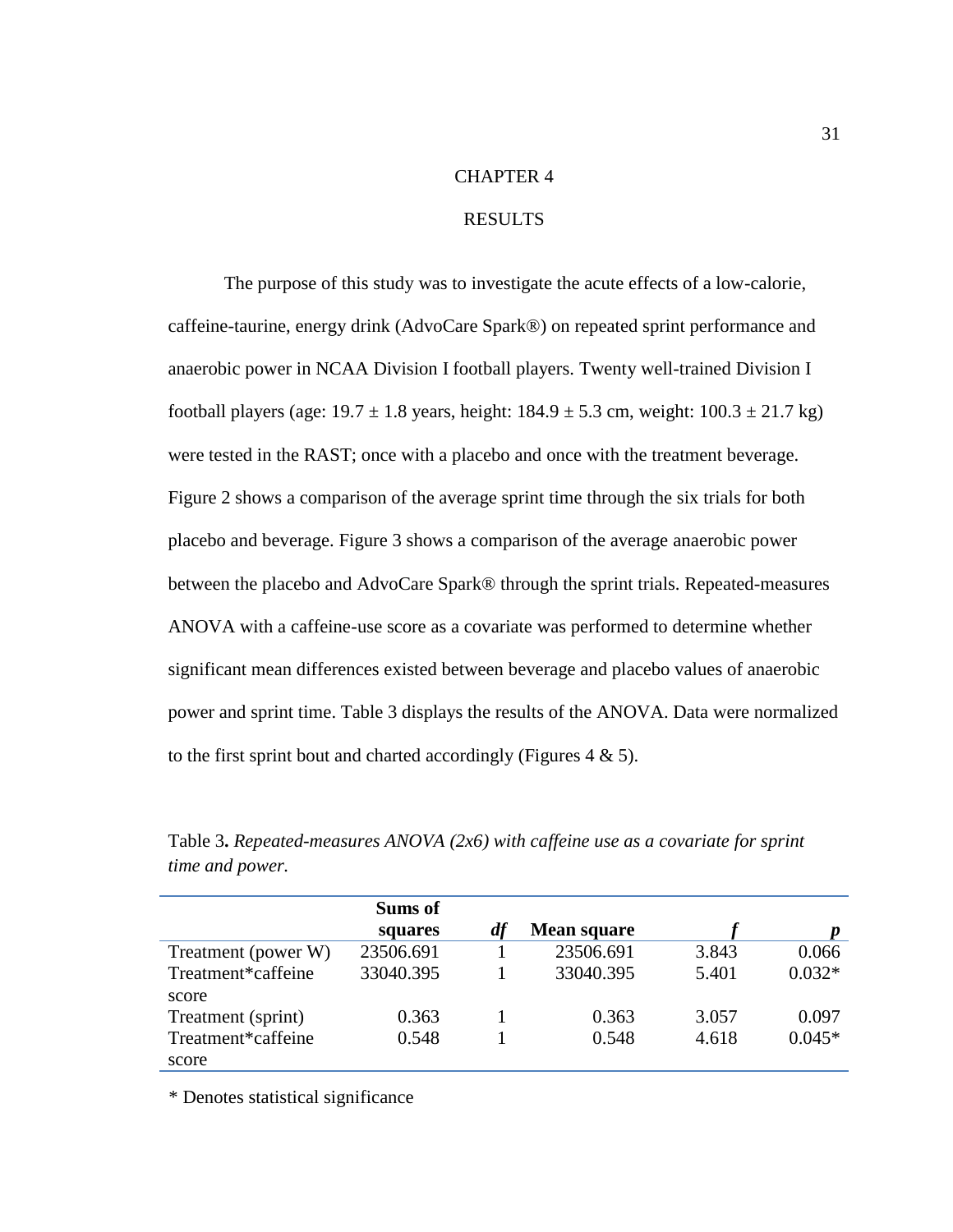# CHAPTER 4

# RESULTS

The purpose of this study was to investigate the acute effects of a low-calorie, caffeine-taurine, energy drink (AdvoCare Spark®) on repeated sprint performance and anaerobic power in NCAA Division I football players. Twenty well-trained Division I football players (age: 19.7 ± 1.8 years, height: 184.9 ± 5.3 cm, weight: 100.3 ± 21.7 kg) were tested in the RAST; once with a placebo and once with the treatment beverage. Figure 2 shows a comparison of the average sprint time through the six trials for both placebo and beverage. Figure 3 shows a comparison of the average anaerobic power between the placebo and AdvoCare Spark® through the sprint trials. Repeated-measures ANOVA with a caffeine-use score as a covariate was performed to determine whether significant mean differences existed between beverage and placebo values of anaerobic power and sprint time. Table 3 displays the results of the ANOVA. Data were normalized to the first sprint bout and charted accordingly (Figures 4 & 5).

Table 3**.** *Repeated-measures ANOVA (2x6) with caffeine use as a covariate for sprint time and power.*

| | Sums of squares | *df* | Mean square | *f* | *p* |
|---|---|---|---|---|---|
| Treatment (power W) | 23506.691 | 1 | 23506.691 | 3.843 | 0.066 |
| Treatment*caffeine score | 33040.395 | 1 | 33040.395 | 5.401 | 0.032* |
| Treatment (sprint) | 0.363 | 1 | 0.363 | 3.057 | 0.097 |
| Treatment*caffeine score | 0.548 | 1 | 0.548 | 4.618 | 0.045* |

\* Denotes statistical significance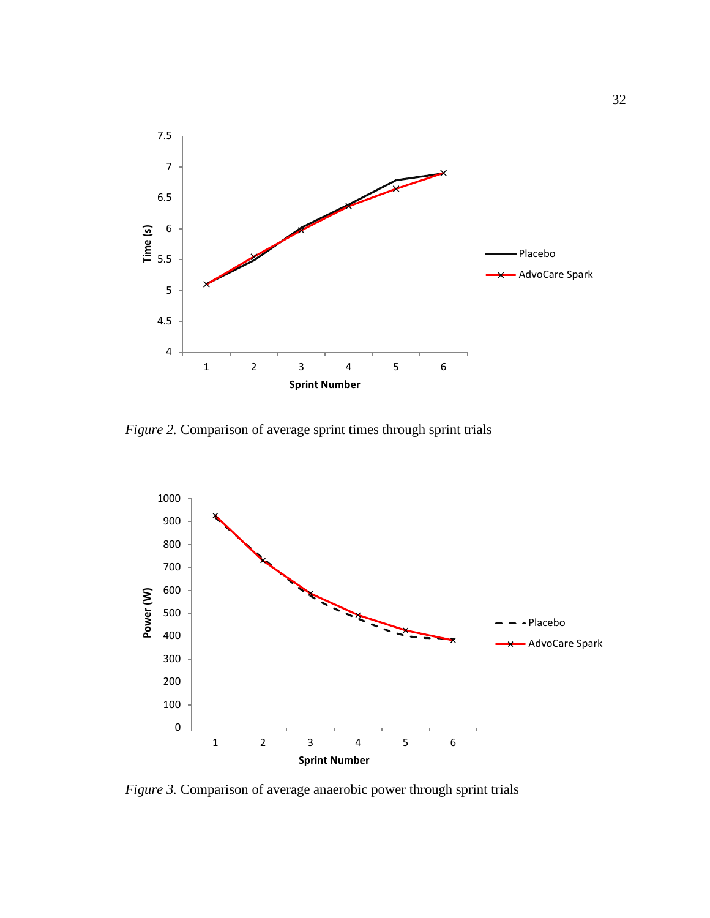*Figure 2.* Comparison of average sprint times through sprint trials

*Figure 3.* Comparison of average anaerobic power through sprint trials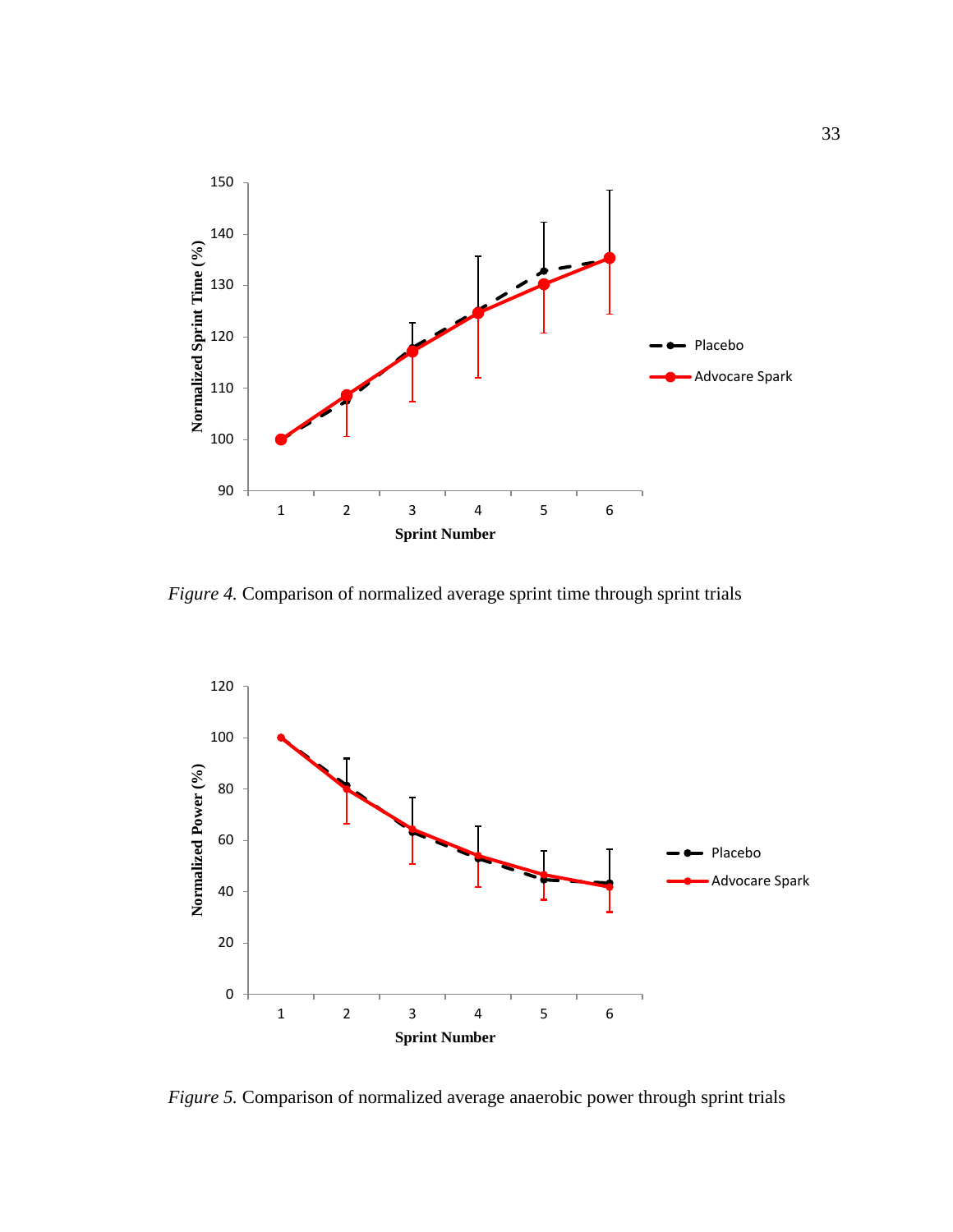*Figure 4.* Comparison of normalized average sprint time through sprint trials

*Figure 5.* Comparison of normalized average anaerobic power through sprint trials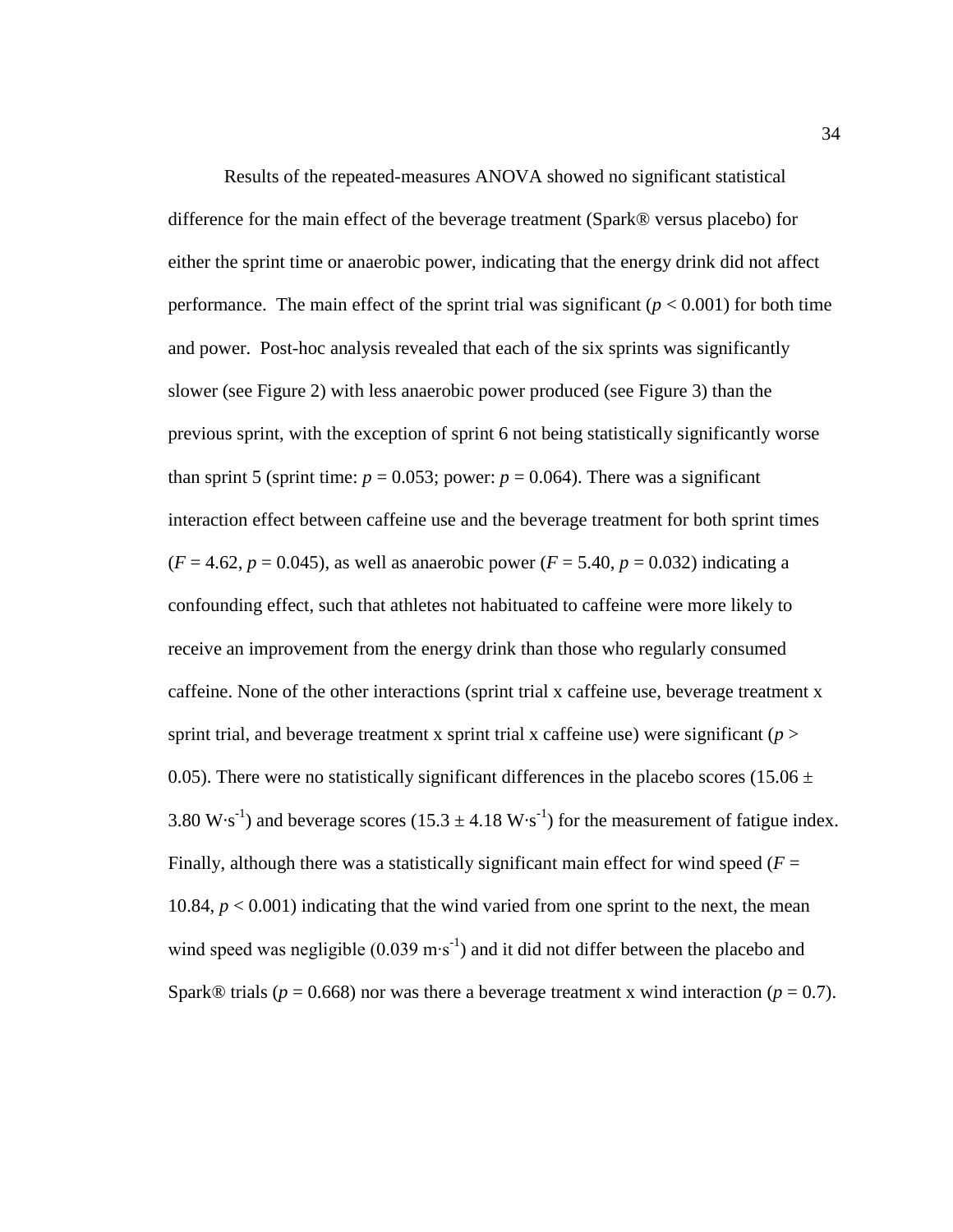Results of the repeated-measures ANOVA showed no significant statistical difference for the main effect of the beverage treatment (Spark® versus placebo) for either the sprint time or anaerobic power, indicating that the energy drink did not affect performance. The main effect of the sprint trial was significant ($p < 0.001$) for both time and power. Post-hoc analysis revealed that each of the six sprints was significantly slower (see Figure 2) with less anaerobic power produced (see Figure 3) than the previous sprint, with the exception of sprint 6 not being statistically significantly worse than sprint 5 (sprint time: $p = 0.053$; power: $p = 0.064$). There was a significant interaction effect between caffeine use and the beverage treatment for both sprint times ($F = 4.62$, $p = 0.045$), as well as anaerobic power ($F = 5.40$, $p = 0.032$) indicating a confounding effect, such that athletes not habituated to caffeine were more likely to receive an improvement from the energy drink than those who regularly consumed caffeine. None of the other interactions (sprint trial x caffeine use, beverage treatment x sprint trial, and beverage treatment x sprint trial x caffeine use) were significant ($p > 0.05$). There were no statistically significant differences in the placebo scores ($15.06 \pm 3.80$ $W{\cdot}s^{-1}$) and beverage scores ($15.3 \pm 4.18$ $W{\cdot}s^{-1}$) for the measurement of fatigue index. Finally, although there was a statistically significant main effect for wind speed ($F = 10.84$, $p < 0.001$) indicating that the wind varied from one sprint to the next, the mean wind speed was negligible ($0.039$ $m{\cdot}s^{-1}$) and it did not differ between the placebo and Spark® trials ($p = 0.668$) nor was there a beverage treatment x wind interaction ($p = 0.7$).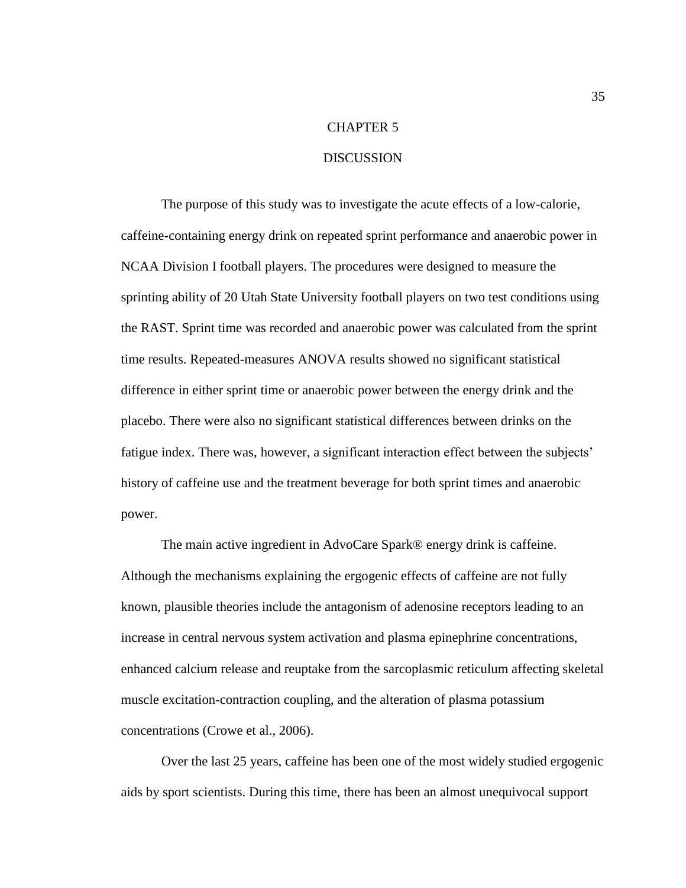# CHAPTER 5

# DISCUSSION

The purpose of this study was to investigate the acute effects of a low-calorie, caffeine-containing energy drink on repeated sprint performance and anaerobic power in NCAA Division I football players. The procedures were designed to measure the sprinting ability of 20 Utah State University football players on two test conditions using the RAST. Sprint time was recorded and anaerobic power was calculated from the sprint time results. Repeated-measures ANOVA results showed no significant statistical difference in either sprint time or anaerobic power between the energy drink and the placebo. There were also no significant statistical differences between drinks on the fatigue index. There was, however, a significant interaction effect between the subjects' history of caffeine use and the treatment beverage for both sprint times and anaerobic power.

The main active ingredient in AdvoCare Spark® energy drink is caffeine. Although the mechanisms explaining the ergogenic effects of caffeine are not fully known, plausible theories include the antagonism of adenosine receptors leading to an increase in central nervous system activation and plasma epinephrine concentrations, enhanced calcium release and reuptake from the sarcoplasmic reticulum affecting skeletal muscle excitation-contraction coupling, and the alteration of plasma potassium concentrations (Crowe et al., 2006).

Over the last 25 years, caffeine has been one of the most widely studied ergogenic aids by sport scientists. During this time, there has been an almost unequivocal support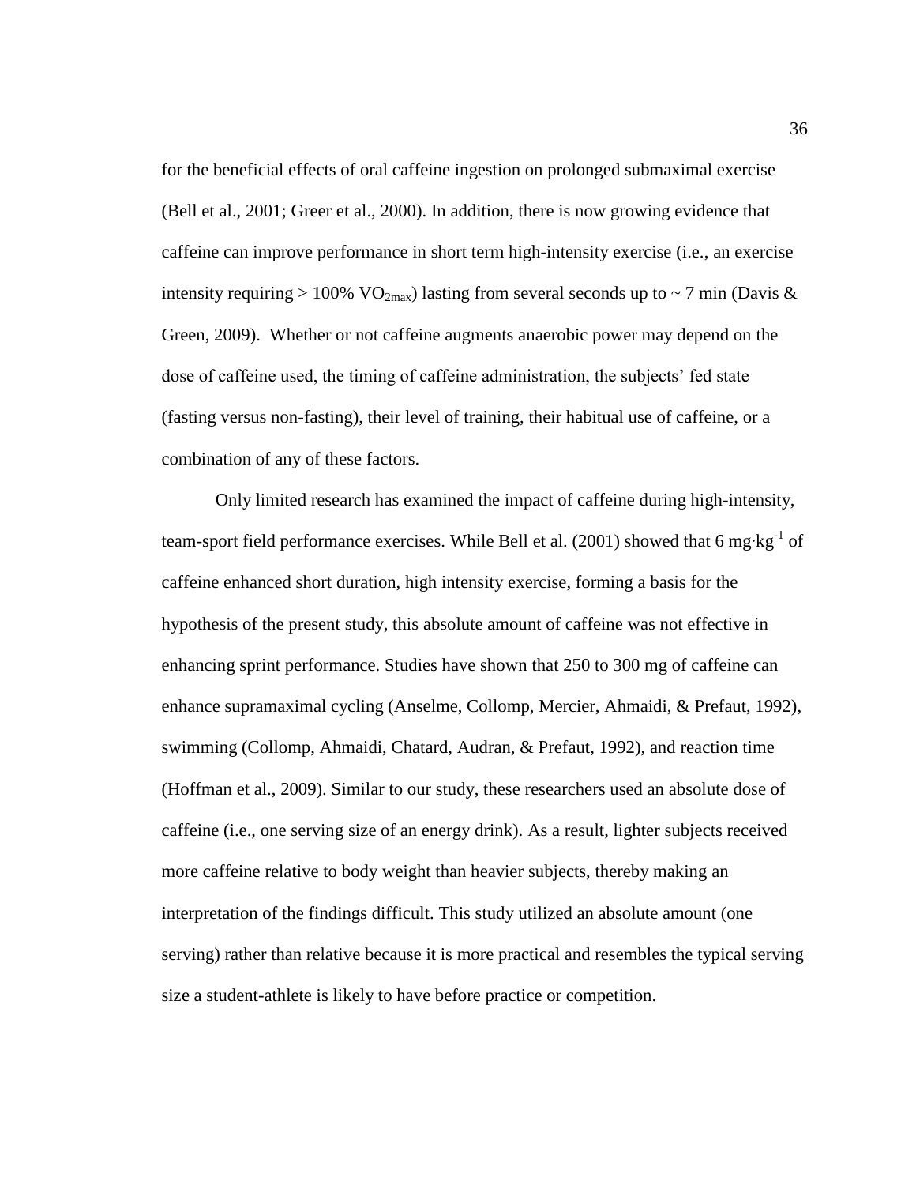for the beneficial effects of oral caffeine ingestion on prolonged submaximal exercise (Bell et al., 2001; Greer et al., 2000). In addition, there is now growing evidence that caffeine can improve performance in short term high-intensity exercise (i.e., an exercise intensity requiring > 100% $VO_{2max}$) lasting from several seconds up to ~ 7 min (Davis & Green, 2009). Whether or not caffeine augments anaerobic power may depend on the dose of caffeine used, the timing of caffeine administration, the subjects' fed state (fasting versus non-fasting), their level of training, their habitual use of caffeine, or a combination of any of these factors.

Only limited research has examined the impact of caffeine during high-intensity, team-sport field performance exercises. While Bell et al. (2001) showed that 6 $mg{\cdot}kg^{-1}$ of caffeine enhanced short duration, high intensity exercise, forming a basis for the hypothesis of the present study, this absolute amount of caffeine was not effective in enhancing sprint performance. Studies have shown that 250 to 300 mg of caffeine can enhance supramaximal cycling (Anselme, Collomp, Mercier, Ahmaidi, & Prefaut, 1992), swimming (Collomp, Ahmaidi, Chatard, Audran, & Prefaut, 1992), and reaction time (Hoffman et al., 2009). Similar to our study, these researchers used an absolute dose of caffeine (i.e., one serving size of an energy drink). As a result, lighter subjects received more caffeine relative to body weight than heavier subjects, thereby making an interpretation of the findings difficult. This study utilized an absolute amount (one serving) rather than relative because it is more practical and resembles the typical serving size a student-athlete is likely to have before practice or competition.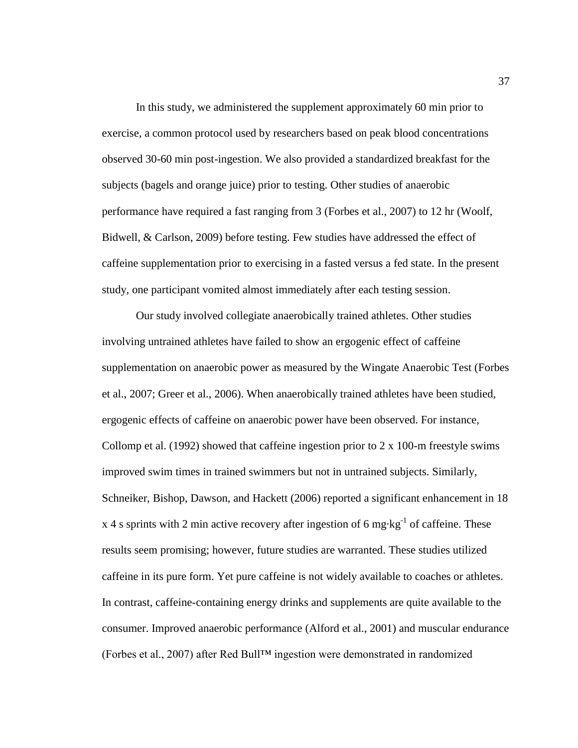In this study, we administered the supplement approximately 60 min prior to exercise, a common protocol used by researchers based on peak blood concentrations observed 30-60 min post-ingestion. We also provided a standardized breakfast for the subjects (bagels and orange juice) prior to testing. Other studies of anaerobic performance have required a fast ranging from 3 (Forbes et al., 2007) to 12 hr (Woolf, Bidwell, & Carlson, 2009) before testing. Few studies have addressed the effect of caffeine supplementation prior to exercising in a fasted versus a fed state. In the present study, one participant vomited almost immediately after each testing session.

Our study involved collegiate anaerobically trained athletes. Other studies involving untrained athletes have failed to show an ergogenic effect of caffeine supplementation on anaerobic power as measured by the Wingate Anaerobic Test (Forbes et al., 2007; Greer et al., 2006). When anaerobically trained athletes have been studied, ergogenic effects of caffeine on anaerobic power have been observed. For instance, Collomp et al. (1992) showed that caffeine ingestion prior to 2 x 100-m freestyle swims improved swim times in trained swimmers but not in untrained subjects. Similarly, Schneiker, Bishop, Dawson, and Hackett (2006) reported a significant enhancement in 18 x 4 s sprints with 2 min active recovery after ingestion of 6 $mg \cdot kg^{-1}$ of caffeine. These results seem promising; however, future studies are warranted. These studies utilized caffeine in its pure form. Yet pure caffeine is not widely available to coaches or athletes. In contrast, caffeine-containing energy drinks and supplements are quite available to the consumer. Improved anaerobic performance (Alford et al., 2001) and muscular endurance (Forbes et al., 2007) after Red Bull™ ingestion were demonstrated in randomized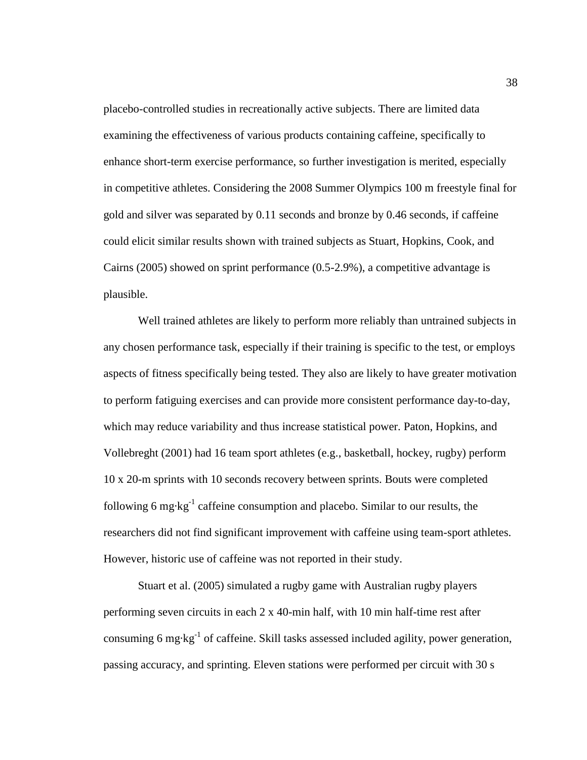placebo-controlled studies in recreationally active subjects. There are limited data examining the effectiveness of various products containing caffeine, specifically to enhance short-term exercise performance, so further investigation is merited, especially in competitive athletes. Considering the 2008 Summer Olympics 100 m freestyle final for gold and silver was separated by 0.11 seconds and bronze by 0.46 seconds, if caffeine could elicit similar results shown with trained subjects as Stuart, Hopkins, Cook, and Cairns (2005) showed on sprint performance (0.5-2.9%), a competitive advantage is plausible.

Well trained athletes are likely to perform more reliably than untrained subjects in any chosen performance task, especially if their training is specific to the test, or employs aspects of fitness specifically being tested. They also are likely to have greater motivation to perform fatiguing exercises and can provide more consistent performance day-to-day, which may reduce variability and thus increase statistical power. Paton, Hopkins, and Vollebreght (2001) had 16 team sport athletes (e.g., basketball, hockey, rugby) perform 10 x 20-m sprints with 10 seconds recovery between sprints. Bouts were completed following 6 $mg{\cdot}kg^{-1}$ caffeine consumption and placebo. Similar to our results, the researchers did not find significant improvement with caffeine using team-sport athletes. However, historic use of caffeine was not reported in their study.

Stuart et al. (2005) simulated a rugby game with Australian rugby players performing seven circuits in each 2 x 40-min half, with 10 min half-time rest after consuming 6 $mg{\cdot}kg^{-1}$ of caffeine. Skill tasks assessed included agility, power generation, passing accuracy, and sprinting. Eleven stations were performed per circuit with 30 s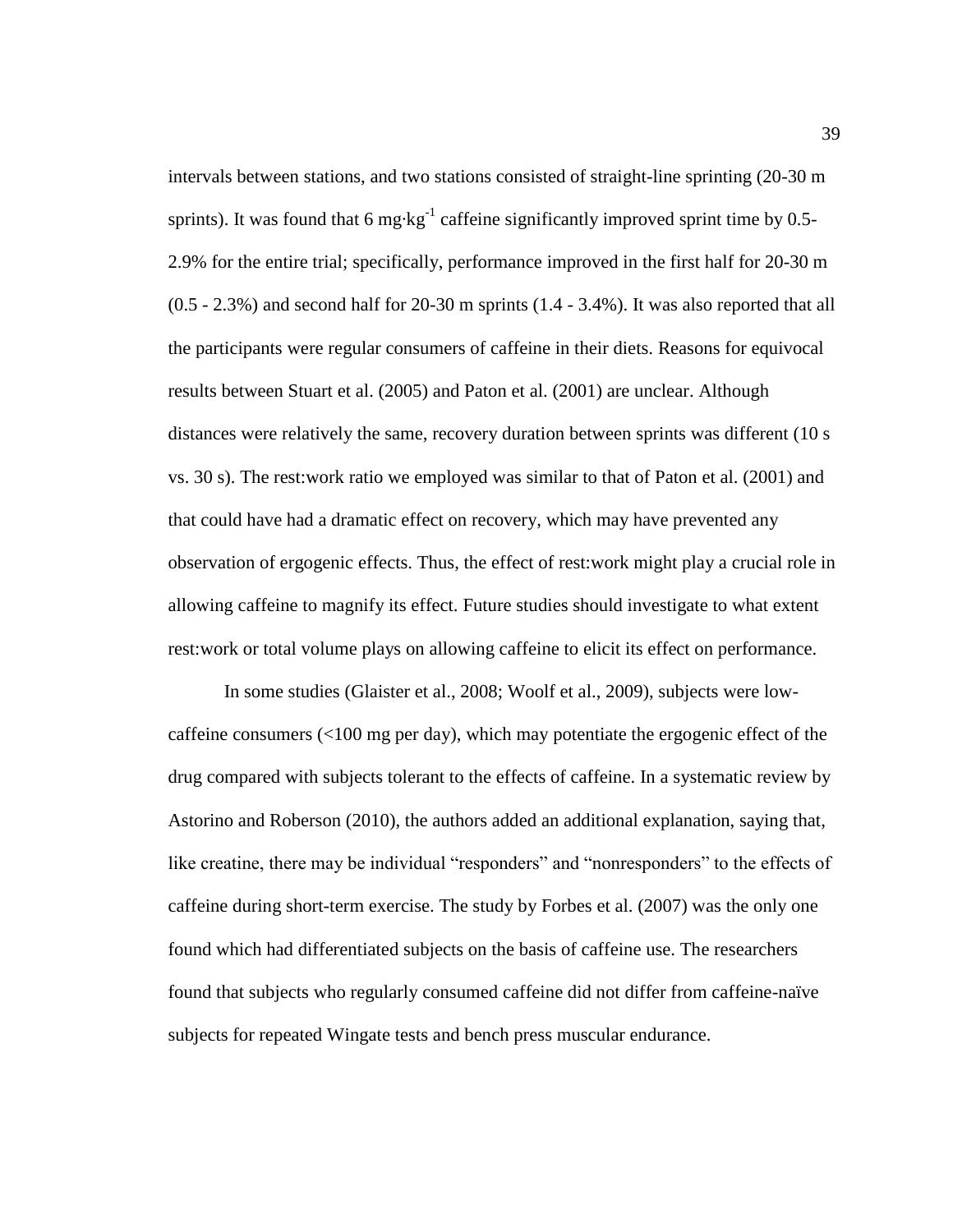intervals between stations, and two stations consisted of straight-line sprinting (20-30 m sprints). It was found that 6 mg·kg$^{-1}$ caffeine significantly improved sprint time by 0.5-2.9% for the entire trial; specifically, performance improved in the first half for 20-30 m (0.5 - 2.3%) and second half for 20-30 m sprints (1.4 - 3.4%). It was also reported that all the participants were regular consumers of caffeine in their diets. Reasons for equivocal results between Stuart et al. (2005) and Paton et al. (2001) are unclear. Although distances were relatively the same, recovery duration between sprints was different (10 s vs. 30 s). The rest:work ratio we employed was similar to that of Paton et al. (2001) and that could have had a dramatic effect on recovery, which may have prevented any observation of ergogenic effects. Thus, the effect of rest:work might play a crucial role in allowing caffeine to magnify its effect. Future studies should investigate to what extent rest:work or total volume plays on allowing caffeine to elicit its effect on performance.

In some studies (Glaister et al., 2008; Woolf et al., 2009), subjects were low-caffeine consumers (<100 mg per day), which may potentiate the ergogenic effect of the drug compared with subjects tolerant to the effects of caffeine. In a systematic review by Astorino and Roberson (2010), the authors added an additional explanation, saying that, like creatine, there may be individual "responders" and "nonresponders" to the effects of caffeine during short-term exercise. The study by Forbes et al. (2007) was the only one found which had differentiated subjects on the basis of caffeine use. The researchers found that subjects who regularly consumed caffeine did not differ from caffeine-naïve subjects for repeated Wingate tests and bench press muscular endurance.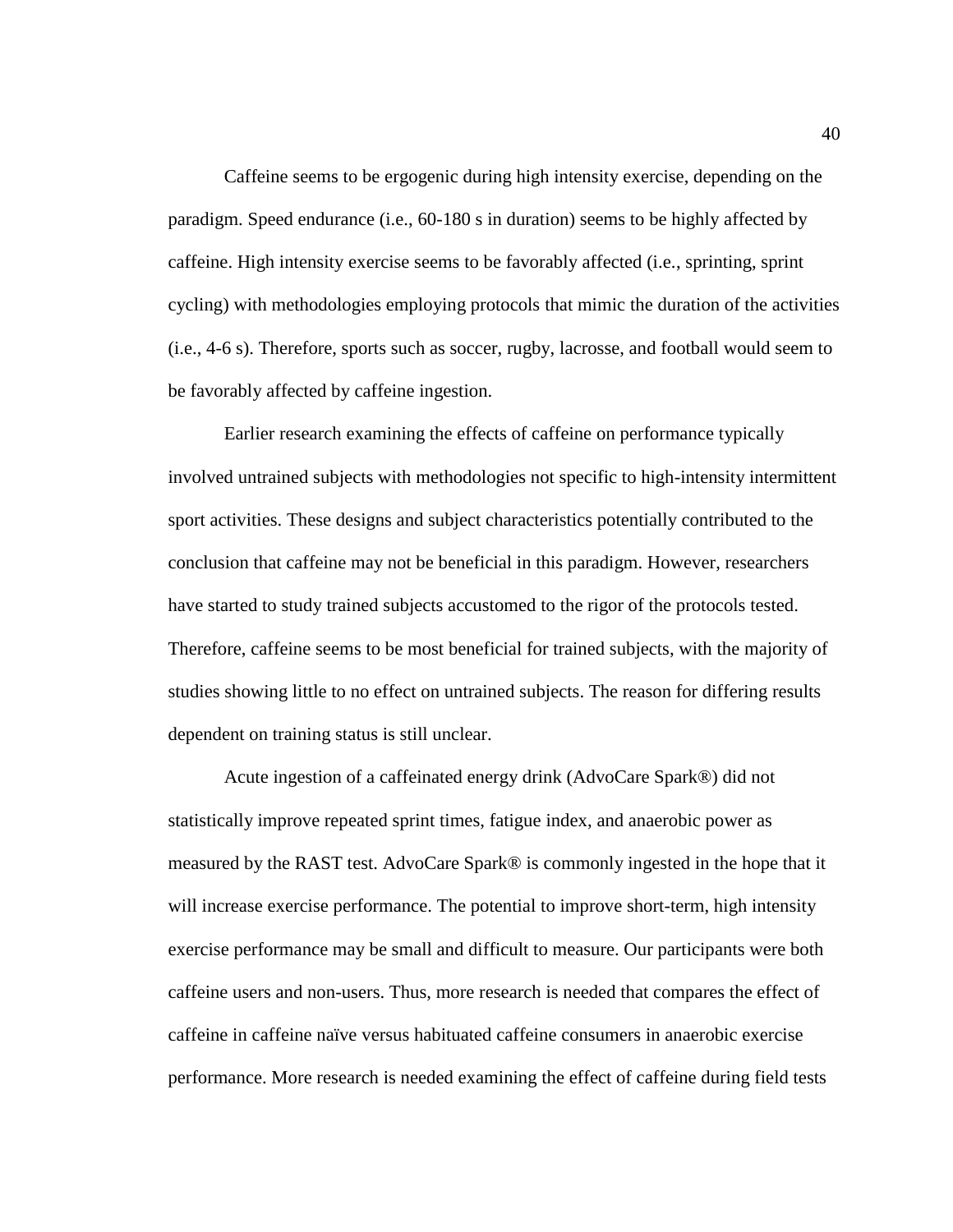Caffeine seems to be ergogenic during high intensity exercise, depending on the paradigm. Speed endurance (i.e., 60-180 s in duration) seems to be highly affected by caffeine. High intensity exercise seems to be favorably affected (i.e., sprinting, sprint cycling) with methodologies employing protocols that mimic the duration of the activities (i.e., 4-6 s). Therefore, sports such as soccer, rugby, lacrosse, and football would seem to be favorably affected by caffeine ingestion.

Earlier research examining the effects of caffeine on performance typically involved untrained subjects with methodologies not specific to high-intensity intermittent sport activities. These designs and subject characteristics potentially contributed to the conclusion that caffeine may not be beneficial in this paradigm. However, researchers have started to study trained subjects accustomed to the rigor of the protocols tested. Therefore, caffeine seems to be most beneficial for trained subjects, with the majority of studies showing little to no effect on untrained subjects. The reason for differing results dependent on training status is still unclear.

Acute ingestion of a caffeinated energy drink (AdvoCare Spark®) did not statistically improve repeated sprint times, fatigue index, and anaerobic power as measured by the RAST test. AdvoCare Spark® is commonly ingested in the hope that it will increase exercise performance. The potential to improve short-term, high intensity exercise performance may be small and difficult to measure. Our participants were both caffeine users and non-users. Thus, more research is needed that compares the effect of caffeine in caffeine naïve versus habituated caffeine consumers in anaerobic exercise performance. More research is needed examining the effect of caffeine during field tests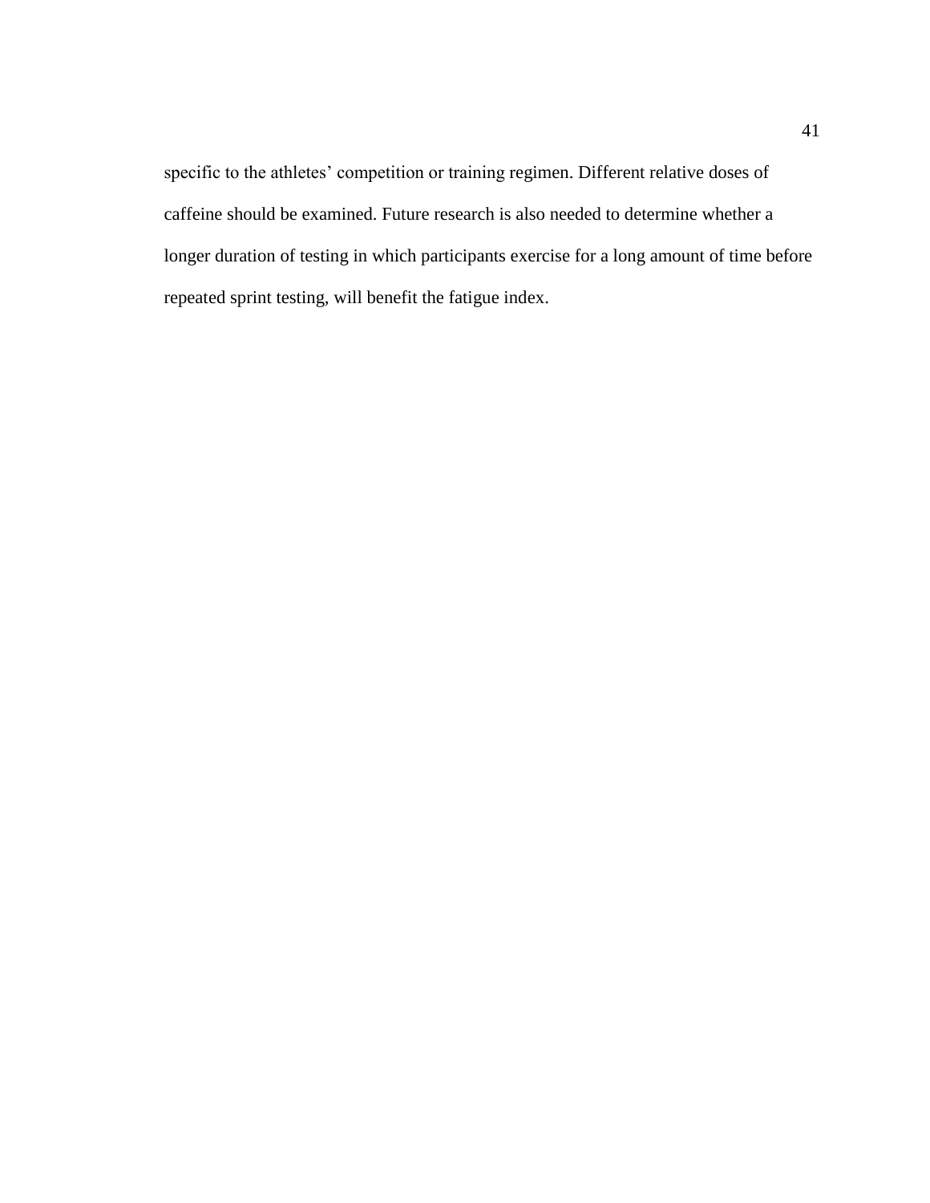specific to the athletes’ competition or training regimen. Different relative doses of caffeine should be examined. Future research is also needed to determine whether a longer duration of testing in which participants exercise for a long amount of time before repeated sprint testing, will benefit the fatigue index.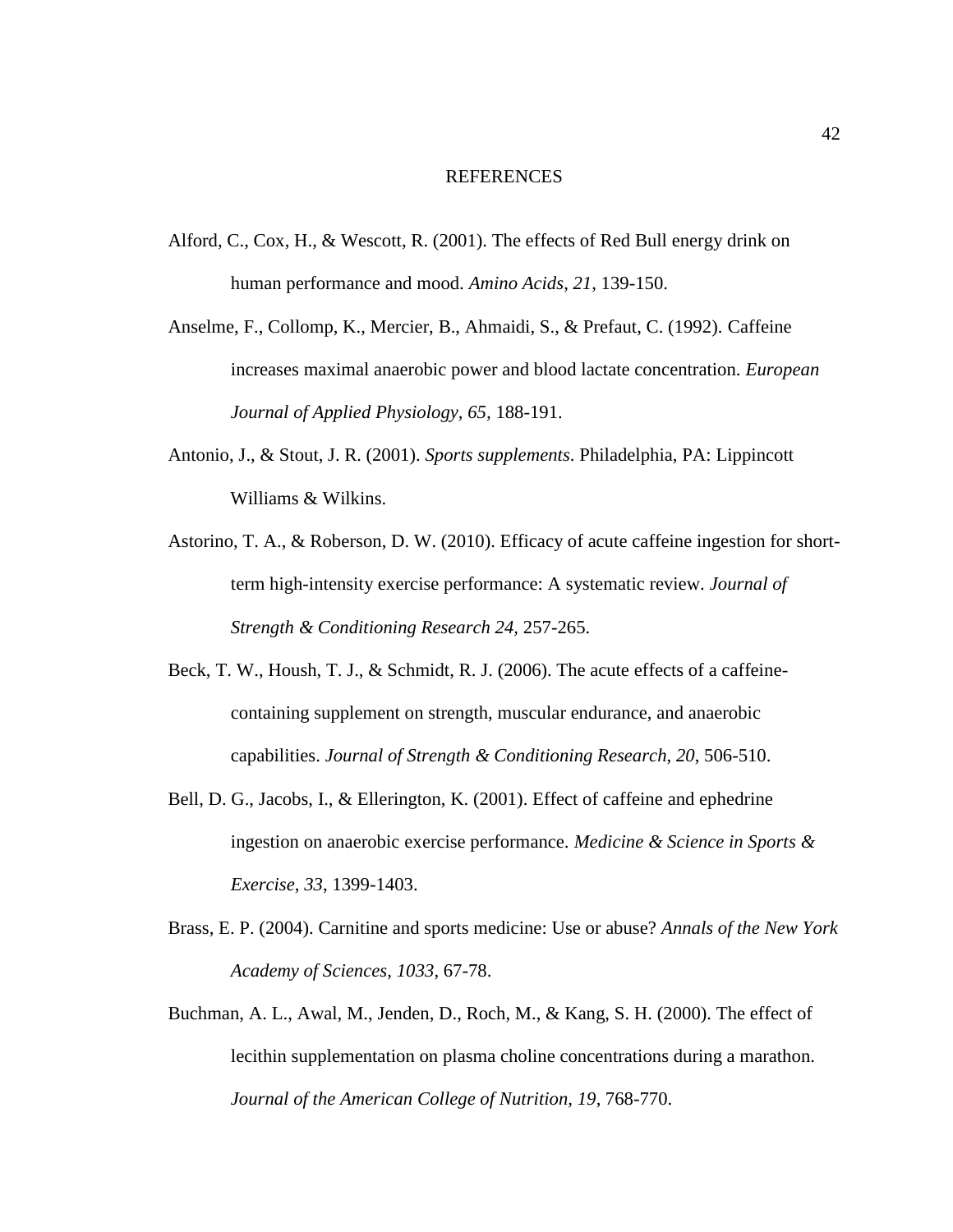# REFERENCES

Alford, C., Cox, H., & Wescott, R. (2001). The effects of Red Bull energy drink on human performance and mood. *Amino Acids*, *21*, 139-150.

Anselme, F., Collomp, K., Mercier, B., Ahmaidi, S., & Prefaut, C. (1992). Caffeine increases maximal anaerobic power and blood lactate concentration. *European Journal of Applied Physiology*, *65*, 188-191.

Antonio, J., & Stout, J. R. (2001). *Sports supplements*. Philadelphia, PA: Lippincott Williams & Wilkins.

Astorino, T. A., & Roberson, D. W. (2010). Efficacy of acute caffeine ingestion for short-term high-intensity exercise performance: A systematic review. *Journal of Strength & Conditioning Research 24*, 257-265.

Beck, T. W., Housh, T. J., & Schmidt, R. J. (2006). The acute effects of a caffeine-containing supplement on strength, muscular endurance, and anaerobic capabilities. *Journal of Strength & Conditioning Research*, *20*, 506-510.

Bell, D. G., Jacobs, I., & Ellerington, K. (2001). Effect of caffeine and ephedrine ingestion on anaerobic exercise performance. *Medicine & Science in Sports & Exercise*, *33*, 1399-1403.

Brass, E. P. (2004). Carnitine and sports medicine: Use or abuse? *Annals of the New York Academy of Sciences*, *1033*, 67-78.

Buchman, A. L., Awal, M., Jenden, D., Roch, M., & Kang, S. H. (2000). The effect of lecithin supplementation on plasma choline concentrations during a marathon. *Journal of the American College of Nutrition, 19*, 768-770.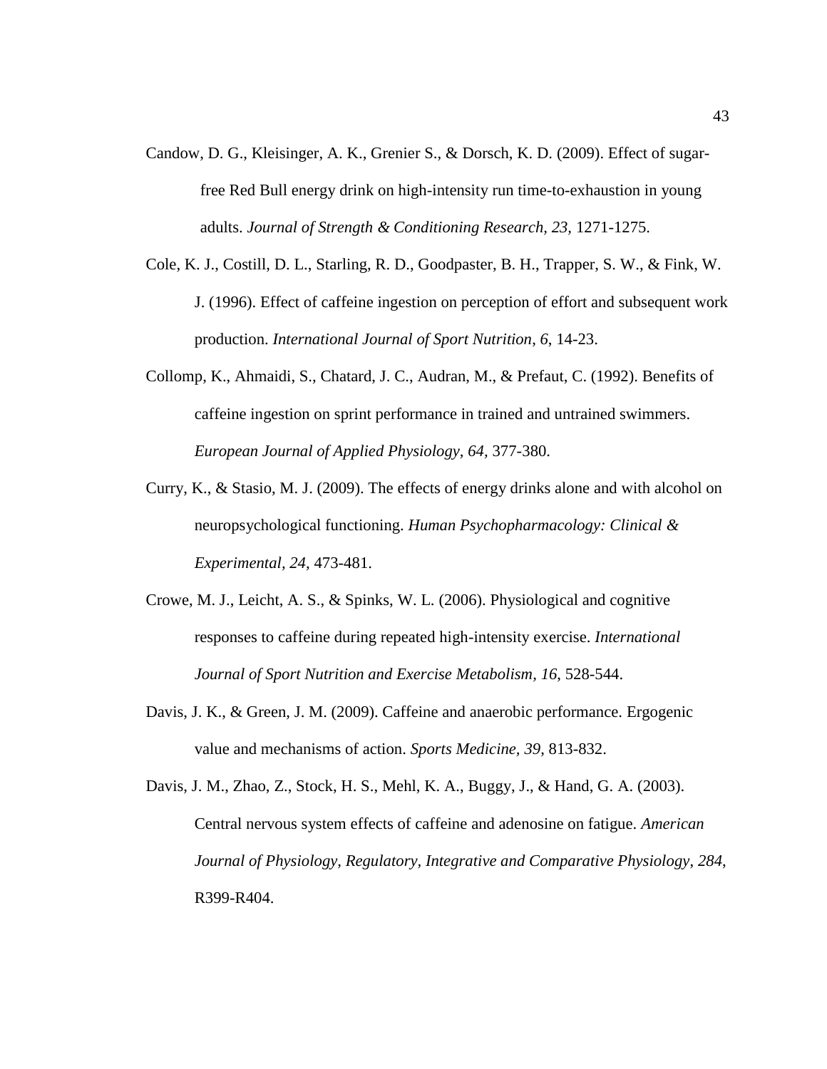Candow, D. G., Kleisinger, A. K., Grenier S., & Dorsch, K. D. (2009). Effect of sugar-free Red Bull energy drink on high-intensity run time-to-exhaustion in young adults. *Journal of Strength & Conditioning Research, 23,* 1271-1275.

Cole, K. J., Costill, D. L., Starling, R. D., Goodpaster, B. H., Trapper, S. W., & Fink, W. J. (1996). Effect of caffeine ingestion on perception of effort and subsequent work production. *International Journal of Sport Nutrition*, *6*, 14-23.

Collomp, K., Ahmaidi, S., Chatard, J. C., Audran, M., & Prefaut, C. (1992). Benefits of caffeine ingestion on sprint performance in trained and untrained swimmers. *European Journal of Applied Physiology, 64,* 377-380.

Curry, K., & Stasio, M. J. (2009). The effects of energy drinks alone and with alcohol on neuropsychological functioning. *Human Psychopharmacology: Clinical & Experimental, 24,* 473-481.

Crowe, M. J., Leicht, A. S., & Spinks, W. L. (2006). Physiological and cognitive responses to caffeine during repeated high-intensity exercise. *International Journal of Sport Nutrition and Exercise Metabolism, 16,* 528-544.

Davis, J. K., & Green, J. M. (2009). Caffeine and anaerobic performance. Ergogenic value and mechanisms of action. *Sports Medicine, 39,* 813-832.

Davis, J. M., Zhao, Z., Stock, H. S., Mehl, K. A., Buggy, J., & Hand, G. A. (2003). Central nervous system effects of caffeine and adenosine on fatigue. *American Journal of Physiology, Regulatory, Integrative and Comparative Physiology*, *284*, R399-R404.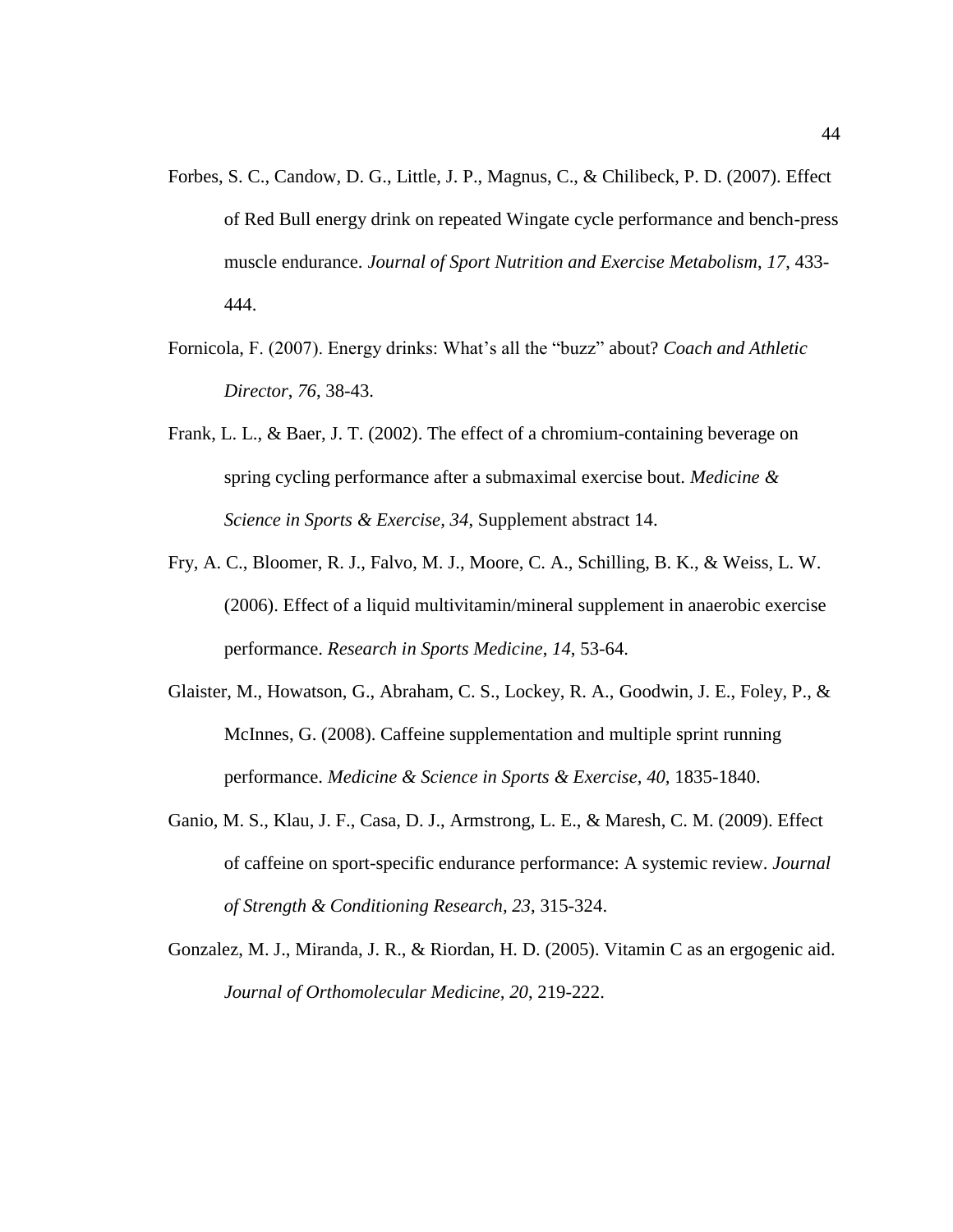Forbes, S. C., Candow, D. G., Little, J. P., Magnus, C., & Chilibeck, P. D. (2007). Effect of Red Bull energy drink on repeated Wingate cycle performance and bench-press muscle endurance. *Journal of Sport Nutrition and Exercise Metabolism*, *17*, 433-444.

Fornicola, F. (2007). Energy drinks: What's all the "buzz" about? *Coach and Athletic Director*, *76*, 38-43.

Frank, L. L., & Baer, J. T. (2002). The effect of a chromium-containing beverage on spring cycling performance after a submaximal exercise bout. *Medicine & Science in Sports & Exercise, 34,* Supplement abstract 14.

Fry, A. C., Bloomer, R. J., Falvo, M. J., Moore, C. A., Schilling, B. K., & Weiss, L. W. (2006). Effect of a liquid multivitamin/mineral supplement in anaerobic exercise performance. *Research in Sports Medicine*, *14*, 53-64.

Glaister, M., Howatson, G., Abraham, C. S., Lockey, R. A., Goodwin, J. E., Foley, P., & McInnes, G. (2008). Caffeine supplementation and multiple sprint running performance. *Medicine & Science in Sports & Exercise, 40,* 1835-1840.

Ganio, M. S., Klau, J. F., Casa, D. J., Armstrong, L. E., & Maresh, C. M. (2009). Effect of caffeine on sport-specific endurance performance: A systemic review. *Journal of Strength & Conditioning Research, 23*, 315-324.

Gonzalez, M. J., Miranda, J. R., & Riordan, H. D. (2005). Vitamin C as an ergogenic aid. *Journal of Orthomolecular Medicine, 20*, 219-222.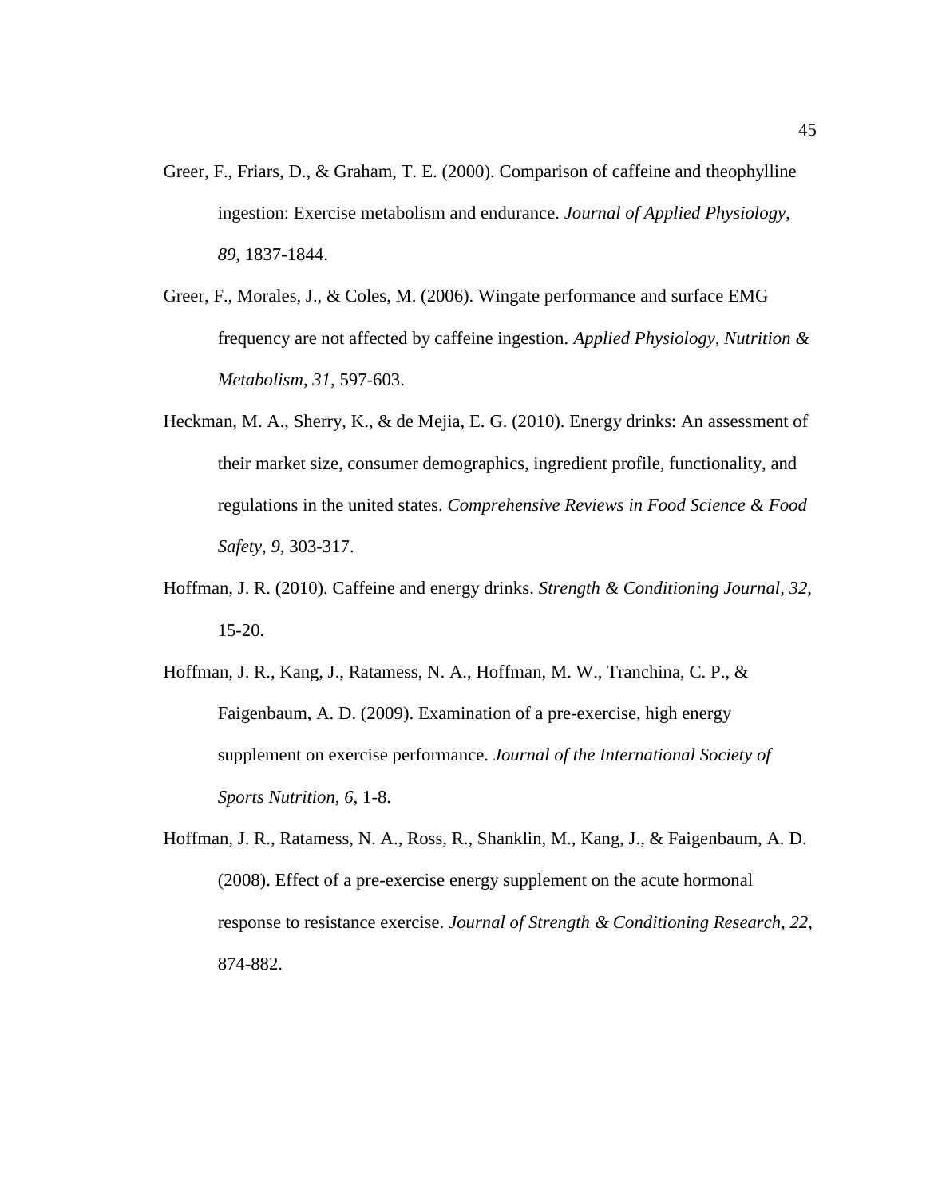Greer, F., Friars, D., & Graham, T. E. (2000). Comparison of caffeine and theophylline ingestion: Exercise metabolism and endurance. *Journal of Applied Physiology*, *89*, 1837-1844.

Greer, F., Morales, J., & Coles, M. (2006). Wingate performance and surface EMG frequency are not affected by caffeine ingestion. *Applied Physiology, Nutrition & Metabolism*, *31*, 597-603.

Heckman, M. A., Sherry, K., & de Mejia, E. G. (2010). Energy drinks: An assessment of their market size, consumer demographics, ingredient profile, functionality, and regulations in the united states. *Comprehensive Reviews in Food Science & Food Safety*, *9*, 303-317.

Hoffman, J. R. (2010). Caffeine and energy drinks. *Strength & Conditioning Journal*, *32*, 15-20.

Hoffman, J. R., Kang, J., Ratamess, N. A., Hoffman, M. W., Tranchina, C. P., & Faigenbaum, A. D. (2009). Examination of a pre-exercise, high energy supplement on exercise performance. *Journal of the International Society of Sports Nutrition*, *6*, 1-8.

Hoffman, J. R., Ratamess, N. A., Ross, R., Shanklin, M., Kang, J., & Faigenbaum, A. D. (2008). Effect of a pre-exercise energy supplement on the acute hormonal response to resistance exercise. *Journal of Strength & Conditioning Research*, *22*, 874-882.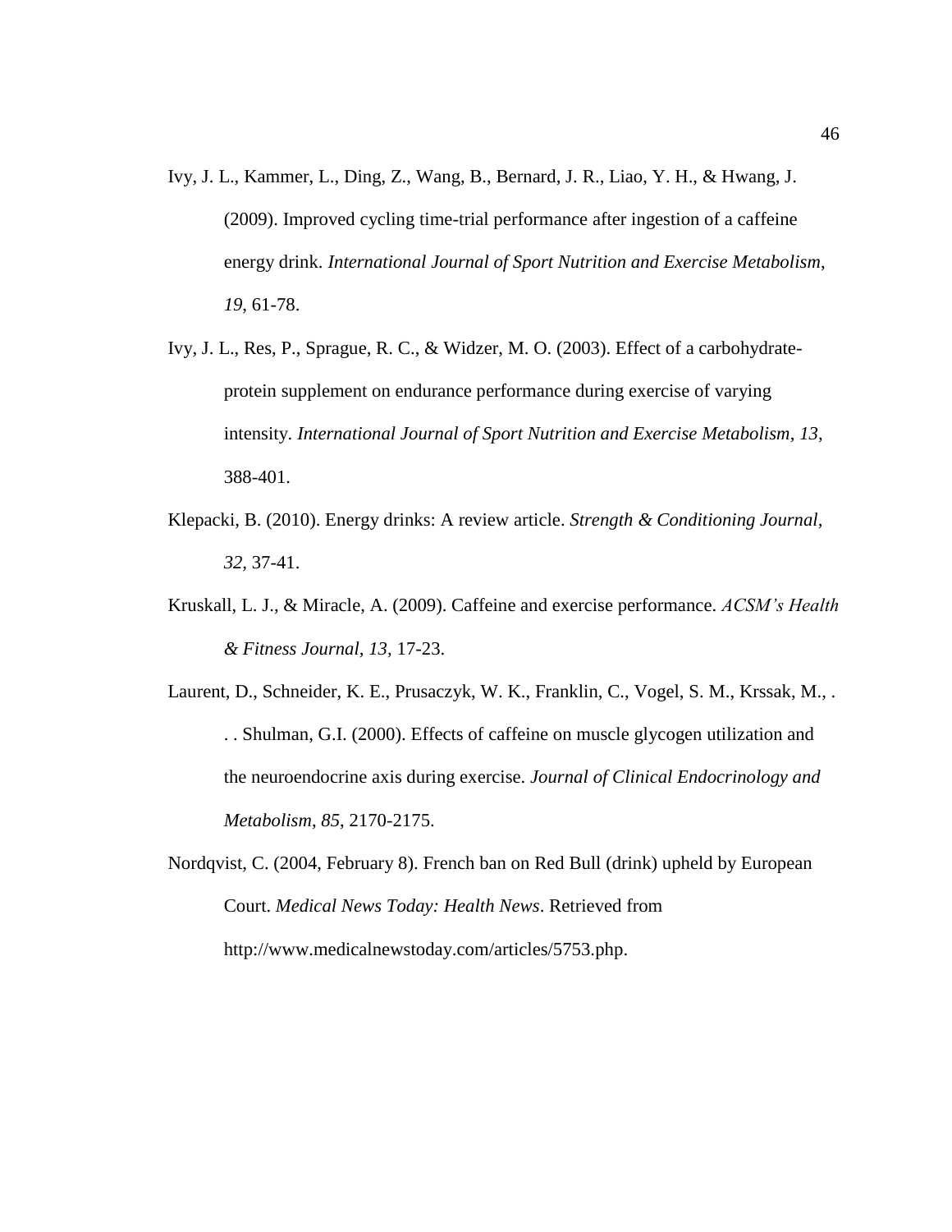Ivy, J. L., Kammer, L., Ding, Z., Wang, B., Bernard, J. R., Liao, Y. H., & Hwang, J. (2009). Improved cycling time-trial performance after ingestion of a caffeine energy drink. *International Journal of Sport Nutrition and Exercise Metabolism*, *19*, 61-78.

Ivy, J. L., Res, P., Sprague, R. C., & Widzer, M. O. (2003). Effect of a carbohydrate-protein supplement on endurance performance during exercise of varying intensity. *International Journal of Sport Nutrition and Exercise Metabolism*, *13*, 388-401.

Klepacki, B. (2010). Energy drinks: A review article. *Strength & Conditioning Journal, 32,* 37-41.

Kruskall, L. J., & Miracle, A. (2009). Caffeine and exercise performance. *ACSM's Health & Fitness Journal, 13,* 17-23.

Laurent, D., Schneider, K. E., Prusaczyk, W. K., Franklin, C., Vogel, S. M., Krssak, M., . . . Shulman, G.I. (2000). Effects of caffeine on muscle glycogen utilization and the neuroendocrine axis during exercise. *Journal of Clinical Endocrinology and Metabolism*, *85*, 2170-2175.

Nordqvist, C. (2004, February 8). French ban on Red Bull (drink) upheld by European Court. *Medical News Today: Health News*. Retrieved from http://www.medicalnewstoday.com/articles/5753.php.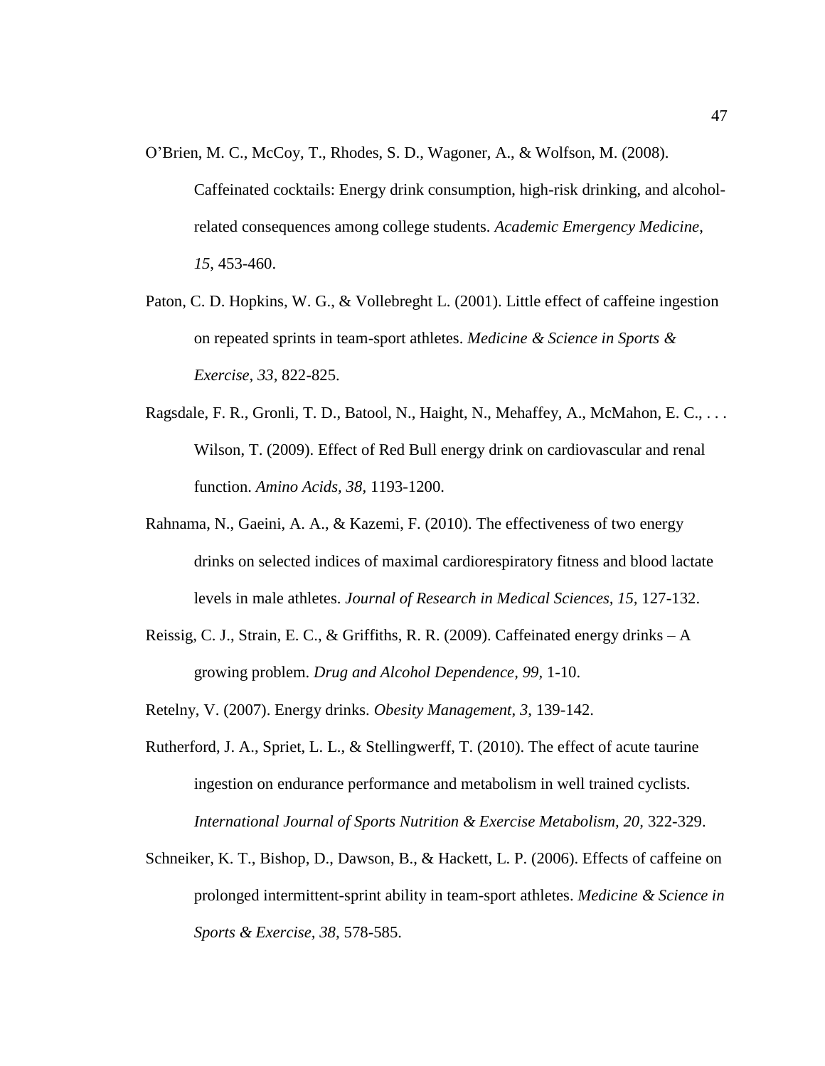O'Brien, M. C., McCoy, T., Rhodes, S. D., Wagoner, A., & Wolfson, M. (2008). Caffeinated cocktails: Energy drink consumption, high-risk drinking, and alcohol-related consequences among college students. *Academic Emergency Medicine*, *15*, 453-460.

Paton, C. D. Hopkins, W. G., & Vollebreght L. (2001). Little effect of caffeine ingestion on repeated sprints in team-sport athletes. *Medicine & Science in Sports & Exercise, 33,* 822-825.

Ragsdale, F. R., Gronli, T. D., Batool, N., Haight, N., Mehaffey, A., McMahon, E. C., . . . Wilson, T. (2009). Effect of Red Bull energy drink on cardiovascular and renal function. *Amino Acids, 38,* 1193-1200.

Rahnama, N., Gaeini, A. A., & Kazemi, F. (2010). The effectiveness of two energy drinks on selected indices of maximal cardiorespiratory fitness and blood lactate levels in male athletes. *Journal of Research in Medical Sciences, 15,* 127-132.

Reissig, C. J., Strain, E. C., & Griffiths, R. R. (2009). Caffeinated energy drinks – A growing problem. *Drug and Alcohol Dependence, 99,* 1-10.

Retelny, V. (2007). Energy drinks. *Obesity Management*, *3*, 139-142.

Rutherford, J. A., Spriet, L. L., & Stellingwerff, T. (2010). The effect of acute taurine ingestion on endurance performance and metabolism in well trained cyclists. *International Journal of Sports Nutrition & Exercise Metabolism, 20,* 322-329.

Schneiker, K. T., Bishop, D., Dawson, B., & Hackett, L. P. (2006). Effects of caffeine on prolonged intermittent-sprint ability in team-sport athletes. *Medicine & Science in Sports & Exercise, 38,* 578-585.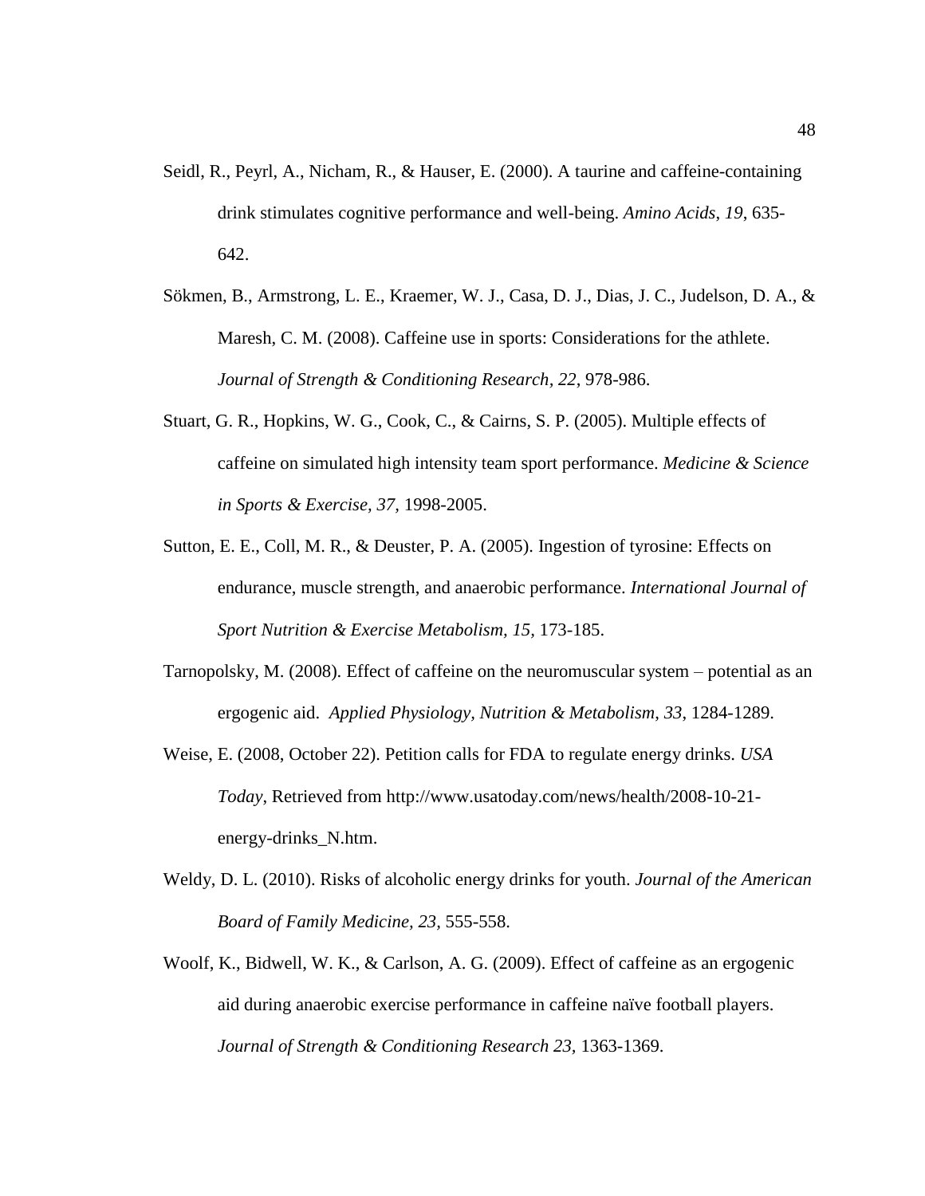Seidl, R., Peyrl, A., Nicham, R., & Hauser, E. (2000). A taurine and caffeine-containing drink stimulates cognitive performance and well-being. *Amino Acids*, *19*, 635-642.

Sökmen, B., Armstrong, L. E., Kraemer, W. J., Casa, D. J., Dias, J. C., Judelson, D. A., & Maresh, C. M. (2008). Caffeine use in sports: Considerations for the athlete. *Journal of Strength & Conditioning Research, 22*, 978-986.

Stuart, G. R., Hopkins, W. G., Cook, C., & Cairns, S. P. (2005). Multiple effects of caffeine on simulated high intensity team sport performance. *Medicine & Science in Sports & Exercise*, *37,* 1998-2005.

Sutton, E. E., Coll, M. R., & Deuster, P. A. (2005). Ingestion of tyrosine: Effects on endurance, muscle strength, and anaerobic performance. *International Journal of Sport Nutrition & Exercise Metabolism*, *15,* 173-185.

Tarnopolsky, M. (2008). Effect of caffeine on the neuromuscular system – potential as an ergogenic aid. *Applied Physiology, Nutrition & Metabolism*, *33*, 1284-1289.

Weise, E. (2008, October 22). Petition calls for FDA to regulate energy drinks. *USA Today*, Retrieved from http://www.usatoday.com/news/health/2008-10-21-energy-drinks_N.htm.

Weldy, D. L. (2010). Risks of alcoholic energy drinks for youth. *Journal of the American Board of Family Medicine, 23,* 555-558.

Woolf, K., Bidwell, W. K., & Carlson, A. G. (2009). Effect of caffeine as an ergogenic aid during anaerobic exercise performance in caffeine naïve football players. *Journal of Strength & Conditioning Research 23,* 1363-1369.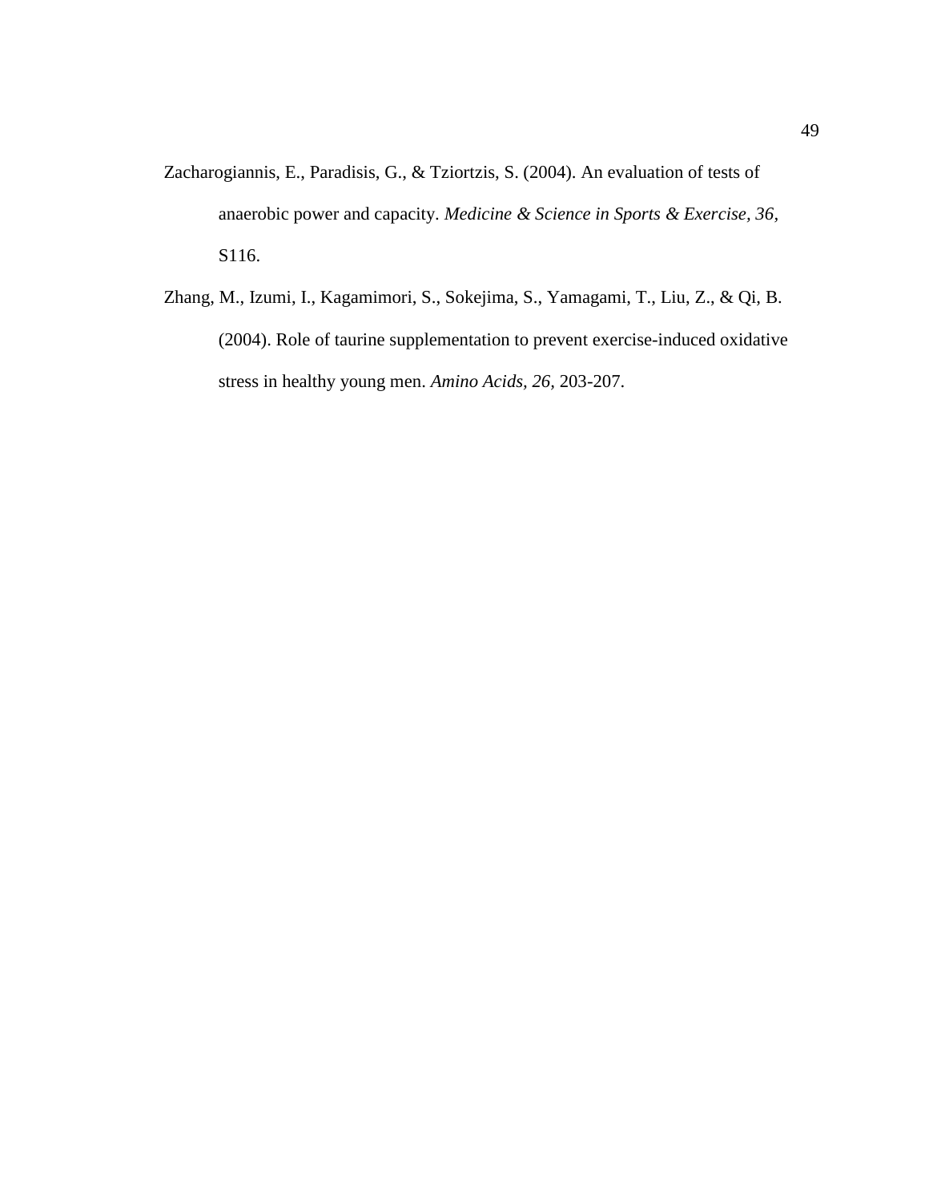Zacharogiannis, E., Paradisis, G., & Tziortzis, S. (2004). An evaluation of tests of anaerobic power and capacity. *Medicine & Science in Sports & Exercise, 36,* S116.

Zhang, M., Izumi, I., Kagamimori, S., Sokejima, S., Yamagami, T., Liu, Z., & Qi, B. (2004). Role of taurine supplementation to prevent exercise-induced oxidative stress in healthy young men. *Amino Acids, 26,* 203-207.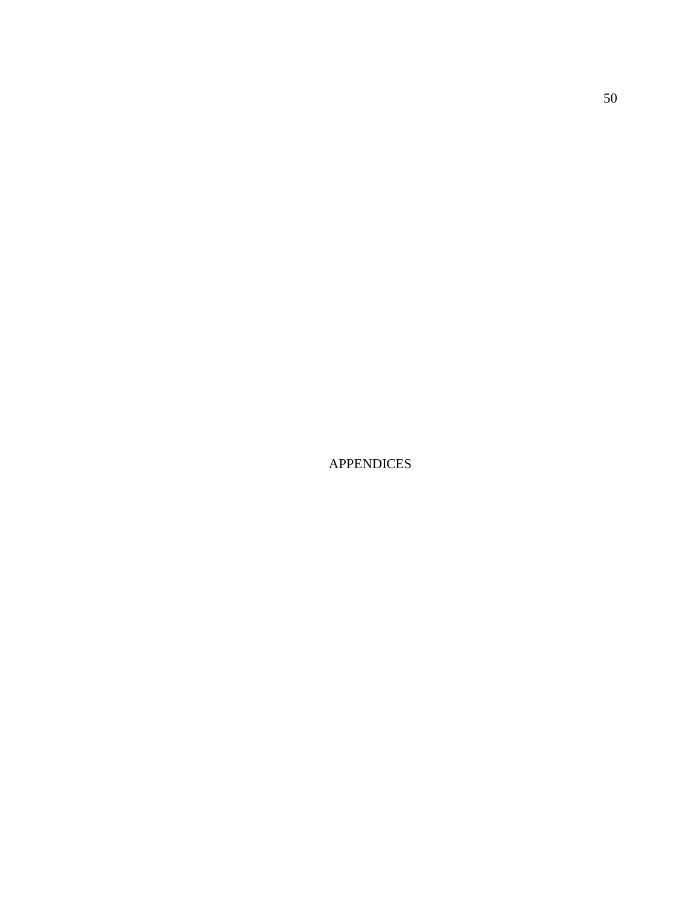# APPENDICES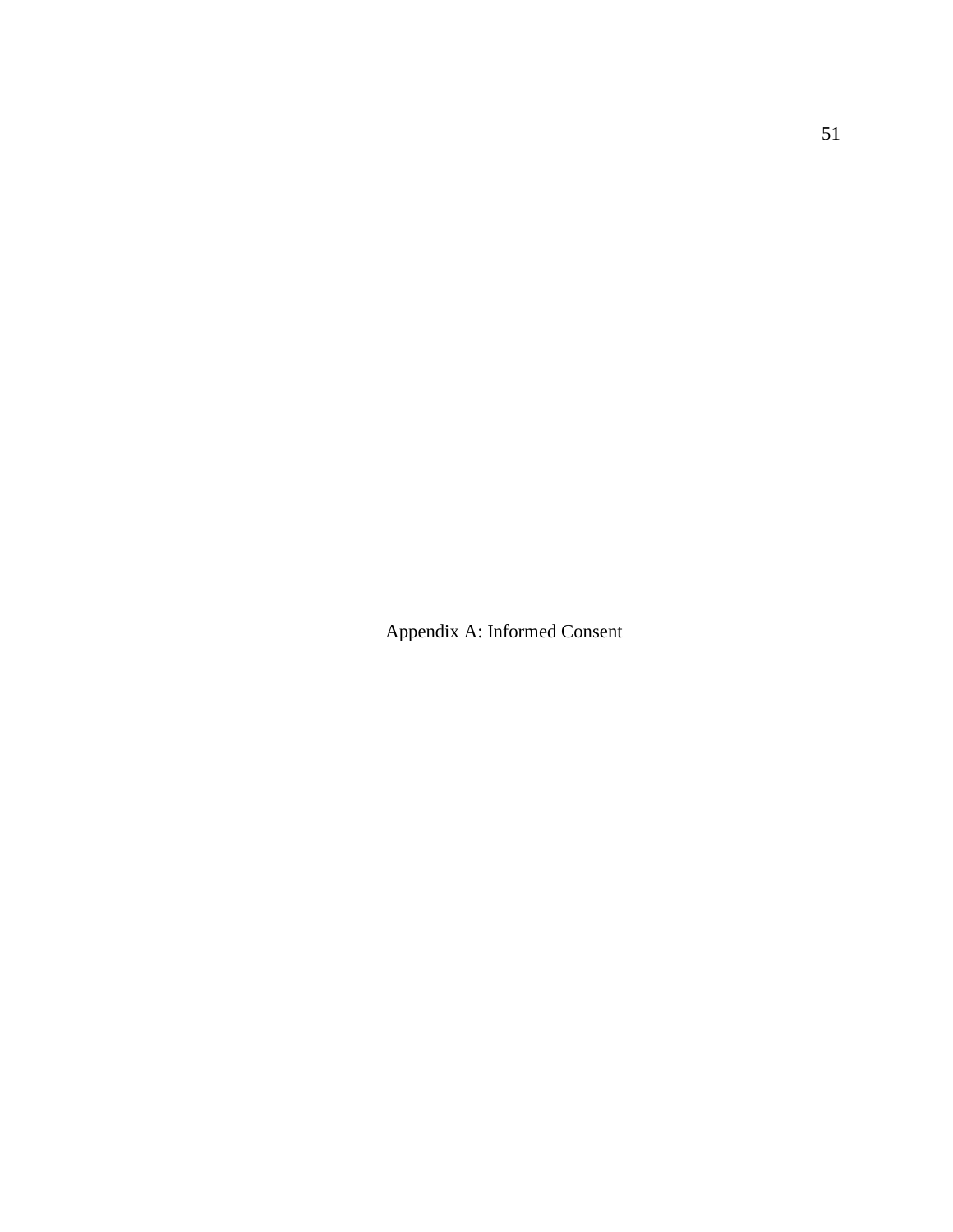# Appendix A: Informed Consent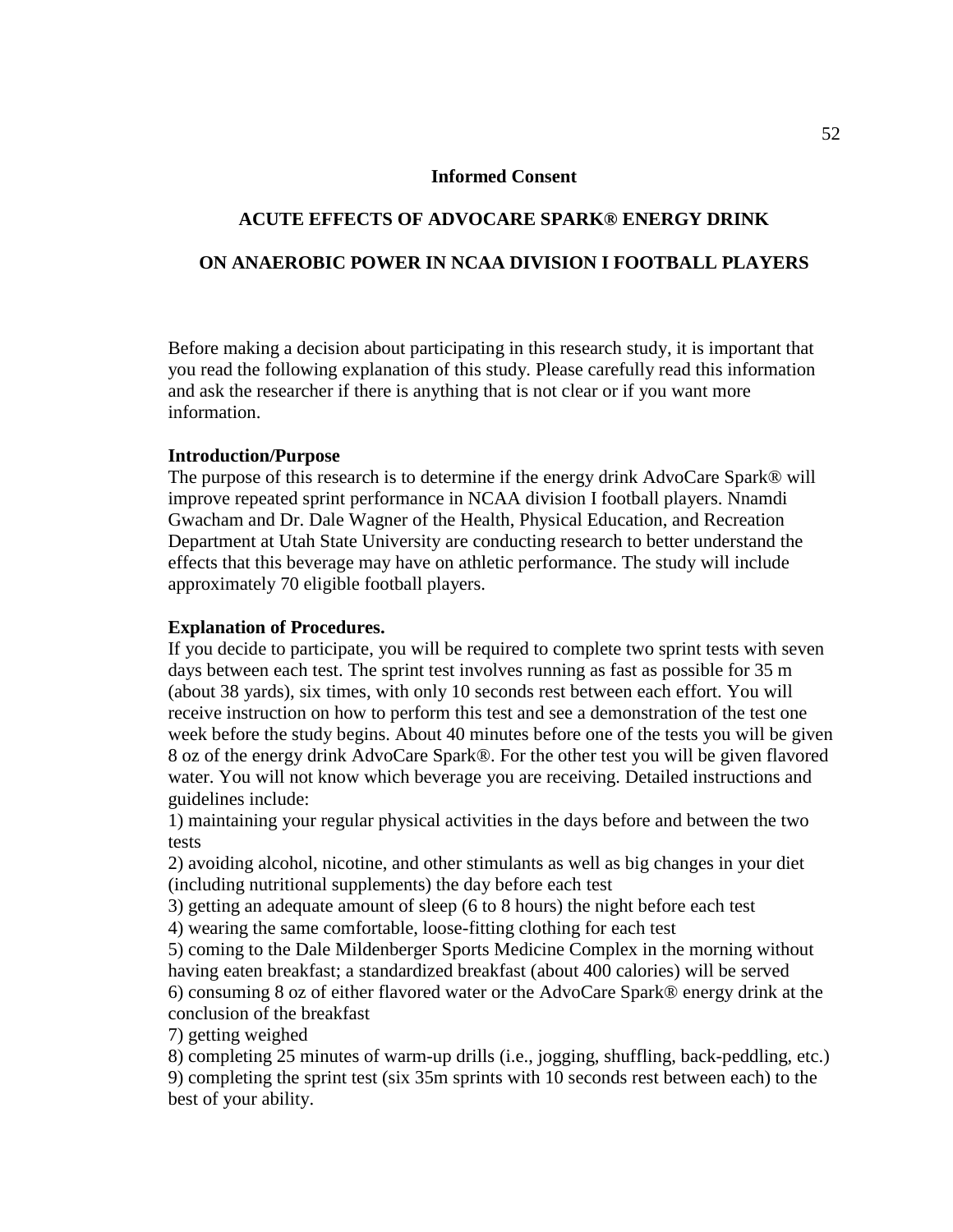**Informed Consent**

**ACUTE EFFECTS OF ADVOCARE SPARK® ENERGY DRINK**

**ON ANAEROBIC POWER IN NCAA DIVISION I FOOTBALL PLAYERS**

Before making a decision about participating in this research study, it is important that you read the following explanation of this study. Please carefully read this information and ask the researcher if there is anything that is not clear or if you want more information.

**Introduction/Purpose**

The purpose of this research is to determine if the energy drink AdvoCare Spark® will improve repeated sprint performance in NCAA division I football players. Nnamdi Gwacham and Dr. Dale Wagner of the Health, Physical Education, and Recreation Department at Utah State University are conducting research to better understand the effects that this beverage may have on athletic performance. The study will include approximately 70 eligible football players.

**Explanation of Procedures.**

If you decide to participate, you will be required to complete two sprint tests with seven days between each test. The sprint test involves running as fast as possible for 35 m (about 38 yards), six times, with only 10 seconds rest between each effort. You will receive instruction on how to perform this test and see a demonstration of the test one week before the study begins. About 40 minutes before one of the tests you will be given 8 oz of the energy drink AdvoCare Spark®. For the other test you will be given flavored water. You will not know which beverage you are receiving. Detailed instructions and guidelines include:

1) maintaining your regular physical activities in the days before and between the two tests
2) avoiding alcohol, nicotine, and other stimulants as well as big changes in your diet (including nutritional supplements) the day before each test
3) getting an adequate amount of sleep (6 to 8 hours) the night before each test
4) wearing the same comfortable, loose-fitting clothing for each test
5) coming to the Dale Mildenberger Sports Medicine Complex in the morning without having eaten breakfast; a standardized breakfast (about 400 calories) will be served
6) consuming 8 oz of either flavored water or the AdvoCare Spark® energy drink at the conclusion of the breakfast
7) getting weighed
8) completing 25 minutes of warm-up drills (i.e., jogging, shuffling, back-peddling, etc.)
9) completing the sprint test (six 35m sprints with 10 seconds rest between each) to the best of your ability.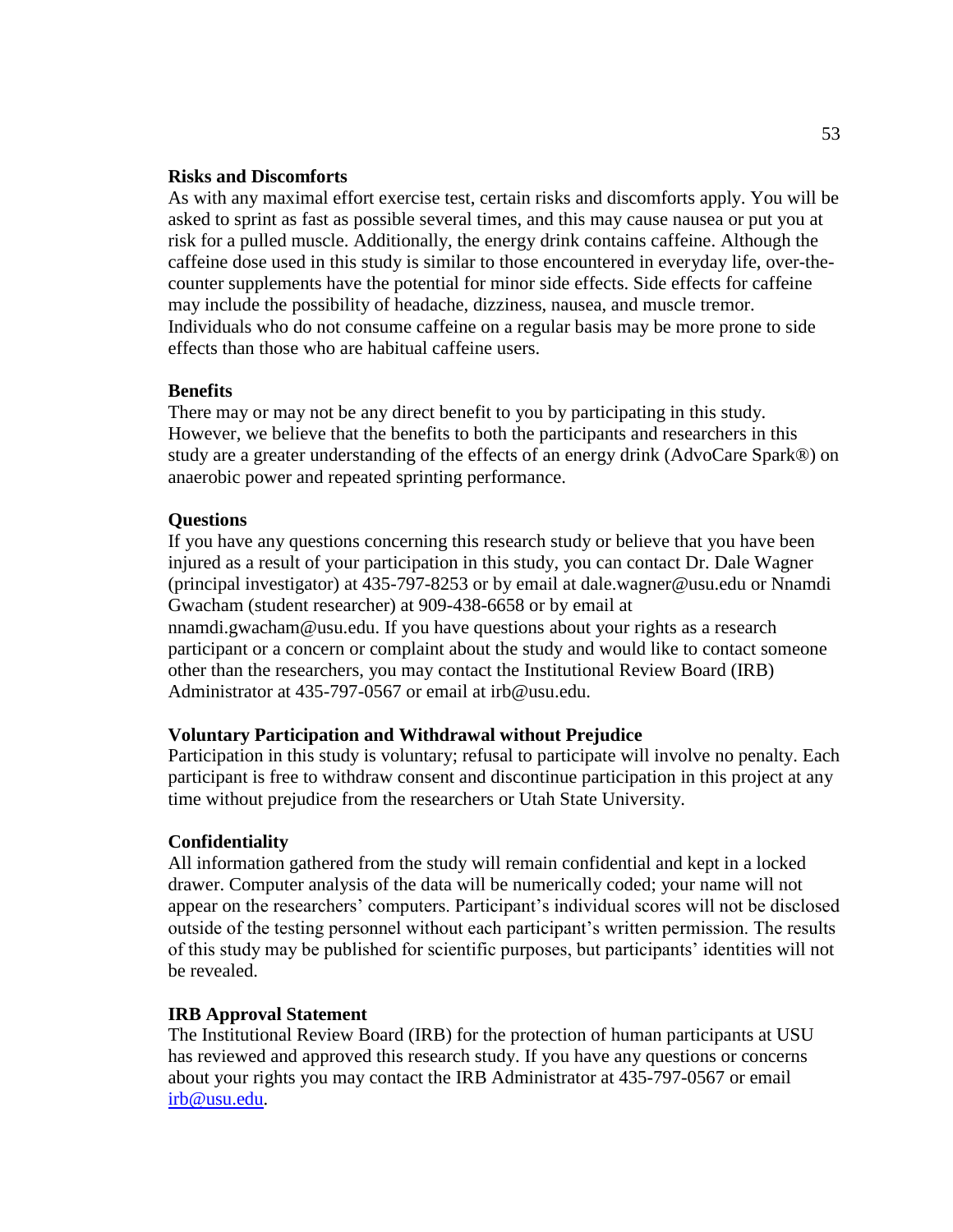**Risks and Discomforts**

As with any maximal effort exercise test, certain risks and discomforts apply. You will be asked to sprint as fast as possible several times, and this may cause nausea or put you at risk for a pulled muscle. Additionally, the energy drink contains caffeine. Although the caffeine dose used in this study is similar to those encountered in everyday life, over-the-counter supplements have the potential for minor side effects. Side effects for caffeine may include the possibility of headache, dizziness, nausea, and muscle tremor. Individuals who do not consume caffeine on a regular basis may be more prone to side effects than those who are habitual caffeine users.

**Benefits**

There may or may not be any direct benefit to you by participating in this study. However, we believe that the benefits to both the participants and researchers in this study are a greater understanding of the effects of an energy drink (AdvoCare Spark®) on anaerobic power and repeated sprinting performance.

**Questions**

If you have any questions concerning this research study or believe that you have been injured as a result of your participation in this study, you can contact Dr. Dale Wagner (principal investigator) at 435-797-8253 or by email at dale.wagner@usu.edu or Nnamdi Gwacham (student researcher) at 909-438-6658 or by email at nnamdi.gwacham@usu.edu. If you have questions about your rights as a research participant or a concern or complaint about the study and would like to contact someone other than the researchers, you may contact the Institutional Review Board (IRB) Administrator at 435-797-0567 or email at irb@usu.edu.

**Voluntary Participation and Withdrawal without Prejudice**

Participation in this study is voluntary; refusal to participate will involve no penalty. Each participant is free to withdraw consent and discontinue participation in this project at any time without prejudice from the researchers or Utah State University.

**Confidentiality**

All information gathered from the study will remain confidential and kept in a locked drawer. Computer analysis of the data will be numerically coded; your name will not appear on the researchers' computers. Participant's individual scores will not be disclosed outside of the testing personnel without each participant's written permission. The results of this study may be published for scientific purposes, but participants' identities will not be revealed.

**IRB Approval Statement**

The Institutional Review Board (IRB) for the protection of human participants at USU has reviewed and approved this research study. If you have any questions or concerns about your rights you may contact the IRB Administrator at 435-797-0567 or email irb@usu.edu.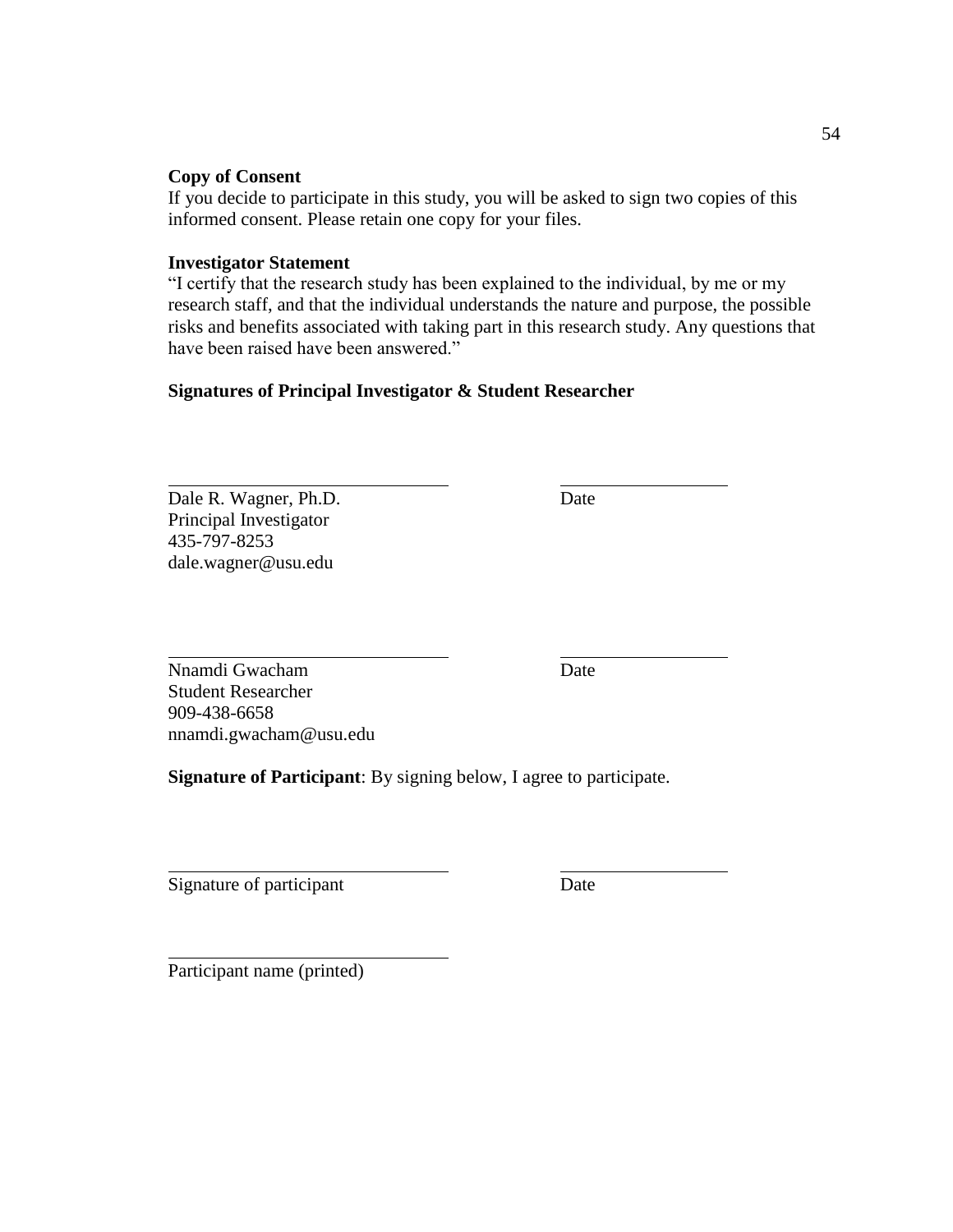**Copy of Consent**

If you decide to participate in this study, you will be asked to sign two copies of this informed consent. Please retain one copy for your files.

**Investigator Statement**

"I certify that the research study has been explained to the individual, by me or my research staff, and that the individual understands the nature and purpose, the possible risks and benefits associated with taking part in this research study. Any questions that have been raised have been answered."

**Signatures of Principal Investigator & Student Researcher**

______________________________ ____________________

Dale R. Wagner, Ph.D. Date
Principal Investigator
435-797-8253
dale.wagner@usu.edu

______________________________ ____________________

Nnamdi Gwacham Date
Student Researcher
909-438-6658
nnamdi.gwacham@usu.edu

**Signature of Participant**: By signing below, I agree to participate.

______________________________ ____________________

Signature of participant Date

______________________________

Participant name (printed)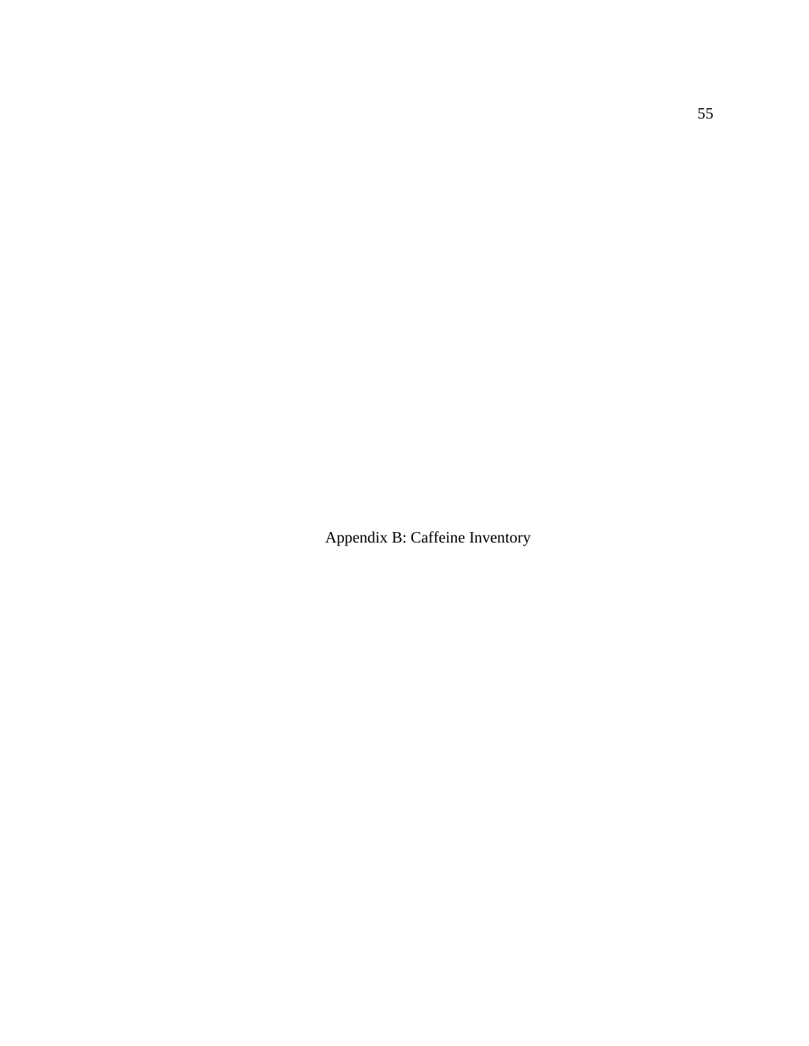# Appendix B: Caffeine Inventory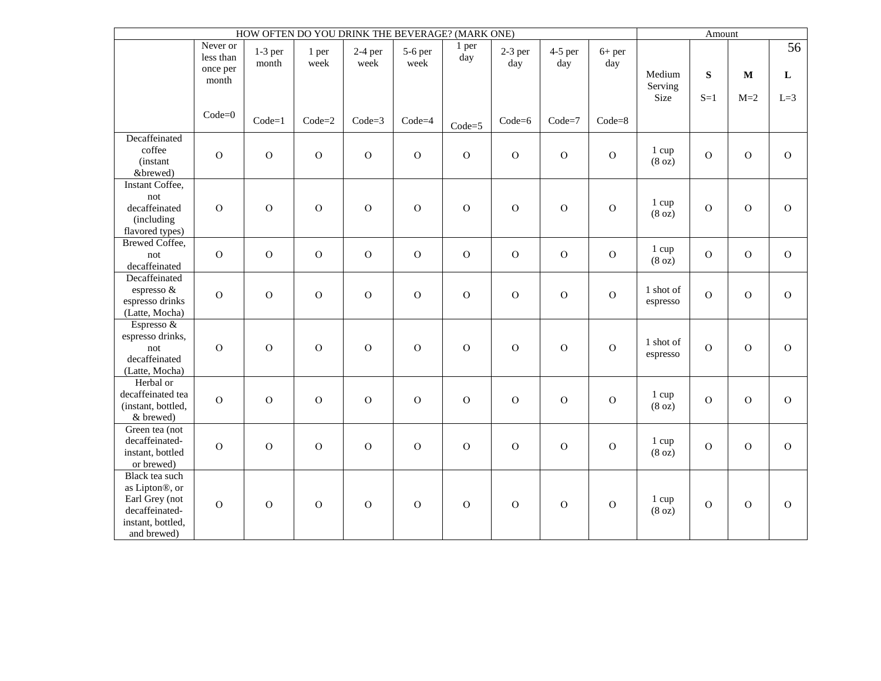| | HOW OFTEN DO YOU DRINK THE BEVERAGE? (MARK ONE) | | | | | | | | | Amount | | | |
|---|---|---|---|---|---|---|---|---|---|---|---|---|---|
| | Never or less than once per month Code=0 | 1-3 per month Code=1 | 1 per week Code=2 | 2-4 per week Code=3 | 5-6 per week Code=4 | 1 per day Code=5 | 2-3 per day Code=6 | 4-5 per day Code=7 | 6+ per day Code=8 | Medium Serving Size | **S** S=1 | **M** M=2 | **L** L=3 |
| Decaffeinated coffee (instant &brewed) | O | O | O | O | O | O | O | O | O | 1 cup (8 oz) | O | O | O |
| Instant Coffee, not decaffeinated (including flavored types) | O | O | O | O | O | O | O | O | O | 1 cup (8 oz) | O | O | O |
| Brewed Coffee, not decaffeinated | O | O | O | O | O | O | O | O | O | 1 cup (8 oz) | O | O | O |
| Decaffeinated espresso & espresso drinks (Latte, Mocha) | O | O | O | O | O | O | O | O | O | 1 shot of espresso | O | O | O |
| Espresso & espresso drinks, not decaffeinated (Latte, Mocha) | O | O | O | O | O | O | O | O | O | 1 shot of espresso | O | O | O |
| Herbal or decaffeinated tea (instant, bottled, & brewed) | O | O | O | O | O | O | O | O | O | 1 cup (8 oz) | O | O | O |
| Green tea (not decaffeinated- instant, bottled or brewed) | O | O | O | O | O | O | O | O | O | 1 cup (8 oz) | O | O | O |
| Black tea such as Lipton®, or Earl Grey (not decaffeinated- instant, bottled, and brewed) | O | O | O | O | O | O | O | O | O | 1 cup (8 oz) | O | O | O |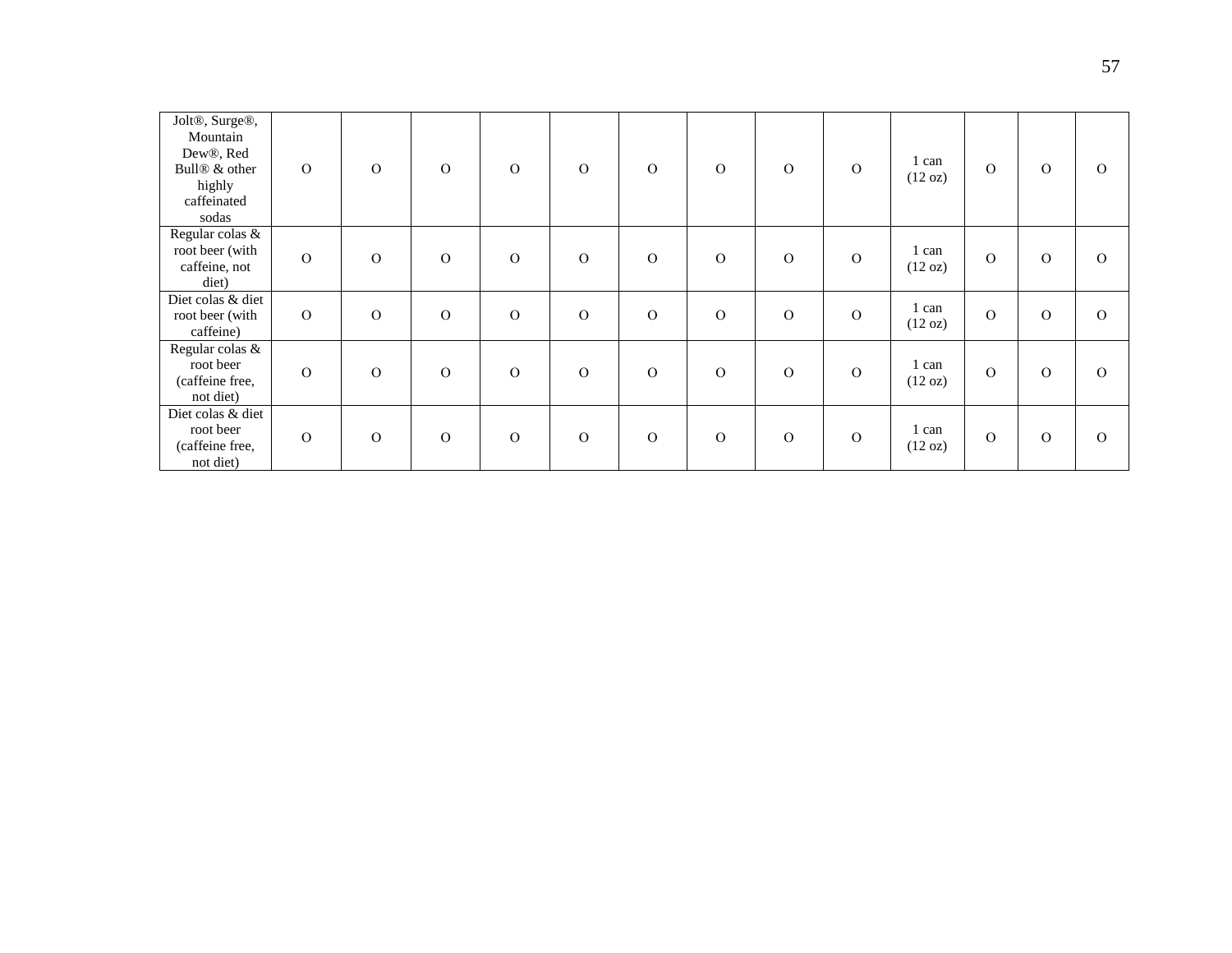| | | | | | | | | | | | | | |
|---|---|---|---|---|---|---|---|---|---|---|---|---|---|
| Jolt®, Surge®, Mountain Dew®, Red Bull® & other highly caffeinated sodas | O | O | O | O | O | O | O | O | O | 1 can (12 oz) | O | O | O |
| Regular colas & root beer (with caffeine, not diet) | O | O | O | O | O | O | O | O | O | 1 can (12 oz) | O | O | O |
| Diet colas & diet root beer (with caffeine) | O | O | O | O | O | O | O | O | O | 1 can (12 oz) | O | O | O |
| Regular colas & root beer (caffeine free, not diet) | O | O | O | O | O | O | O | O | O | 1 can (12 oz) | O | O | O |
| Diet colas & diet root beer (caffeine free, not diet) | O | O | O | O | O | O | O | O | O | 1 can (12 oz) | O | O | O |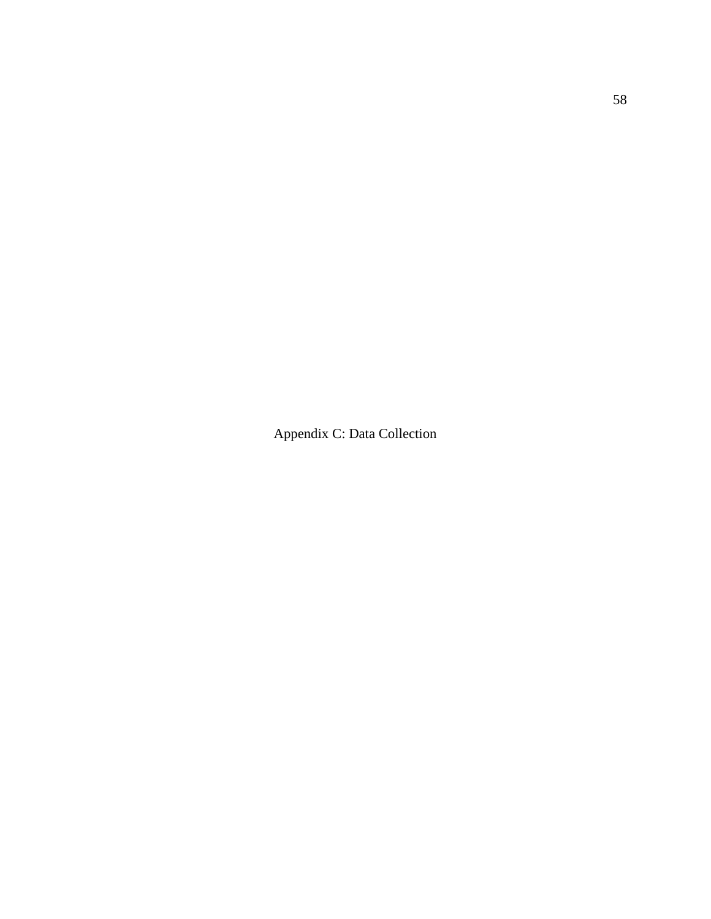# Appendix C: Data Collection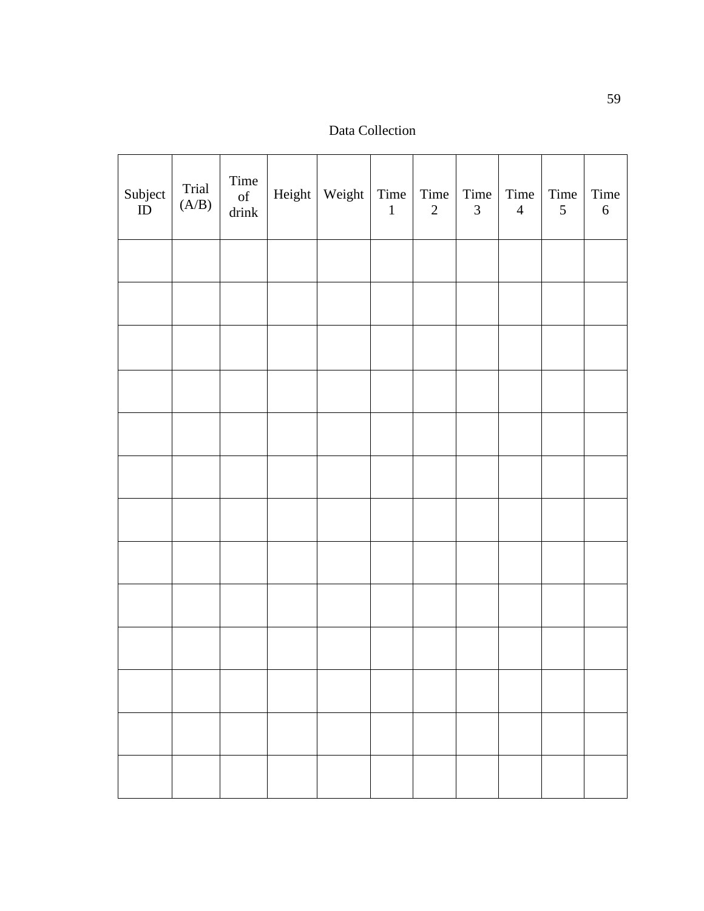Data Collection

| Subject ID | Trial (A/B) | Time of drink | Height | Weight | Time 1 | Time 2 | Time 3 | Time 4 | Time 5 | Time 6 |
|---|---|---|---|---|---|---|---|---|---|---|
| | | | | | | | | | | |
| | | | | | | | | | | |
| | | | | | | | | | | |
| | | | | | | | | | | |
| | | | | | | | | | | |
| | | | | | | | | | | |
| | | | | | | | | | | |
| | | | | | | | | | | |
| | | | | | | | | | | |
| | | | | | | | | | | |
| | | | | | | | | | | |
| | | | | | | | | | | |
| | | | | | | | | | | |